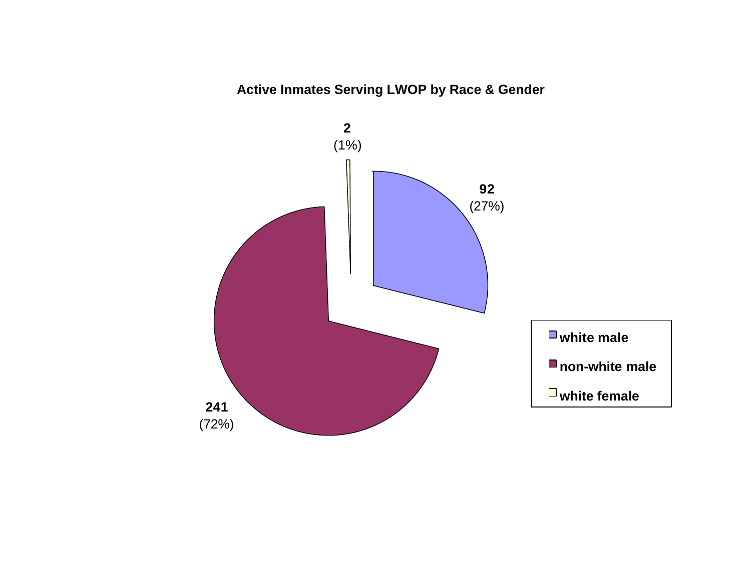**Active Inmates Serving LWOP by Race & Gender**

| Category | Count | Percent |
| --- | --- | --- |
| white male | 92 | (27%) |
| non-white male | 241 | (72%) |
| white female | 2 | (1%) |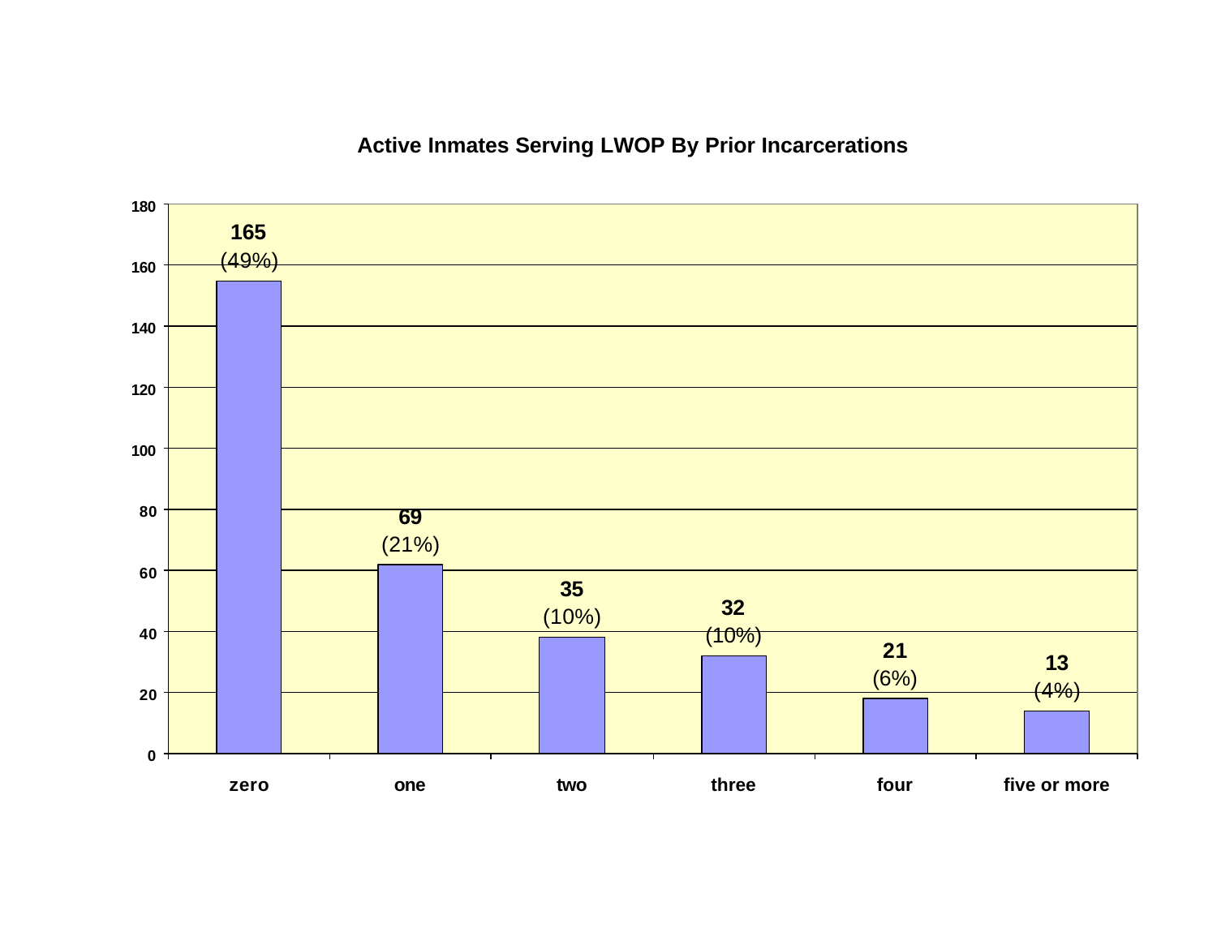## Active Inmates Serving LWOP By Prior Incarcerations

| Prior Incarcerations | Number | Percent |
| --- | --- | --- |
| zero | 165 | (49%) |
| one | 69 | (21%) |
| two | 35 | (10%) |
| three | 32 | (10%) |
| four | 21 | (6%) |
| five or more | 13 | (4%) |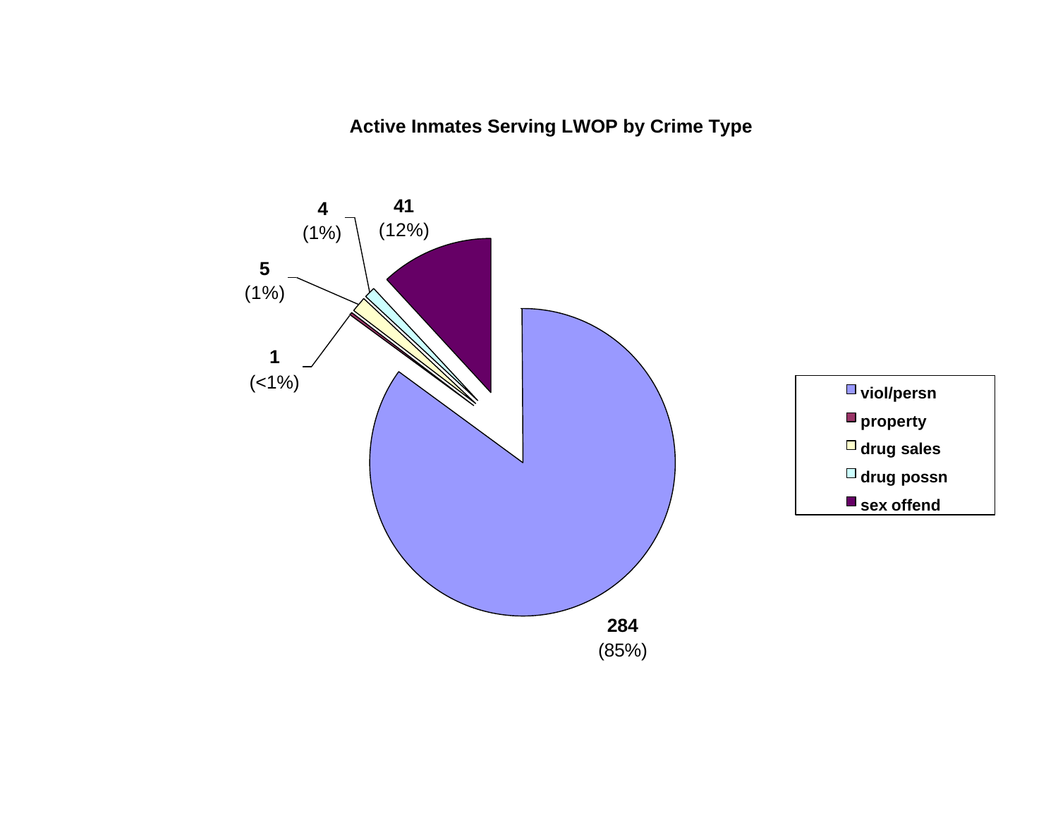**Active Inmates Serving LWOP by Crime Type**

| Crime Type | Count | Percent |
|---|---|---|
| viol/persn | 284 | (85%) |
| property | 1 | (<1%) |
| drug sales | 5 | (1%) |
| drug possn | 4 | (1%) |
| sex offend | 41 | (12%) |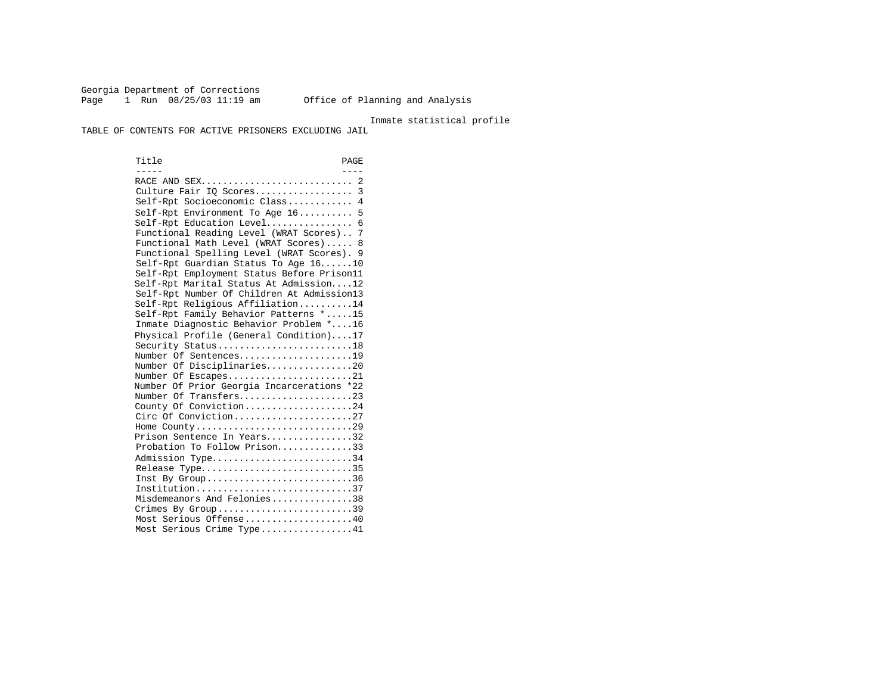Georgia Department of Corrections
Page 1 Run 08/25/03 11:19 am Office of Planning and Analysis

Inmate statistical profile

TABLE OF CONTENTS FOR ACTIVE PRISONERS EXCLUDING JAIL

| Title | PAGE |
| --- | --- |
| RACE AND SEX | 2 |
| Culture Fair IQ Scores | 3 |
| Self-Rpt Socioeconomic Class | 4 |
| Self-Rpt Environment To Age 16 | 5 |
| Self-Rpt Education Level | 6 |
| Functional Reading Level (WRAT Scores) | 7 |
| Functional Math Level (WRAT Scores) | 8 |
| Functional Spelling Level (WRAT Scores) | 9 |
| Self-Rpt Guardian Status To Age 16 | 10 |
| Self-Rpt Employment Status Before Prison | 11 |
| Self-Rpt Marital Status At Admission | 12 |
| Self-Rpt Number Of Children At Admission | 13 |
| Self-Rpt Religious Affiliation | 14 |
| Self-Rpt Family Behavior Patterns * | 15 |
| Inmate Diagnostic Behavior Problem * | 16 |
| Physical Profile (General Condition) | 17 |
| Security Status | 18 |
| Number Of Sentences | 19 |
| Number Of Disciplinaries | 20 |
| Number Of Escapes | 21 |
| Number Of Prior Georgia Incarcerations * | 22 |
| Number Of Transfers | 23 |
| County Of Conviction | 24 |
| Circ Of Conviction | 27 |
| Home County | 29 |
| Prison Sentence In Years | 32 |
| Probation To Follow Prison | 33 |
| Admission Type | 34 |
| Release Type | 35 |
| Inst By Group | 36 |
| Institution | 37 |
| Misdemeanors And Felonies | 38 |
| Crimes By Group | 39 |
| Most Serious Offense | 40 |
| Most Serious Crime Type | 41 |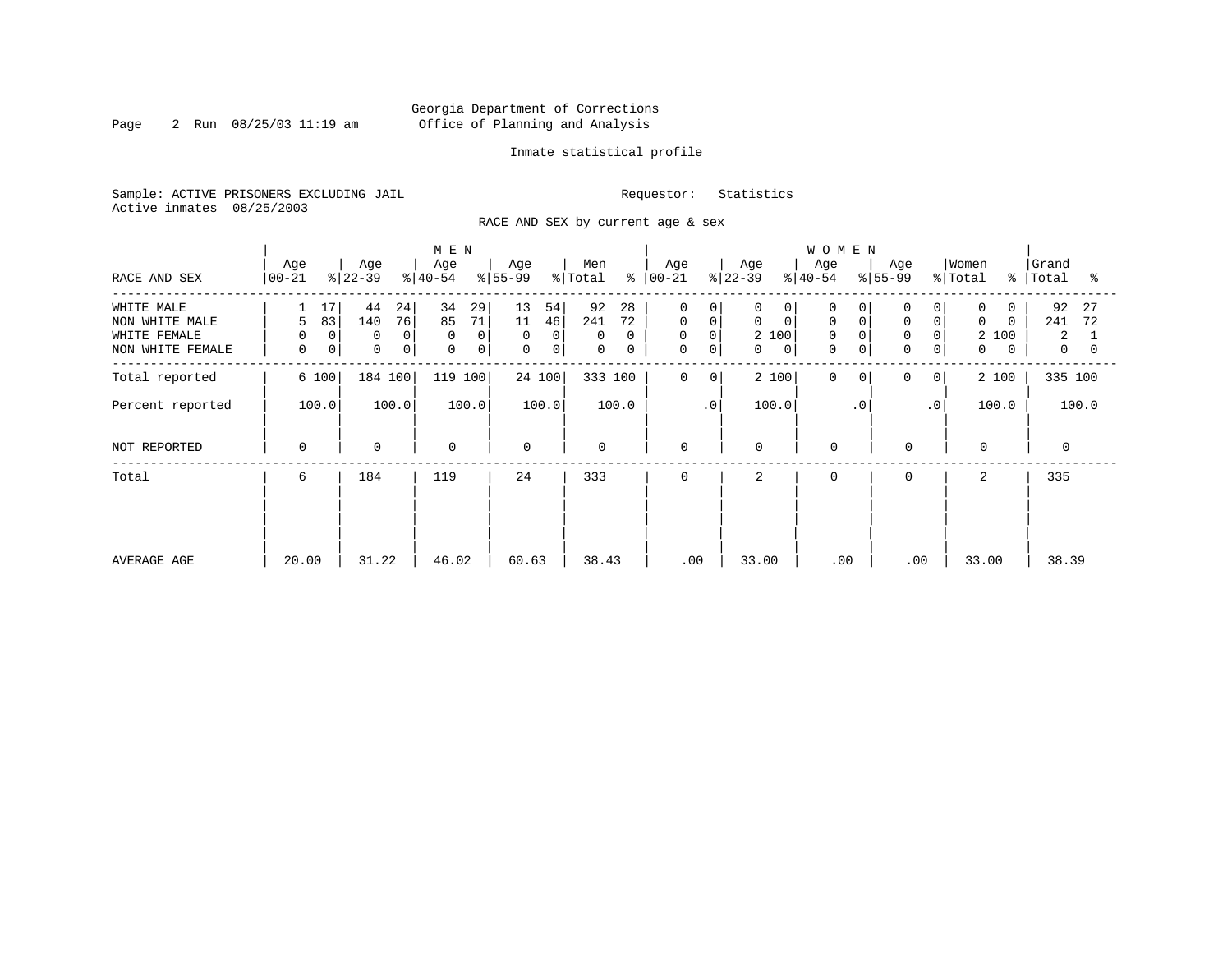Georgia Department of Corrections
Office of Planning and Analysis

Inmate statistical profile

Sample: ACTIVE PRISONERS EXCLUDING JAIL

Requestor: Statistics

Active inmates 08/25/2003

RACE AND SEX by current age & sex

| | MEN | | | | | | | | | | WOMEN | | | | | | | | | | | |
|---|---|---|---|---|---|---|---|---|---|---|---|---|---|---|---|---|---|---|---|---|---|---|
| RACE AND SEX | Age 00-21 | % | Age 22-39 | % | Age 40-54 | % | Age 55-99 | % | Men Total | % | Age 00-21 | % | Age 22-39 | % | Age 40-54 | % | Age 55-99 | % | Women Total | % | Grand Total | % |
| WHITE MALE | 1 | 17 | 44 | 24 | 34 | 29 | 13 | 54 | 92 | 28 | 0 | 0 | 0 | 0 | 0 | 0 | 0 | 0 | 0 | 0 | 92 | 27 |
| NON WHITE MALE | 5 | 83 | 140 | 76 | 85 | 71 | 11 | 46 | 241 | 72 | 0 | 0 | 0 | 0 | 0 | 0 | 0 | 0 | 0 | 0 | 241 | 72 |
| WHITE FEMALE | 0 | 0 | 0 | 0 | 0 | 0 | 0 | 0 | 0 | 0 | 0 | 0 | 2 | 100 | 0 | 0 | 0 | 0 | 2 | 100 | 2 | 1 |
| NON WHITE FEMALE | 0 | 0 | 0 | 0 | 0 | 0 | 0 | 0 | 0 | 0 | 0 | 0 | 0 | 0 | 0 | 0 | 0 | 0 | 0 | 0 | 0 | 0 |
| Total reported | 6 | 100 | 184 | 100 | 119 | 100 | 24 | 100 | 333 | 100 | 0 | 0 | 2 | 100 | 0 | 0 | 0 | 0 | 2 | 100 | 335 | 100 |
| Percent reported | | 100.0 | | 100.0 | | 100.0 | | 100.0 | | 100.0 | | .0 | | 100.0 | | .0 | | .0 | | 100.0 | | 100.0 |
| NOT REPORTED | 0 | | 0 | | 0 | | 0 | | 0 | | 0 | | 0 | | 0 | | 0 | | 0 | | 0 | |
| Total | 6 | | 184 | | 119 | | 24 | | 333 | | 0 | | 2 | | 0 | | 0 | | 2 | | 335 | |
| AVERAGE AGE | 20.00 | | 31.22 | | 46.02 | | 60.63 | | 38.43 | | .00 | | 33.00 | | .00 | | .00 | | 33.00 | | 38.39 | |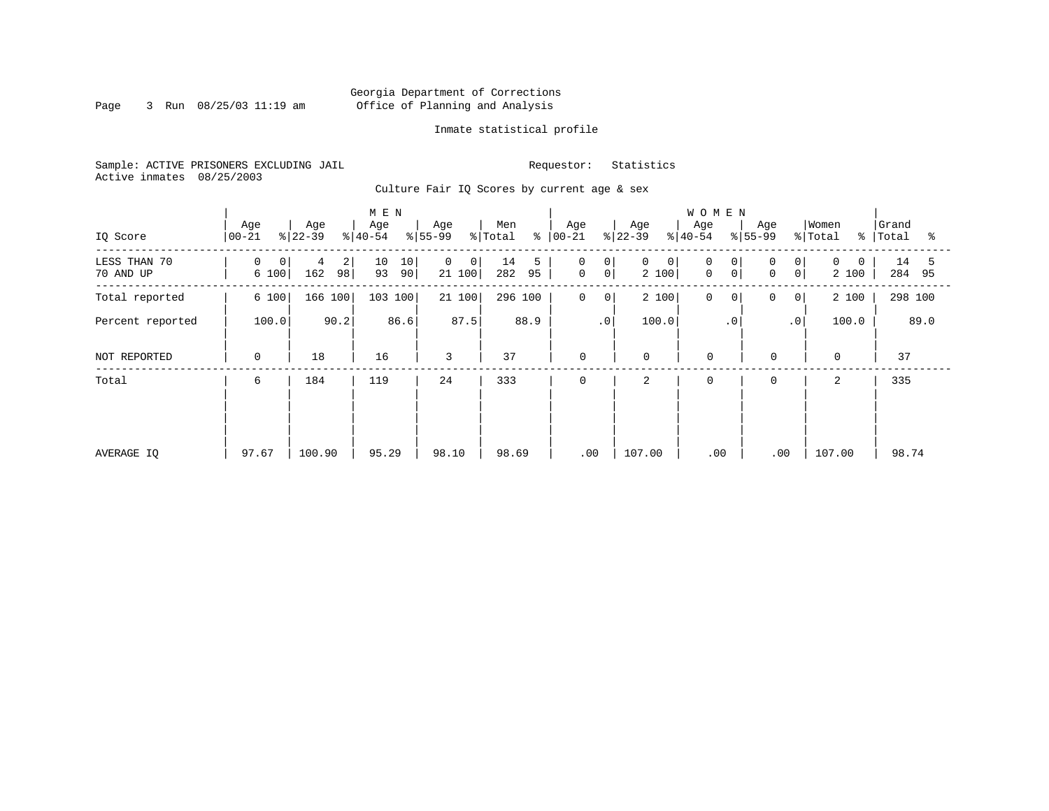Georgia Department of Corrections
Office of Planning and Analysis

Inmate statistical profile

Sample: ACTIVE PRISONERS EXCLUDING JAIL

Requestor: Statistics

Active inmates 08/25/2003

Culture Fair IQ Scores by current age & sex

| IQ Score | MEN Age 00-21 | % | Age 22-39 | % | Age 40-54 | % | Age 55-99 | % | Men Total | % | WOMEN Age 00-21 | % | Age 22-39 | % | Age 40-54 | % | Age 55-99 | % | Women Total | % | Grand Total | % |
|---|---|---|---|---|---|---|---|---|---|---|---|---|---|---|---|---|---|---|---|---|---|---|
| LESS THAN 70 | 0 | 0 | 4 | 2 | 10 | 10 | 0 | 0 | 14 | 5 | 0 | 0 | 0 | 0 | 0 | 0 | 0 | 0 | 0 | 0 | 14 | 5 |
| 70 AND UP | 6 | 100 | 162 | 98 | 93 | 90 | 21 | 100 | 282 | 95 | 0 | 0 | 2 | 100 | 0 | 0 | 0 | 0 | 2 | 100 | 284 | 95 |
| Total reported | 6 | 100 | 166 | 100 | 103 | 100 | 21 | 100 | 296 | 100 | 0 | 0 | 2 | 100 | 0 | 0 | 0 | 0 | 2 | 100 | 298 | 100 |
| Percent reported | | 100.0 | | 90.2 | | 86.6 | | 87.5 | | 88.9 | | .0 | | 100.0 | | .0 | | .0 | | 100.0 | | 89.0 |
| NOT REPORTED | 0 | | 18 | | 16 | | 3 | | 37 | | 0 | | 0 | | 0 | | 0 | | 0 | | 37 | |
| Total | 6 | | 184 | | 119 | | 24 | | 333 | | 0 | | 2 | | 0 | | 0 | | 2 | | 335 | |
| AVERAGE IQ | 97.67 | | 100.90 | | 95.29 | | 98.10 | | 98.69 | | .00 | | 107.00 | | .00 | | .00 | | 107.00 | | 98.74 | |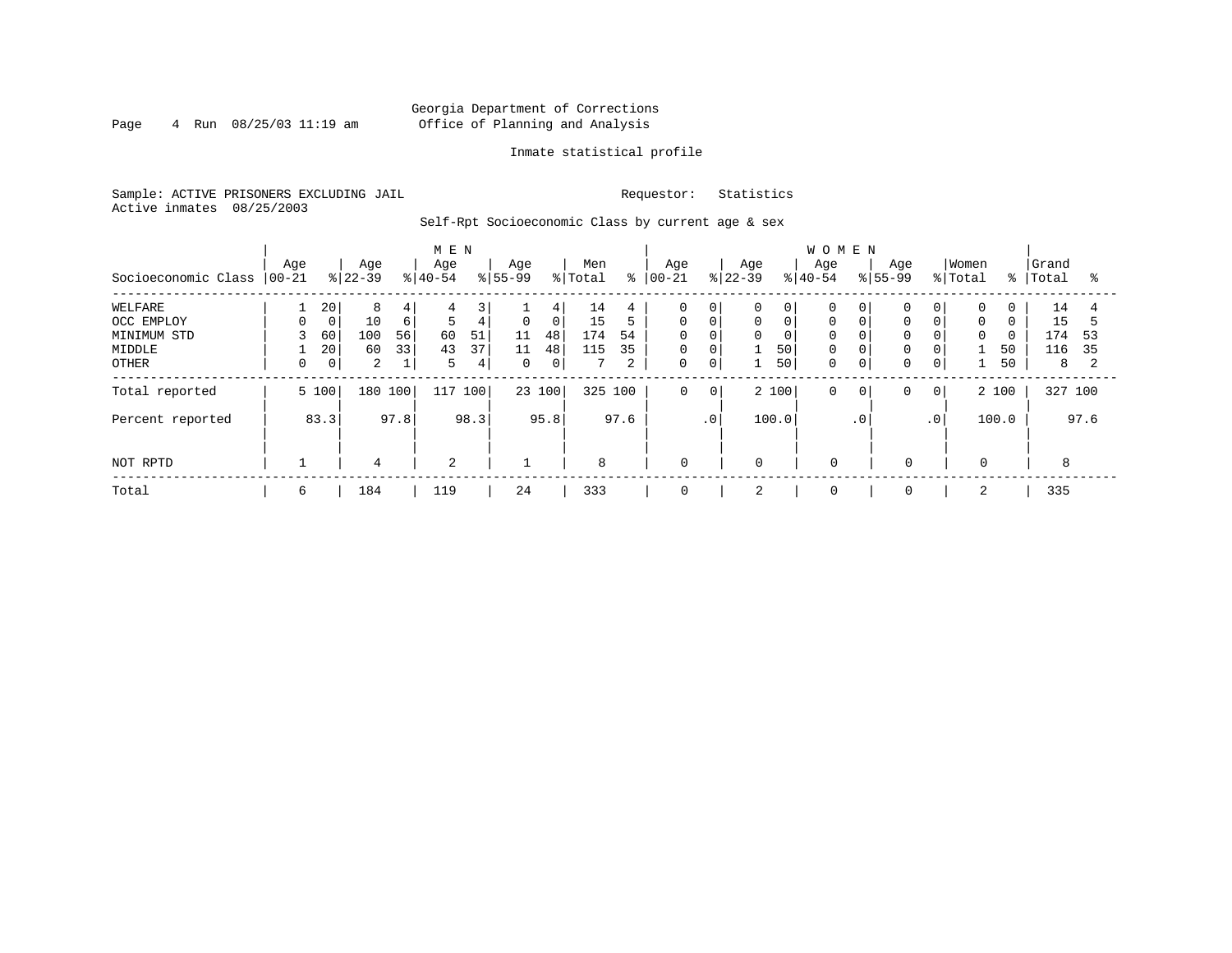Georgia Department of Corrections
Office of Planning and Analysis

Inmate statistical profile

Sample: ACTIVE PRISONERS EXCLUDING JAIL

Requestor: Statistics

Active inmates 08/25/2003

Self-Rpt Socioeconomic Class by current age & sex

| | MEN | | | | | | | | | | WOMEN | | | | | | | | | | Grand | |
|---|---|---|---|---|---|---|---|---|---|---|---|---|---|---|---|---|---|---|---|---|---|---|
| Socioeconomic Class | Age 00-21 | % | Age 22-39 | % | Age 40-54 | % | Age 55-99 | % | Men Total | % | Age 00-21 | % | Age 22-39 | % | Age 40-54 | % | Age 55-99 | % | Women Total | % | Grand Total | % |
| WELFARE | 1 | 20 | 8 | 4 | 4 | 3 | 1 | 4 | 14 | 4 | 0 | 0 | 0 | 0 | 0 | 0 | 0 | 0 | 0 | 0 | 14 | 4 |
| OCC EMPLOY | 0 | 0 | 10 | 6 | 5 | 4 | 0 | 0 | 15 | 5 | 0 | 0 | 0 | 0 | 0 | 0 | 0 | 0 | 0 | 0 | 15 | 5 |
| MINIMUM STD | 3 | 60 | 100 | 56 | 60 | 51 | 11 | 48 | 174 | 54 | 0 | 0 | 0 | 0 | 0 | 0 | 0 | 0 | 0 | 0 | 174 | 53 |
| MIDDLE | 1 | 20 | 60 | 33 | 43 | 37 | 11 | 48 | 115 | 35 | 0 | 0 | 1 | 50 | 0 | 0 | 0 | 0 | 1 | 50 | 116 | 35 |
| OTHER | 0 | 0 | 2 | 1 | 5 | 4 | 0 | 0 | 7 | 2 | 0 | 0 | 1 | 50 | 0 | 0 | 0 | 0 | 1 | 50 | 8 | 2 |
| Total reported | 5 | 100 | 180 | 100 | 117 | 100 | 23 | 100 | 325 | 100 | 0 | 0 | 2 | 100 | 0 | 0 | 0 | 0 | 2 | 100 | 327 | 100 |
| Percent reported | | 83.3 | | 97.8 | | 98.3 | | 95.8 | | 97.6 | | .0 | | 100.0 | | .0 | | .0 | | 100.0 | | 97.6 |
| NOT RPTD | 1 | | 4 | | 2 | | 1 | | 8 | | 0 | | 0 | | 0 | | 0 | | 0 | | 8 | |
| Total | 6 | | 184 | | 119 | | 24 | | 333 | | 0 | | 2 | | 0 | | 0 | | 2 | | 335 | |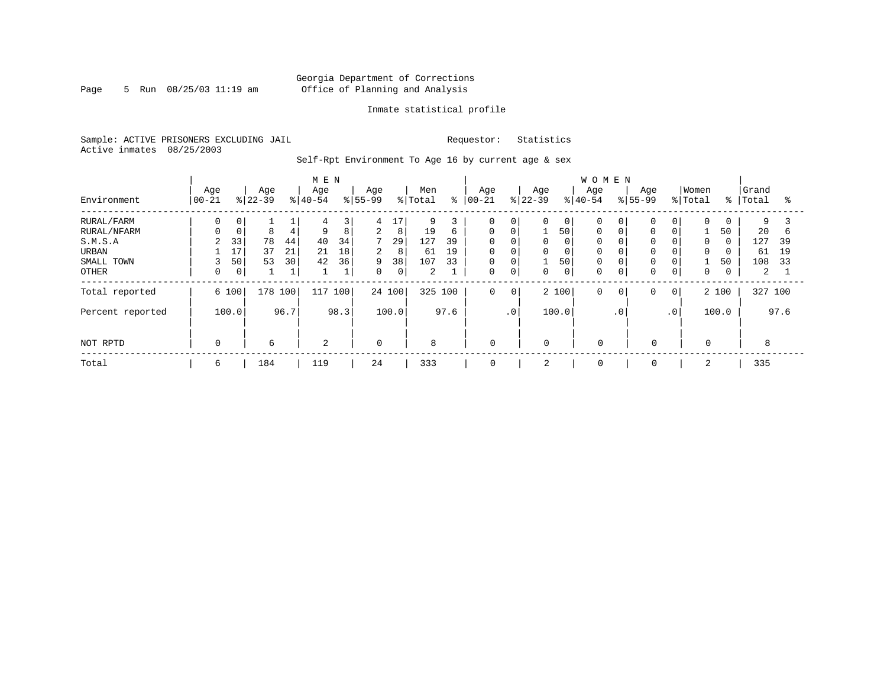Georgia Department of Corrections
Office of Planning and Analysis

Inmate statistical profile

Sample: ACTIVE PRISONERS EXCLUDING JAIL
Active inmates 08/25/2003

Requestor: Statistics

Self-Rpt Environment To Age 16 by current age & sex

| Environment | MEN Age 00-21 | % | Age 22-39 | % | Age 40-54 | % | Age 55-99 | % | Men Total | % | WOMEN Age 00-21 | % | Age 22-39 | % | Age 40-54 | % | Age 55-99 | % | Women Total | % | Grand Total | % |
|---|---|---|---|---|---|---|---|---|---|---|---|---|---|---|---|---|---|---|---|---|---|---|
| RURAL/FARM | 0 | 0 | 1 | 1 | 4 | 3 | 4 | 17 | 9 | 3 | 0 | 0 | 0 | 0 | 0 | 0 | 0 | 0 | 0 | 0 | 9 | 3 |
| RURAL/NFARM | 0 | 0 | 8 | 4 | 9 | 8 | 2 | 8 | 19 | 6 | 0 | 0 | 1 | 50 | 0 | 0 | 0 | 0 | 1 | 50 | 20 | 6 |
| S.M.S.A | 2 | 33 | 78 | 44 | 40 | 34 | 7 | 29 | 127 | 39 | 0 | 0 | 0 | 0 | 0 | 0 | 0 | 0 | 0 | 0 | 127 | 39 |
| URBAN | 1 | 17 | 37 | 21 | 21 | 18 | 2 | 8 | 61 | 19 | 0 | 0 | 0 | 0 | 0 | 0 | 0 | 0 | 0 | 0 | 61 | 19 |
| SMALL TOWN | 3 | 50 | 53 | 30 | 42 | 36 | 9 | 38 | 107 | 33 | 0 | 0 | 1 | 50 | 0 | 0 | 0 | 0 | 1 | 50 | 108 | 33 |
| OTHER | 0 | 0 | 1 | 1 | 1 | 1 | 0 | 0 | 2 | 1 | 0 | 0 | 0 | 0 | 0 | 0 | 0 | 0 | 0 | 0 | 2 | 1 |
| Total reported | 6 | 100 | 178 | 100 | 117 | 100 | 24 | 100 | 325 | 100 | 0 | 0 | 2 | 100 | 0 | 0 | 0 | 0 | 2 | 100 | 327 | 100 |
| Percent reported | | 100.0 | | 96.7 | | 98.3 | | 100.0 | | 97.6 | | .0 | | 100.0 | | .0 | | .0 | | 100.0 | | 97.6 |
| NOT RPTD | 0 | | 6 | | 2 | | 0 | | 8 | | 0 | | 0 | | 0 | | 0 | | 0 | | 8 | |
| Total | 6 | | 184 | | 119 | | 24 | | 333 | | 0 | | 2 | | 0 | | 0 | | 2 | | 335 | |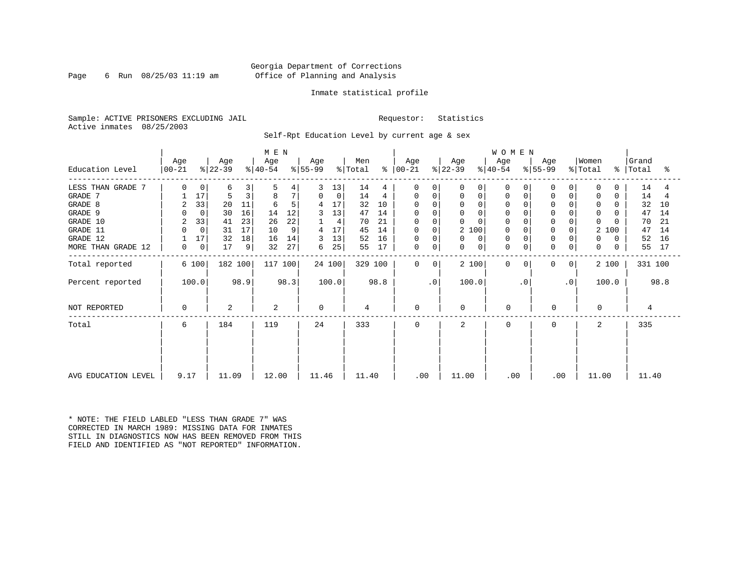Georgia Department of Corrections
Office of Planning and Analysis

Inmate statistical profile

Sample: ACTIVE PRISONERS EXCLUDING JAIL
Active inmates 08/25/2003

Requestor: Statistics

Self-Rpt Education Level by current age & sex

| | MEN | | | | | | | | | | WOMEN | | | | | | | | | | | |
|---|---|---|---|---|---|---|---|---|---|---|---|---|---|---|---|---|---|---|---|---|---|---|
| Education Level | Age 00-21 | % | Age 22-39 | % | Age 40-54 | % | Age 55-99 | % | Men Total | % | Age 00-21 | % | Age 22-39 | % | Age 40-54 | % | Age 55-99 | % | Women Total | % | Grand Total | % |
| LESS THAN GRADE 7 | 0 | 0 | 6 | 3 | 5 | 4 | 3 | 13 | 14 | 4 | 0 | 0 | 0 | 0 | 0 | 0 | 0 | 0 | 0 | 0 | 14 | 4 |
| GRADE 7 | 1 | 17 | 5 | 3 | 8 | 7 | 0 | 0 | 14 | 4 | 0 | 0 | 0 | 0 | 0 | 0 | 0 | 0 | 0 | 0 | 14 | 4 |
| GRADE 8 | 2 | 33 | 20 | 11 | 6 | 5 | 4 | 17 | 32 | 10 | 0 | 0 | 0 | 0 | 0 | 0 | 0 | 0 | 0 | 0 | 32 | 10 |
| GRADE 9 | 0 | 0 | 30 | 16 | 14 | 12 | 3 | 13 | 47 | 14 | 0 | 0 | 0 | 0 | 0 | 0 | 0 | 0 | 0 | 0 | 47 | 14 |
| GRADE 10 | 2 | 33 | 41 | 23 | 26 | 22 | 1 | 4 | 70 | 21 | 0 | 0 | 0 | 0 | 0 | 0 | 0 | 0 | 0 | 0 | 70 | 21 |
| GRADE 11 | 0 | 0 | 31 | 17 | 10 | 9 | 4 | 17 | 45 | 14 | 0 | 0 | 2 | 100 | 0 | 0 | 0 | 0 | 2 | 100 | 47 | 14 |
| GRADE 12 | 1 | 17 | 32 | 18 | 16 | 14 | 3 | 13 | 52 | 16 | 0 | 0 | 0 | 0 | 0 | 0 | 0 | 0 | 0 | 0 | 52 | 16 |
| MORE THAN GRADE 12 | 0 | 0 | 17 | 9 | 32 | 27 | 6 | 25 | 55 | 17 | 0 | 0 | 0 | 0 | 0 | 0 | 0 | 0 | 0 | 0 | 55 | 17 |
| Total reported | 6 | 100 | 182 | 100 | 117 | 100 | 24 | 100 | 329 | 100 | 0 | 0 | 2 | 100 | 0 | 0 | 0 | 0 | 2 | 100 | 331 | 100 |
| Percent reported | | 100.0 | | 98.9 | | 98.3 | | 100.0 | | 98.8 | | .0 | | 100.0 | | .0 | | .0 | | 100.0 | | 98.8 |
| NOT REPORTED | 0 | | 2 | | 2 | | 0 | | 4 | | 0 | | 0 | | 0 | | 0 | | 0 | | 4 | |
| Total | 6 | | 184 | | 119 | | 24 | | 333 | | 0 | | 2 | | 0 | | 0 | | 2 | | 335 | |
| AVG EDUCATION LEVEL | 9.17 | | 11.09 | | 12.00 | | 11.46 | | 11.40 | | .00 | | 11.00 | | .00 | | .00 | | 11.00 | | 11.40 | |

* NOTE: THE FIELD LABLED "LESS THAN GRADE 7" WAS CORRECTED IN MARCH 1989: MISSING DATA FOR INMATES STILL IN DIAGNOSTICS NOW HAS BEEN REMOVED FROM THIS FIELD AND IDENTIFIED AS "NOT REPORTED" INFORMATION.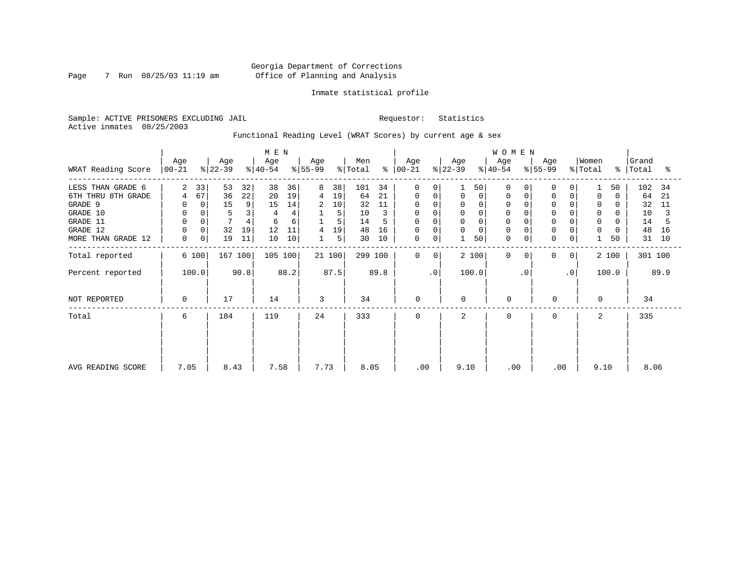Georgia Department of Corrections
Office of Planning and Analysis

Inmate statistical profile

Sample: ACTIVE PRISONERS EXCLUDING JAIL

Requestor: Statistics

Active inmates 08/25/2003

Functional Reading Level (WRAT Scores) by current age & sex

| WRAT Reading Score | MEN Age 00-21 | % | Age 22-39 | % | Age 40-54 | % | Age 55-99 | % | Men Total | % | WOMEN Age 00-21 | % | Age 22-39 | % | Age 40-54 | % | Age 55-99 | % | Women Total | % | Grand Total | % |
|---|---|---|---|---|---|---|---|---|---|---|---|---|---|---|---|---|---|---|---|---|---|---|
| LESS THAN GRADE 6 | 2 | 33 | 53 | 32 | 38 | 36 | 8 | 38 | 101 | 34 | 0 | 0 | 1 | 50 | 0 | 0 | 0 | 0 | 1 | 50 | 102 | 34 |
| 6TH THRU 8TH GRADE | 4 | 67 | 36 | 22 | 20 | 19 | 4 | 19 | 64 | 21 | 0 | 0 | 0 | 0 | 0 | 0 | 0 | 0 | 0 | 0 | 64 | 21 |
| GRADE 9 | 0 | 0 | 15 | 9 | 15 | 14 | 2 | 10 | 32 | 11 | 0 | 0 | 0 | 0 | 0 | 0 | 0 | 0 | 0 | 0 | 32 | 11 |
| GRADE 10 | 0 | 0 | 5 | 3 | 4 | 4 | 1 | 5 | 10 | 3 | 0 | 0 | 0 | 0 | 0 | 0 | 0 | 0 | 0 | 0 | 10 | 3 |
| GRADE 11 | 0 | 0 | 7 | 4 | 6 | 6 | 1 | 5 | 14 | 5 | 0 | 0 | 0 | 0 | 0 | 0 | 0 | 0 | 0 | 0 | 14 | 5 |
| GRADE 12 | 0 | 0 | 32 | 19 | 12 | 11 | 4 | 19 | 48 | 16 | 0 | 0 | 0 | 0 | 0 | 0 | 0 | 0 | 0 | 0 | 48 | 16 |
| MORE THAN GRADE 12 | 0 | 0 | 19 | 11 | 10 | 10 | 1 | 5 | 30 | 10 | 0 | 0 | 1 | 50 | 0 | 0 | 0 | 0 | 1 | 50 | 31 | 10 |
| Total reported | 6 | 100 | 167 | 100 | 105 | 100 | 21 | 100 | 299 | 100 | 0 | 0 | 2 | 100 | 0 | 0 | 0 | 0 | 2 | 100 | 301 | 100 |
| Percent reported | 100.0 | | 90.8 | | 88.2 | | 87.5 | | 89.8 | | .0 | | 100.0 | | .0 | | .0 | | 100.0 | | 89.9 | |
| NOT REPORTED | 0 | | 17 | | 14 | | 3 | | 34 | | 0 | | 0 | | 0 | | 0 | | 0 | | 34 | |
| Total | 6 | | 184 | | 119 | | 24 | | 333 | | 0 | | 2 | | 0 | | 0 | | 2 | | 335 | |
| AVG READING SCORE | 7.05 | | 8.43 | | 7.58 | | 7.73 | | 8.05 | | .00 | | 9.10 | | .00 | | .00 | | 9.10 | | 8.06 | |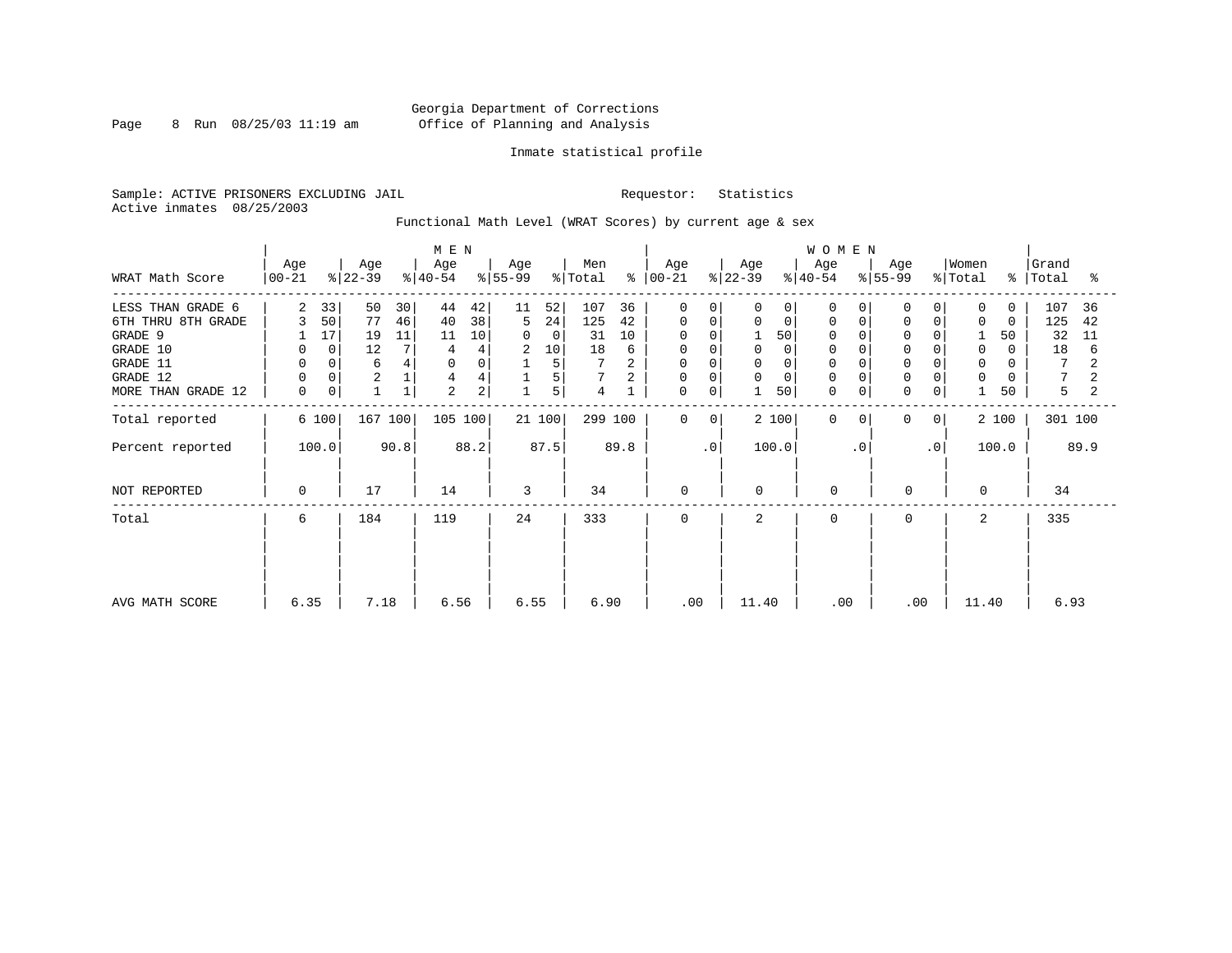Georgia Department of Corrections
Office of Planning and Analysis

Inmate statistical profile

Sample: ACTIVE PRISONERS EXCLUDING JAIL

Requestor: Statistics

Active inmates 08/25/2003

Functional Math Level (WRAT Scores) by current age & sex

| WRAT Math Score | MEN Age 00-21 | % | Age 22-39 | % | Age 40-54 | % | Age 55-99 | % | Men Total | % | WOMEN Age 00-21 | % | Age 22-39 | % | Age 40-54 | % | Age 55-99 | % | Women Total | % | Grand Total | % |
|---|---|---|---|---|---|---|---|---|---|---|---|---|---|---|---|---|---|---|---|---|---|---|
| LESS THAN GRADE 6 | 2 | 33 | 50 | 30 | 44 | 42 | 11 | 52 | 107 | 36 | 0 | 0 | 0 | 0 | 0 | 0 | 0 | 0 | 0 | 0 | 107 | 36 |
| 6TH THRU 8TH GRADE | 3 | 50 | 77 | 46 | 40 | 38 | 5 | 24 | 125 | 42 | 0 | 0 | 0 | 0 | 0 | 0 | 0 | 0 | 0 | 0 | 125 | 42 |
| GRADE 9 | 1 | 17 | 19 | 11 | 11 | 10 | 0 | 0 | 31 | 10 | 0 | 0 | 1 | 50 | 0 | 0 | 0 | 0 | 1 | 50 | 32 | 11 |
| GRADE 10 | 0 | 0 | 12 | 7 | 4 | 4 | 2 | 10 | 18 | 6 | 0 | 0 | 0 | 0 | 0 | 0 | 0 | 0 | 0 | 0 | 18 | 6 |
| GRADE 11 | 0 | 0 | 6 | 4 | 0 | 0 | 1 | 5 | 7 | 2 | 0 | 0 | 0 | 0 | 0 | 0 | 0 | 0 | 0 | 0 | 7 | 2 |
| GRADE 12 | 0 | 0 | 2 | 1 | 4 | 4 | 1 | 5 | 7 | 2 | 0 | 0 | 0 | 0 | 0 | 0 | 0 | 0 | 0 | 0 | 7 | 2 |
| MORE THAN GRADE 12 | 0 | 0 | 1 | 1 | 2 | 2 | 1 | 5 | 4 | 1 | 0 | 0 | 1 | 50 | 0 | 0 | 0 | 0 | 1 | 50 | 5 | 2 |
| Total reported | 6 | 100 | 167 | 100 | 105 | 100 | 21 | 100 | 299 | 100 | 0 | 0 | 2 | 100 | 0 | 0 | 0 | 0 | 2 | 100 | 301 | 100 |
| Percent reported | 100.0 | | 90.8 | | 88.2 | | 87.5 | | 89.8 | | .0 | | 100.0 | | .0 | | .0 | | 100.0 | | 89.9 | |
| NOT REPORTED | 0 | | 17 | | 14 | | 3 | | 34 | | 0 | | 0 | | 0 | | 0 | | 0 | | 34 | |
| Total | 6 | | 184 | | 119 | | 24 | | 333 | | 0 | | 2 | | 0 | | 0 | | 2 | | 335 | |
| AVG MATH SCORE | 6.35 | | 7.18 | | 6.56 | | 6.55 | | 6.90 | | .00 | | 11.40 | | .00 | | .00 | | 11.40 | | 6.93 | |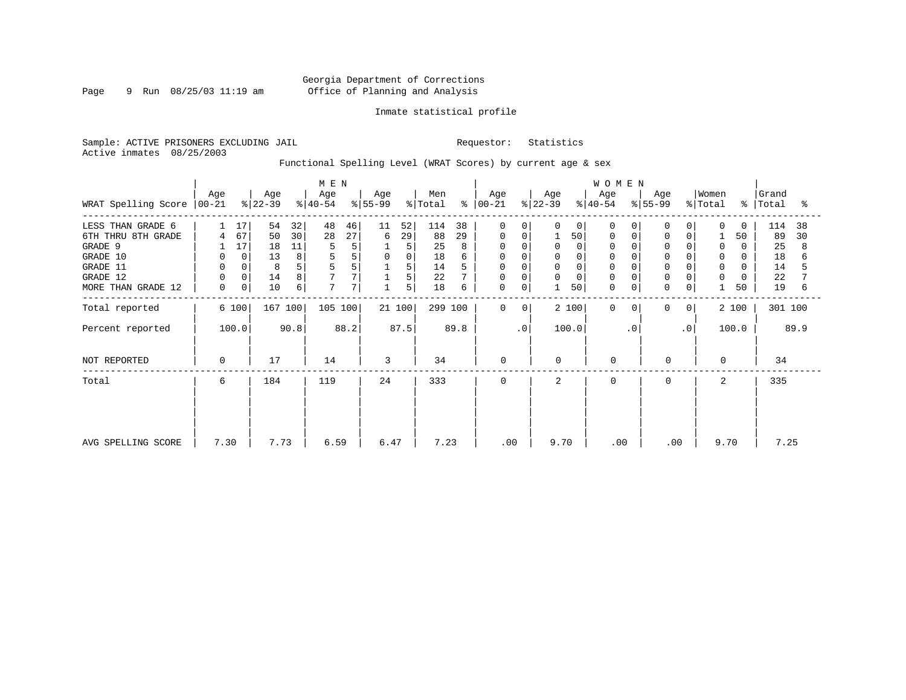Georgia Department of Corrections
Office of Planning and Analysis

Inmate statistical profile

Sample: ACTIVE PRISONERS EXCLUDING JAIL

Requestor: Statistics

Active inmates 08/25/2003

Functional Spelling Level (WRAT Scores) by current age & sex

| WRAT Spelling Score | MEN Age 00-21 | % | Age 22-39 | % | Age 40-54 | % | Age 55-99 | % | Men Total | % | WOMEN Age 00-21 | % | Age 22-39 | % | Age 40-54 | % | Age 55-99 | % | Women Total | % | Grand Total | % |
|---|---|---|---|---|---|---|---|---|---|---|---|---|---|---|---|---|---|---|---|---|---|---|
| LESS THAN GRADE 6 | 1 | 17 | 54 | 32 | 48 | 46 | 11 | 52 | 114 | 38 | 0 | 0 | 0 | 0 | 0 | 0 | 0 | 0 | 0 | 0 | 114 | 38 |
| 6TH THRU 8TH GRADE | 4 | 67 | 50 | 30 | 28 | 27 | 6 | 29 | 88 | 29 | 0 | 0 | 1 | 50 | 0 | 0 | 0 | 0 | 1 | 50 | 89 | 30 |
| GRADE 9 | 1 | 17 | 18 | 11 | 5 | 5 | 1 | 5 | 25 | 8 | 0 | 0 | 0 | 0 | 0 | 0 | 0 | 0 | 0 | 0 | 25 | 8 |
| GRADE 10 | 0 | 0 | 13 | 8 | 5 | 5 | 0 | 0 | 18 | 6 | 0 | 0 | 0 | 0 | 0 | 0 | 0 | 0 | 0 | 0 | 18 | 6 |
| GRADE 11 | 0 | 0 | 8 | 5 | 5 | 5 | 1 | 5 | 14 | 5 | 0 | 0 | 0 | 0 | 0 | 0 | 0 | 0 | 0 | 0 | 14 | 5 |
| GRADE 12 | 0 | 0 | 14 | 8 | 7 | 7 | 1 | 5 | 22 | 7 | 0 | 0 | 0 | 0 | 0 | 0 | 0 | 0 | 0 | 0 | 22 | 7 |
| MORE THAN GRADE 12 | 0 | 0 | 10 | 6 | 7 | 7 | 1 | 5 | 18 | 6 | 0 | 0 | 1 | 50 | 0 | 0 | 0 | 0 | 1 | 50 | 19 | 6 |
| Total reported | 6 | 100 | 167 | 100 | 105 | 100 | 21 | 100 | 299 | 100 | 0 | 0 | 2 | 100 | 0 | 0 | 0 | 0 | 2 | 100 | 301 | 100 |
| Percent reported | 100.0 | | 90.8 | | 88.2 | | 87.5 | | 89.8 | | .0 | | 100.0 | | .0 | | .0 | | 100.0 | | 89.9 | |
| NOT REPORTED | 0 | | 17 | | 14 | | 3 | | 34 | | 0 | | 0 | | 0 | | 0 | | 0 | | 34 | |
| Total | 6 | | 184 | | 119 | | 24 | | 333 | | 0 | | 2 | | 0 | | 0 | | 2 | | 335 | |
| AVG SPELLING SCORE | 7.30 | | 7.73 | | 6.59 | | 6.47 | | 7.23 | | .00 | | 9.70 | | .00 | | .00 | | 9.70 | | 7.25 | |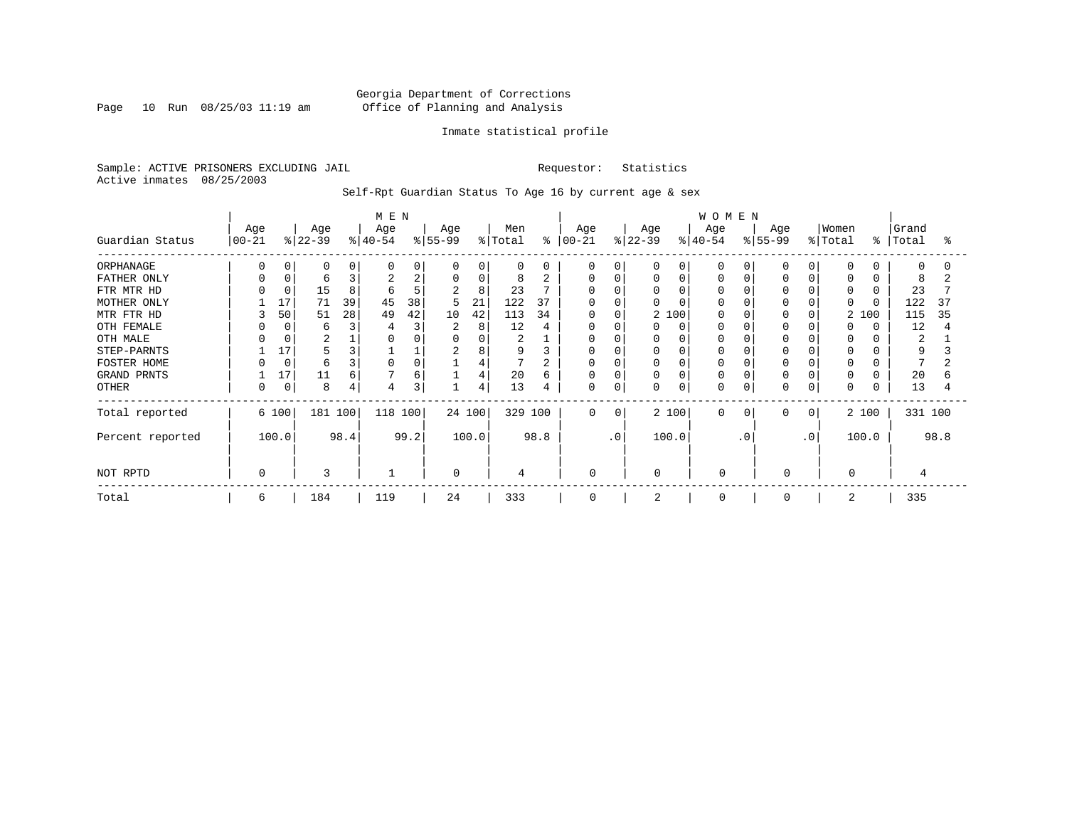Georgia Department of Corrections
Office of Planning and Analysis

Inmate statistical profile

Sample: ACTIVE PRISONERS EXCLUDING JAIL
Active inmates 08/25/2003

Requestor: Statistics

Self-Rpt Guardian Status To Age 16 by current age & sex

| Guardian Status | MEN Age 00-21 | % | Age 22-39 | % | Age 40-54 | % | Age 55-99 | % | Men Total | % | WOMEN Age 00-21 | % | Age 22-39 | % | Age 40-54 | % | Age 55-99 | % | Women Total | % | Grand Total | % |
|---|---|---|---|---|---|---|---|---|---|---|---|---|---|---|---|---|---|---|---|---|---|---|
| ORPHANAGE | 0 | 0 | 0 | 0 | 0 | 0 | 0 | 0 | 0 | 0 | 0 | 0 | 0 | 0 | 0 | 0 | 0 | 0 | 0 | 0 | 0 | 0 |
| FATHER ONLY | 0 | 0 | 6 | 3 | 2 | 2 | 0 | 0 | 8 | 2 | 0 | 0 | 0 | 0 | 0 | 0 | 0 | 0 | 0 | 0 | 8 | 2 |
| FTR MTR HD | 0 | 0 | 15 | 8 | 6 | 5 | 2 | 8 | 23 | 7 | 0 | 0 | 0 | 0 | 0 | 0 | 0 | 0 | 0 | 0 | 23 | 7 |
| MOTHER ONLY | 1 | 17 | 71 | 39 | 45 | 38 | 5 | 21 | 122 | 37 | 0 | 0 | 0 | 0 | 0 | 0 | 0 | 0 | 0 | 0 | 122 | 37 |
| MTR FTR HD | 3 | 50 | 51 | 28 | 49 | 42 | 10 | 42 | 113 | 34 | 0 | 0 | 2 | 100 | 0 | 0 | 0 | 0 | 2 | 100 | 115 | 35 |
| OTH FEMALE | 0 | 0 | 6 | 3 | 4 | 3 | 2 | 8 | 12 | 4 | 0 | 0 | 0 | 0 | 0 | 0 | 0 | 0 | 0 | 0 | 12 | 4 |
| OTH MALE | 0 | 0 | 2 | 1 | 0 | 0 | 0 | 0 | 2 | 1 | 0 | 0 | 0 | 0 | 0 | 0 | 0 | 0 | 0 | 0 | 2 | 1 |
| STEP-PARNTS | 1 | 17 | 5 | 3 | 1 | 1 | 2 | 8 | 9 | 3 | 0 | 0 | 0 | 0 | 0 | 0 | 0 | 0 | 0 | 0 | 9 | 3 |
| FOSTER HOME | 0 | 0 | 6 | 3 | 0 | 0 | 1 | 4 | 7 | 2 | 0 | 0 | 0 | 0 | 0 | 0 | 0 | 0 | 0 | 0 | 7 | 2 |
| GRAND PRNTS | 1 | 17 | 11 | 6 | 7 | 6 | 1 | 4 | 20 | 6 | 0 | 0 | 0 | 0 | 0 | 0 | 0 | 0 | 0 | 0 | 20 | 6 |
| OTHER | 0 | 0 | 8 | 4 | 4 | 3 | 1 | 4 | 13 | 4 | 0 | 0 | 0 | 0 | 0 | 0 | 0 | 0 | 0 | 0 | 13 | 4 |
| Total reported | 6 | 100 | 181 | 100 | 118 | 100 | 24 | 100 | 329 | 100 | 0 | 0 | 2 | 100 | 0 | 0 | 0 | 0 | 2 | 100 | 331 | 100 |
| Percent reported | | 100.0 | | 98.4 | | 99.2 | | 100.0 | | 98.8 | | .0 | | 100.0 | | .0 | | .0 | | 100.0 | | 98.8 |
| NOT RPTD | 0 | | 3 | | 1 | | 0 | | 4 | | 0 | | 0 | | 0 | | 0 | | 0 | | 4 | |
| Total | 6 | | 184 | | 119 | | 24 | | 333 | | 0 | | 2 | | 0 | | 0 | | 2 | | 335 | |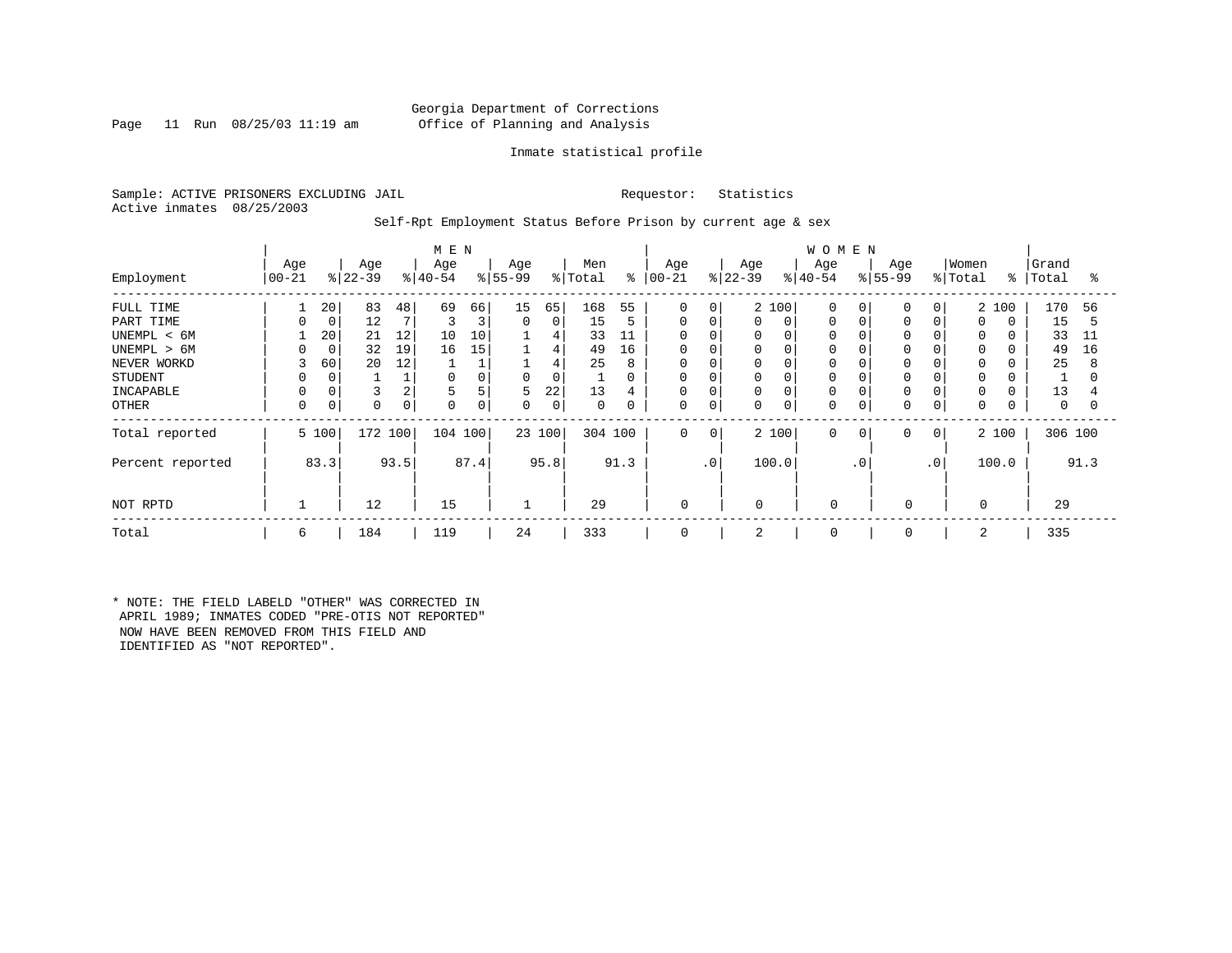Georgia Department of Corrections
Office of Planning and Analysis

Inmate statistical profile

Sample: ACTIVE PRISONERS EXCLUDING JAIL    Requestor: Statistics
Active inmates 08/25/2003

Self-Rpt Employment Status Before Prison by current age & sex

| Employment | MEN Age 00-21 | % | Age 22-39 | % | Age 40-54 | % | Age 55-99 | % | Men Total | % | WOMEN Age 00-21 | % | Age 22-39 | % | Age 40-54 | % | Age 55-99 | % | Women Total | % | Grand Total | % |
|---|---|---|---|---|---|---|---|---|---|---|---|---|---|---|---|---|---|---|---|---|---|---|
| FULL TIME | 1 | 20 | 83 | 48 | 69 | 66 | 15 | 65 | 168 | 55 | 0 | 0 | 2 | 100 | 0 | 0 | 0 | 0 | 2 | 100 | 170 | 56 |
| PART TIME | 0 | 0 | 12 | 7 | 3 | 3 | 0 | 0 | 15 | 5 | 0 | 0 | 0 | 0 | 0 | 0 | 0 | 0 | 0 | 0 | 15 | 5 |
| UNEMPL < 6M | 1 | 20 | 21 | 12 | 10 | 10 | 1 | 4 | 33 | 11 | 0 | 0 | 0 | 0 | 0 | 0 | 0 | 0 | 0 | 0 | 33 | 11 |
| UNEMPL > 6M | 0 | 0 | 32 | 19 | 16 | 15 | 1 | 4 | 49 | 16 | 0 | 0 | 0 | 0 | 0 | 0 | 0 | 0 | 0 | 0 | 49 | 16 |
| NEVER WORKD | 3 | 60 | 20 | 12 | 1 | 1 | 1 | 4 | 25 | 8 | 0 | 0 | 0 | 0 | 0 | 0 | 0 | 0 | 0 | 0 | 25 | 8 |
| STUDENT | 0 | 0 | 1 | 1 | 0 | 0 | 0 | 0 | 1 | 0 | 0 | 0 | 0 | 0 | 0 | 0 | 0 | 0 | 0 | 0 | 1 | 0 |
| INCAPABLE | 0 | 0 | 3 | 2 | 5 | 5 | 5 | 22 | 13 | 4 | 0 | 0 | 0 | 0 | 0 | 0 | 0 | 0 | 0 | 0 | 13 | 4 |
| OTHER | 0 | 0 | 0 | 0 | 0 | 0 | 0 | 0 | 0 | 0 | 0 | 0 | 0 | 0 | 0 | 0 | 0 | 0 | 0 | 0 | 0 | 0 |
| Total reported | 5 | 100 | 172 | 100 | 104 | 100 | 23 | 100 | 304 | 100 | 0 | 0 | 2 | 100 | 0 | 0 | 0 | 0 | 2 | 100 | 306 | 100 |
| Percent reported | | 83.3 | | 93.5 | | 87.4 | | 95.8 | | 91.3 | | .0 | | 100.0 | | .0 | | .0 | | 100.0 | | 91.3 |
| NOT RPTD | 1 | | 12 | | 15 | | 1 | | 29 | | 0 | | 0 | | 0 | | 0 | | 0 | | 29 | |
| Total | 6 | | 184 | | 119 | | 24 | | 333 | | 0 | | 2 | | 0 | | 0 | | 2 | | 335 | |

* NOTE: THE FIELD LABELD "OTHER" WAS CORRECTED IN APRIL 1989; INMATES CODED "PRE-OTIS NOT REPORTED" NOW HAVE BEEN REMOVED FROM THIS FIELD AND IDENTIFIED AS "NOT REPORTED".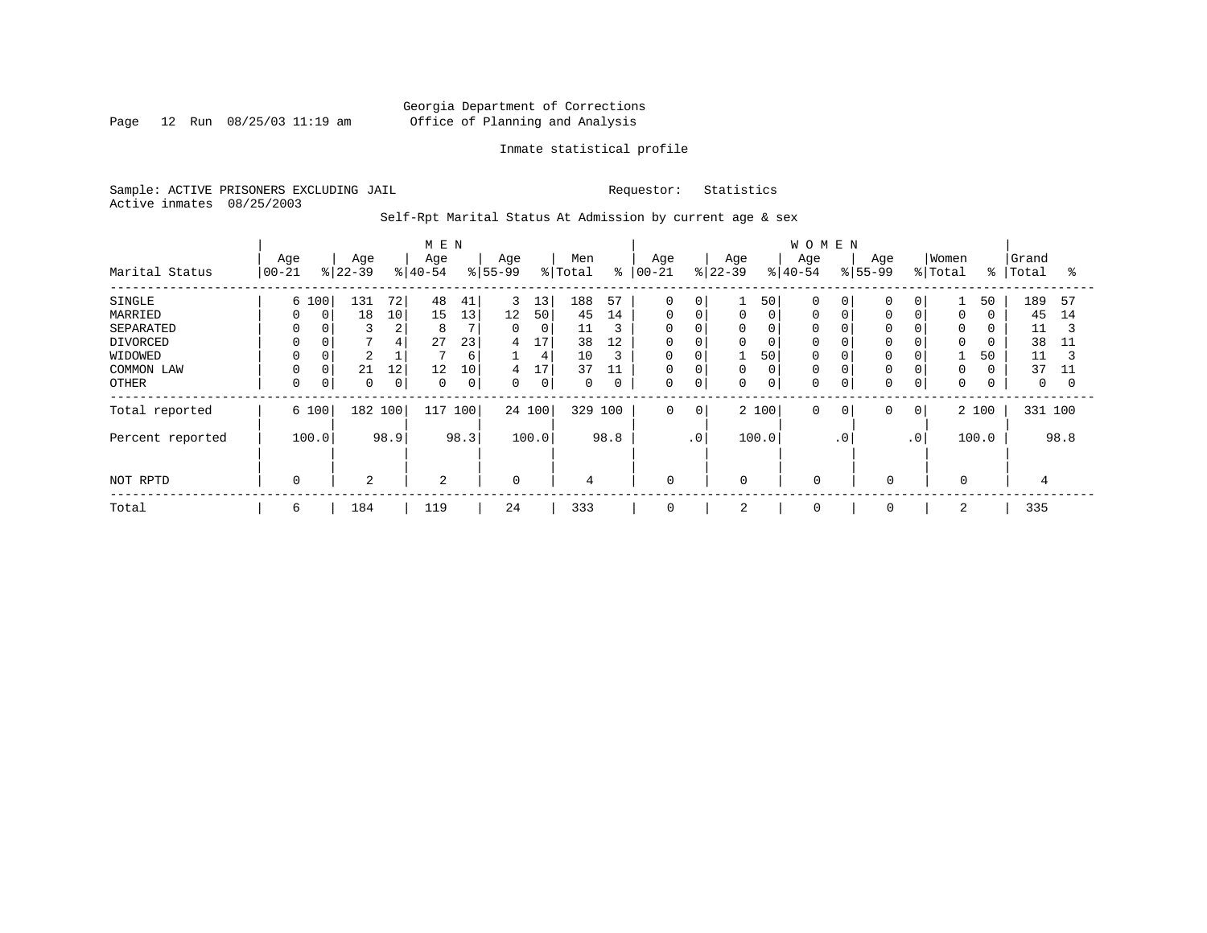Georgia Department of Corrections
Office of Planning and Analysis

Inmate statistical profile

Sample: ACTIVE PRISONERS EXCLUDING JAIL    Requestor: Statistics
Active inmates 08/25/2003

Self-Rpt Marital Status At Admission by current age & sex

| Marital Status | MEN Age 00-21 | % | Age 22-39 | % | Age 40-54 | % | Age 55-99 | % | Men Total | % | WOMEN Age 00-21 | % | Age 22-39 | % | Age 40-54 | % | Age 55-99 | % | Women Total | % | Grand Total | % |
|---|---|---|---|---|---|---|---|---|---|---|---|---|---|---|---|---|---|---|---|---|---|---|
| SINGLE | 6 | 100 | 131 | 72 | 48 | 41 | 3 | 13 | 188 | 57 | 0 | 0 | 1 | 50 | 0 | 0 | 0 | 0 | 1 | 50 | 189 | 57 |
| MARRIED | 0 | 0 | 18 | 10 | 15 | 13 | 12 | 50 | 45 | 14 | 0 | 0 | 0 | 0 | 0 | 0 | 0 | 0 | 0 | 0 | 45 | 14 |
| SEPARATED | 0 | 0 | 3 | 2 | 8 | 7 | 0 | 0 | 11 | 3 | 0 | 0 | 0 | 0 | 0 | 0 | 0 | 0 | 0 | 0 | 11 | 3 |
| DIVORCED | 0 | 0 | 7 | 4 | 27 | 23 | 4 | 17 | 38 | 12 | 0 | 0 | 0 | 0 | 0 | 0 | 0 | 0 | 0 | 0 | 38 | 11 |
| WIDOWED | 0 | 0 | 2 | 1 | 7 | 6 | 1 | 4 | 10 | 3 | 0 | 0 | 1 | 50 | 0 | 0 | 0 | 0 | 1 | 50 | 11 | 3 |
| COMMON LAW | 0 | 0 | 21 | 12 | 12 | 10 | 4 | 17 | 37 | 11 | 0 | 0 | 0 | 0 | 0 | 0 | 0 | 0 | 0 | 0 | 37 | 11 |
| OTHER | 0 | 0 | 0 | 0 | 0 | 0 | 0 | 0 | 0 | 0 | 0 | 0 | 0 | 0 | 0 | 0 | 0 | 0 | 0 | 0 | 0 | 0 |
| Total reported | 6 | 100 | 182 | 100 | 117 | 100 | 24 | 100 | 329 | 100 | 0 | 0 | 2 | 100 | 0 | 0 | 0 | 0 | 2 | 100 | 331 | 100 |
| Percent reported | 100.0 | | 98.9 | | 98.3 | | 100.0 | | 98.8 | | .0 | | 100.0 | | .0 | | .0 | | 100.0 | | 98.8 | |
| NOT RPTD | 0 | | 2 | | 2 | | 0 | | 4 | | 0 | | 0 | | 0 | | 0 | | 0 | | 4 | |
| Total | 6 | | 184 | | 119 | | 24 | | 333 | | 0 | | 2 | | 0 | | 0 | | 2 | | 335 | |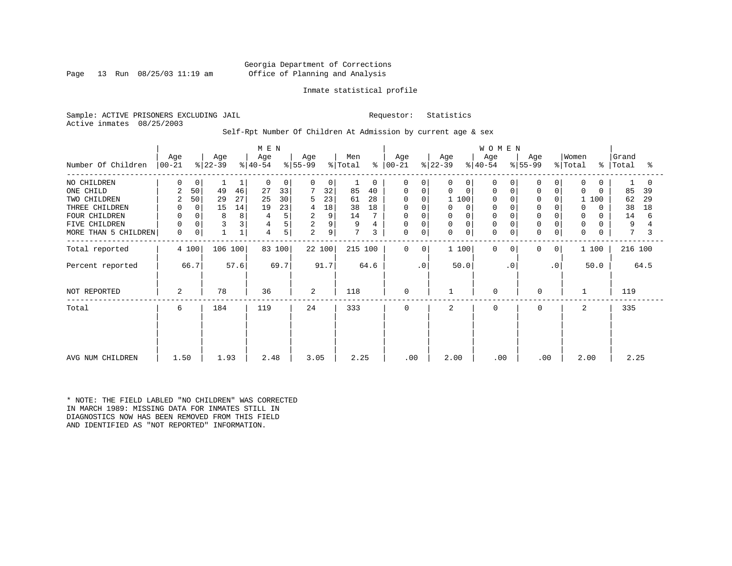Georgia Department of Corrections
Office of Planning and Analysis

Inmate statistical profile

Sample: ACTIVE PRISONERS EXCLUDING JAIL
Active inmates 08/25/2003

Requestor: Statistics

Self-Rpt Number Of Children At Admission by current age & sex

| Number Of Children | MEN Age 00-21 | % | Age 22-39 | % | Age 40-54 | % | Age 55-99 | % | Men Total | % | WOMEN Age 00-21 | % | Age 22-39 | % | Age 40-54 | % | Age 55-99 | % | Women Total | % | Grand Total | % |
|---|---|---|---|---|---|---|---|---|---|---|---|---|---|---|---|---|---|---|---|---|---|---|
| NO CHILDREN | 0 | 0 | 1 | 1 | 0 | 0 | 0 | 0 | 1 | 0 | 0 | 0 | 0 | 0 | 0 | 0 | 0 | 0 | 0 | 0 | 1 | 0 |
| ONE CHILD | 2 | 50 | 49 | 46 | 27 | 33 | 7 | 32 | 85 | 40 | 0 | 0 | 0 | 0 | 0 | 0 | 0 | 0 | 0 | 0 | 85 | 39 |
| TWO CHILDREN | 2 | 50 | 29 | 27 | 25 | 30 | 5 | 23 | 61 | 28 | 0 | 0 | 1 | 100 | 0 | 0 | 0 | 0 | 1 | 100 | 62 | 29 |
| THREE CHILDREN | 0 | 0 | 15 | 14 | 19 | 23 | 4 | 18 | 38 | 18 | 0 | 0 | 0 | 0 | 0 | 0 | 0 | 0 | 0 | 0 | 38 | 18 |
| FOUR CHILDREN | 0 | 0 | 8 | 8 | 4 | 5 | 2 | 9 | 14 | 7 | 0 | 0 | 0 | 0 | 0 | 0 | 0 | 0 | 0 | 0 | 14 | 6 |
| FIVE CHILDREN | 0 | 0 | 3 | 3 | 4 | 5 | 2 | 9 | 9 | 4 | 0 | 0 | 0 | 0 | 0 | 0 | 0 | 0 | 0 | 0 | 9 | 4 |
| MORE THAN 5 CHILDREN | 0 | 0 | 1 | 1 | 4 | 5 | 2 | 9 | 7 | 3 | 0 | 0 | 0 | 0 | 0 | 0 | 0 | 0 | 0 | 0 | 7 | 3 |
| Total reported | 4 | 100 | 106 | 100 | 83 | 100 | 22 | 100 | 215 | 100 | 0 | 0 | 1 | 100 | 0 | 0 | 0 | 0 | 1 | 100 | 216 | 100 |
| Percent reported | | 66.7 | | 57.6 | | 69.7 | | 91.7 | | 64.6 | | .0 | | 50.0 | | .0 | | .0 | | 50.0 | | 64.5 |
| NOT REPORTED | 2 | | 78 | | 36 | | 2 | | 118 | | 0 | | 1 | | 0 | | 0 | | 1 | | 119 | |
| Total | 6 | | 184 | | 119 | | 24 | | 333 | | 0 | | 2 | | 0 | | 0 | | 2 | | 335 | |
| AVG NUM CHILDREN | 1.50 | | 1.93 | | 2.48 | | 3.05 | | 2.25 | | .00 | | 2.00 | | .00 | | .00 | | 2.00 | | 2.25 | |

* NOTE: THE FIELD LABLED "NO CHILDREN" WAS CORRECTED IN MARCH 1989: MISSING DATA FOR INMATES STILL IN DIAGNOSTICS NOW HAS BEEN REMOVED FROM THIS FIELD AND IDENTIFIED AS "NOT REPORTED" INFORMATION.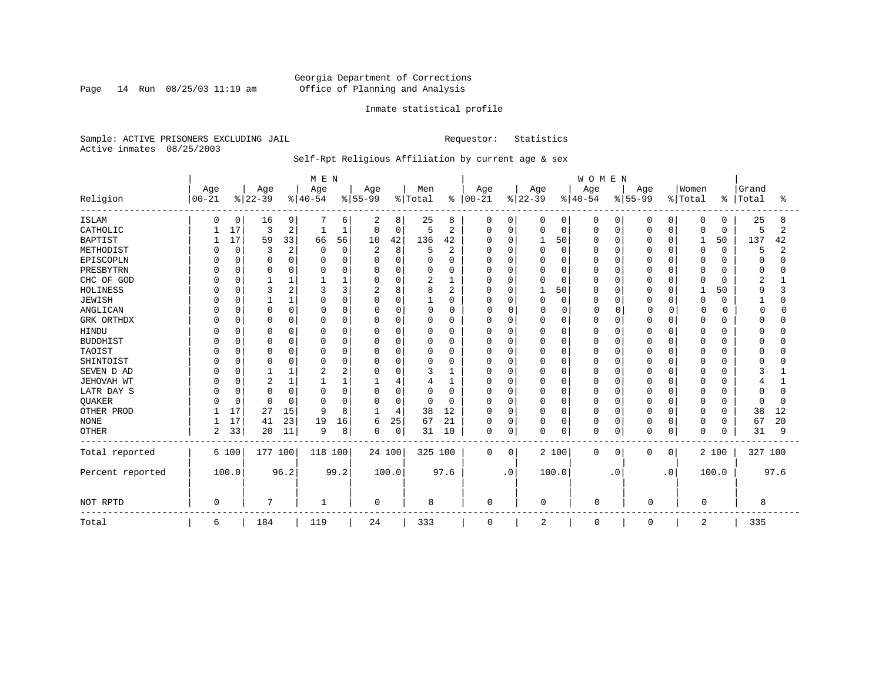Georgia Department of Corrections
Office of Planning and Analysis

Inmate statistical profile

Sample: ACTIVE PRISONERS EXCLUDING JAIL

Requestor: Statistics

Active inmates 08/25/2003

Self-Rpt Religious Affiliation by current age & sex

| Religion | MEN Age 00-21 | % | Age 22-39 | % | Age 40-54 | % | Age 55-99 | % | Men Total | % | WOMEN Age 00-21 | % | Age 22-39 | % | Age 40-54 | % | Age 55-99 | % | Women Total | % | Grand Total | % |
|---|---|---|---|---|---|---|---|---|---|---|---|---|---|---|---|---|---|---|---|---|---|---|
| ISLAM | 0 | 0 | 16 | 9 | 7 | 6 | 2 | 8 | 25 | 8 | 0 | 0 | 0 | 0 | 0 | 0 | 0 | 0 | 0 | 0 | 25 | 8 |
| CATHOLIC | 1 | 17 | 3 | 2 | 1 | 1 | 0 | 0 | 5 | 2 | 0 | 0 | 0 | 0 | 0 | 0 | 0 | 0 | 0 | 0 | 5 | 2 |
| BAPTIST | 1 | 17 | 59 | 33 | 66 | 56 | 10 | 42 | 136 | 42 | 0 | 0 | 1 | 50 | 0 | 0 | 0 | 0 | 1 | 50 | 137 | 42 |
| METHODIST | 0 | 0 | 3 | 2 | 0 | 0 | 2 | 8 | 5 | 2 | 0 | 0 | 0 | 0 | 0 | 0 | 0 | 0 | 0 | 0 | 5 | 2 |
| EPISCOPLN | 0 | 0 | 0 | 0 | 0 | 0 | 0 | 0 | 0 | 0 | 0 | 0 | 0 | 0 | 0 | 0 | 0 | 0 | 0 | 0 | 0 | 0 |
| PRESBYTRN | 0 | 0 | 0 | 0 | 0 | 0 | 0 | 0 | 0 | 0 | 0 | 0 | 0 | 0 | 0 | 0 | 0 | 0 | 0 | 0 | 0 | 0 |
| CHC OF GOD | 0 | 0 | 1 | 1 | 1 | 1 | 0 | 0 | 2 | 1 | 0 | 0 | 0 | 0 | 0 | 0 | 0 | 0 | 0 | 0 | 2 | 1 |
| HOLINESS | 0 | 0 | 3 | 2 | 3 | 3 | 2 | 8 | 8 | 2 | 0 | 0 | 1 | 50 | 0 | 0 | 0 | 0 | 1 | 50 | 9 | 3 |
| JEWISH | 0 | 0 | 1 | 1 | 0 | 0 | 0 | 0 | 1 | 0 | 0 | 0 | 0 | 0 | 0 | 0 | 0 | 0 | 0 | 0 | 1 | 0 |
| ANGLICAN | 0 | 0 | 0 | 0 | 0 | 0 | 0 | 0 | 0 | 0 | 0 | 0 | 0 | 0 | 0 | 0 | 0 | 0 | 0 | 0 | 0 | 0 |
| GRK ORTHDX | 0 | 0 | 0 | 0 | 0 | 0 | 0 | 0 | 0 | 0 | 0 | 0 | 0 | 0 | 0 | 0 | 0 | 0 | 0 | 0 | 0 | 0 |
| HINDU | 0 | 0 | 0 | 0 | 0 | 0 | 0 | 0 | 0 | 0 | 0 | 0 | 0 | 0 | 0 | 0 | 0 | 0 | 0 | 0 | 0 | 0 |
| BUDDHIST | 0 | 0 | 0 | 0 | 0 | 0 | 0 | 0 | 0 | 0 | 0 | 0 | 0 | 0 | 0 | 0 | 0 | 0 | 0 | 0 | 0 | 0 |
| TAOIST | 0 | 0 | 0 | 0 | 0 | 0 | 0 | 0 | 0 | 0 | 0 | 0 | 0 | 0 | 0 | 0 | 0 | 0 | 0 | 0 | 0 | 0 |
| SHINTOIST | 0 | 0 | 0 | 0 | 0 | 0 | 0 | 0 | 0 | 0 | 0 | 0 | 0 | 0 | 0 | 0 | 0 | 0 | 0 | 0 | 0 | 0 |
| SEVEN D AD | 0 | 0 | 1 | 1 | 2 | 2 | 0 | 0 | 3 | 1 | 0 | 0 | 0 | 0 | 0 | 0 | 0 | 0 | 0 | 0 | 3 | 1 |
| JEHOVAH WT | 0 | 0 | 2 | 1 | 1 | 1 | 1 | 4 | 4 | 1 | 0 | 0 | 0 | 0 | 0 | 0 | 0 | 0 | 0 | 0 | 4 | 1 |
| LATR DAY S | 0 | 0 | 0 | 0 | 0 | 0 | 0 | 0 | 0 | 0 | 0 | 0 | 0 | 0 | 0 | 0 | 0 | 0 | 0 | 0 | 0 | 0 |
| QUAKER | 0 | 0 | 0 | 0 | 0 | 0 | 0 | 0 | 0 | 0 | 0 | 0 | 0 | 0 | 0 | 0 | 0 | 0 | 0 | 0 | 0 | 0 |
| OTHER PROD | 1 | 17 | 27 | 15 | 9 | 8 | 1 | 4 | 38 | 12 | 0 | 0 | 0 | 0 | 0 | 0 | 0 | 0 | 0 | 0 | 38 | 12 |
| NONE | 1 | 17 | 41 | 23 | 19 | 16 | 6 | 25 | 67 | 21 | 0 | 0 | 0 | 0 | 0 | 0 | 0 | 0 | 0 | 0 | 67 | 20 |
| OTHER | 2 | 33 | 20 | 11 | 9 | 8 | 0 | 0 | 31 | 10 | 0 | 0 | 0 | 0 | 0 | 0 | 0 | 0 | 0 | 0 | 31 | 9 |
| Total reported | 6 | 100 | 177 | 100 | 118 | 100 | 24 | 100 | 325 | 100 | 0 | 0 | 2 | 100 | 0 | 0 | 0 | 0 | 2 | 100 | 327 | 100 |
| Percent reported | | 100.0 | | 96.2 | | 99.2 | | 100.0 | | 97.6 | | .0 | | 100.0 | | .0 | | .0 | | 100.0 | | 97.6 |
| NOT RPTD | 0 | | 7 | | 1 | | 0 | | 8 | | 0 | | 0 | | 0 | | 0 | | 0 | | 8 | |
| Total | 6 | | 184 | | 119 | | 24 | | 333 | | 0 | | 2 | | 0 | | 0 | | 2 | | 335 | |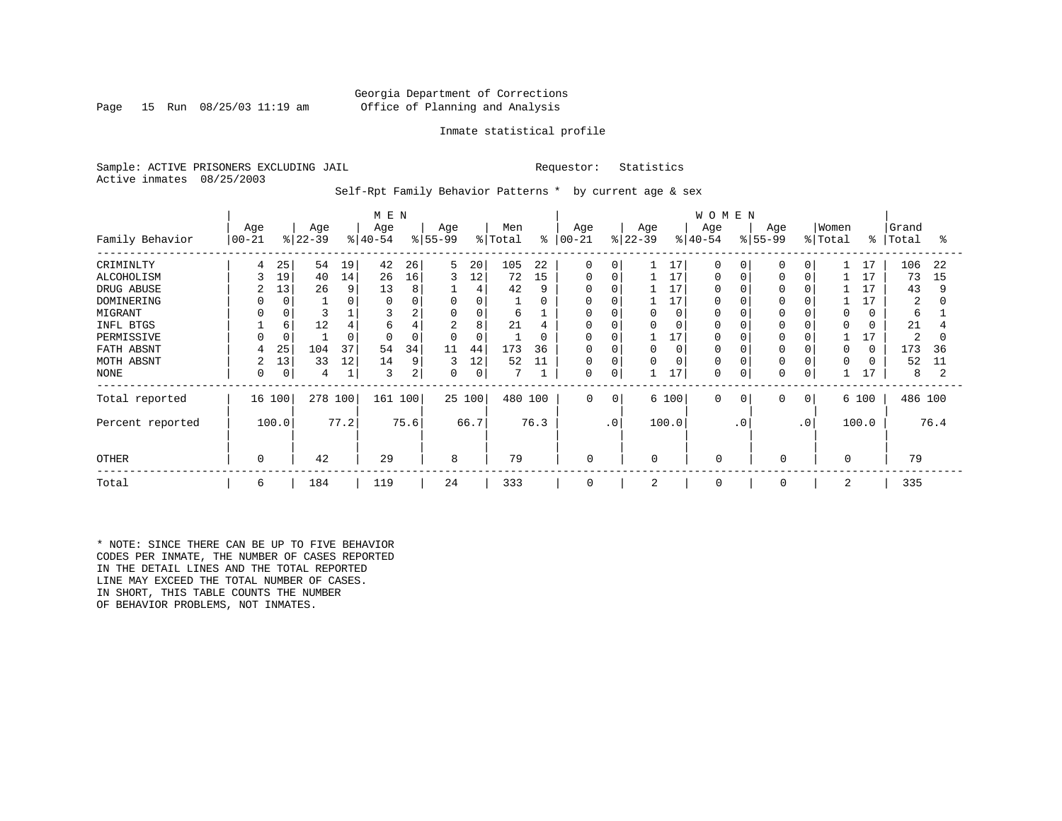Georgia Department of Corrections
Office of Planning and Analysis

Inmate statistical profile

Sample: ACTIVE PRISONERS EXCLUDING JAIL          Requestor: Statistics
Active inmates 08/25/2003

Self-Rpt Family Behavior Patterns * by current age & sex

| Family Behavior | MEN Age 00-21 | % | Age 22-39 | % | Age 40-54 | % | Age 55-99 | % | Men Total | % | WOMEN Age 00-21 | % | Age 22-39 | % | Age 40-54 | % | Age 55-99 | % | Women Total | % | Grand Total | % |
|---|---|---|---|---|---|---|---|---|---|---|---|---|---|---|---|---|---|---|---|---|---|---|
| CRIMINLTY | 4 | 25 | 54 | 19 | 42 | 26 | 5 | 20 | 105 | 22 | 0 | 0 | 1 | 17 | 0 | 0 | 0 | 0 | 1 | 17 | 106 | 22 |
| ALCOHOLISM | 3 | 19 | 40 | 14 | 26 | 16 | 3 | 12 | 72 | 15 | 0 | 0 | 1 | 17 | 0 | 0 | 0 | 0 | 1 | 17 | 73 | 15 |
| DRUG ABUSE | 2 | 13 | 26 | 9 | 13 | 8 | 1 | 4 | 42 | 9 | 0 | 0 | 1 | 17 | 0 | 0 | 0 | 0 | 1 | 17 | 43 | 9 |
| DOMINERING | 0 | 0 | 1 | 0 | 0 | 0 | 0 | 0 | 1 | 0 | 0 | 0 | 1 | 17 | 0 | 0 | 0 | 0 | 1 | 17 | 2 | 0 |
| MIGRANT | 0 | 0 | 3 | 1 | 3 | 2 | 0 | 0 | 6 | 1 | 0 | 0 | 0 | 0 | 0 | 0 | 0 | 0 | 0 | 0 | 6 | 1 |
| INFL BTGS | 1 | 6 | 12 | 4 | 6 | 4 | 2 | 8 | 21 | 4 | 0 | 0 | 0 | 0 | 0 | 0 | 0 | 0 | 0 | 0 | 21 | 4 |
| PERMISSIVE | 0 | 0 | 1 | 0 | 0 | 0 | 0 | 0 | 1 | 0 | 0 | 0 | 1 | 17 | 0 | 0 | 0 | 0 | 1 | 17 | 2 | 0 |
| FATH ABSNT | 4 | 25 | 104 | 37 | 54 | 34 | 11 | 44 | 173 | 36 | 0 | 0 | 0 | 0 | 0 | 0 | 0 | 0 | 0 | 0 | 173 | 36 |
| MOTH ABSNT | 2 | 13 | 33 | 12 | 14 | 9 | 3 | 12 | 52 | 11 | 0 | 0 | 0 | 0 | 0 | 0 | 0 | 0 | 0 | 0 | 52 | 11 |
| NONE | 0 | 0 | 4 | 1 | 3 | 2 | 0 | 0 | 7 | 1 | 0 | 0 | 1 | 17 | 0 | 0 | 0 | 0 | 1 | 17 | 8 | 2 |
| Total reported | 16 | 100 | 278 | 100 | 161 | 100 | 25 | 100 | 480 | 100 | 0 | 0 | 6 | 100 | 0 | 0 | 0 | 0 | 6 | 100 | 486 | 100 |
| Percent reported | | 100.0 | | 77.2 | | 75.6 | | 66.7 | | 76.3 | | .0 | | 100.0 | | .0 | | .0 | | 100.0 | | 76.4 |
| OTHER | 0 | | 42 | | 29 | | 8 | | 79 | | 0 | | 0 | | 0 | | 0 | | 0 | | 79 | |
| Total | 6 | | 184 | | 119 | | 24 | | 333 | | 0 | | 2 | | 0 | | 0 | | 2 | | 335 | |

* NOTE: SINCE THERE CAN BE UP TO FIVE BEHAVIOR CODES PER INMATE, THE NUMBER OF CASES REPORTED IN THE DETAIL LINES AND THE TOTAL REPORTED LINE MAY EXCEED THE TOTAL NUMBER OF CASES. IN SHORT, THIS TABLE COUNTS THE NUMBER OF BEHAVIOR PROBLEMS, NOT INMATES.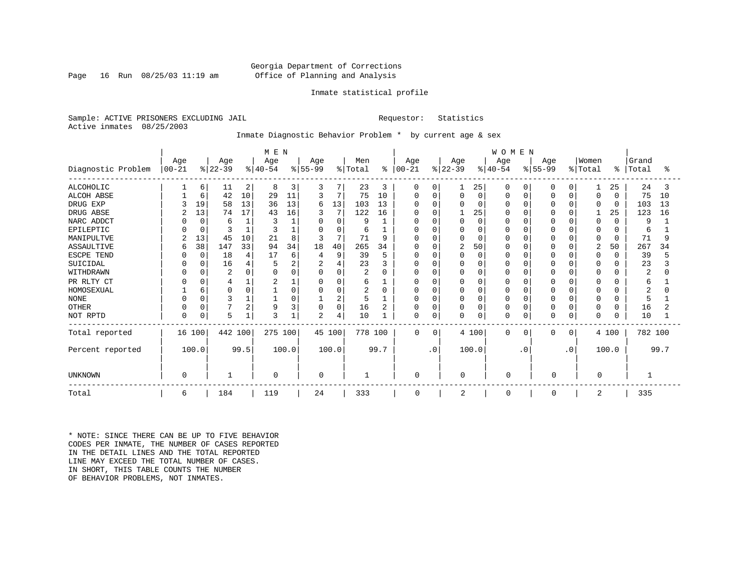Georgia Department of Corrections
Office of Planning and Analysis

Inmate statistical profile

Sample: ACTIVE PRISONERS EXCLUDING JAIL                    Requestor: Statistics
Active inmates 08/25/2003

Inmate Diagnostic Behavior Problem * by current age & sex

| Diagnostic Problem | MEN Age 00-21 | % | Age 22-39 | % | Age 40-54 | % | Age 55-99 | % | Men Total | % | WOMEN Age 00-21 | % | Age 22-39 | % | Age 40-54 | % | Age 55-99 | % | Women Total | % | Grand Total | % |
|---|---|---|---|---|---|---|---|---|---|---|---|---|---|---|---|---|---|---|---|---|---|---|
| ALCOHOLIC | 1 | 6 | 11 | 2 | 8 | 3 | 3 | 7 | 23 | 3 | 0 | 0 | 1 | 25 | 0 | 0 | 0 | 0 | 1 | 25 | 24 | 3 |
| ALCOH ABSE | 1 | 6 | 42 | 10 | 29 | 11 | 3 | 7 | 75 | 10 | 0 | 0 | 0 | 0 | 0 | 0 | 0 | 0 | 0 | 0 | 75 | 10 |
| DRUG EXP | 3 | 19 | 58 | 13 | 36 | 13 | 6 | 13 | 103 | 13 | 0 | 0 | 0 | 0 | 0 | 0 | 0 | 0 | 0 | 0 | 103 | 13 |
| DRUG ABSE | 2 | 13 | 74 | 17 | 43 | 16 | 3 | 7 | 122 | 16 | 0 | 0 | 1 | 25 | 0 | 0 | 0 | 0 | 1 | 25 | 123 | 16 |
| NARC ADDCT | 0 | 0 | 6 | 1 | 3 | 1 | 0 | 0 | 9 | 1 | 0 | 0 | 0 | 0 | 0 | 0 | 0 | 0 | 0 | 0 | 9 | 1 |
| EPILEPTIC | 0 | 0 | 3 | 1 | 3 | 1 | 0 | 0 | 6 | 1 | 0 | 0 | 0 | 0 | 0 | 0 | 0 | 0 | 0 | 0 | 6 | 1 |
| MANIPULTVE | 2 | 13 | 45 | 10 | 21 | 8 | 3 | 7 | 71 | 9 | 0 | 0 | 0 | 0 | 0 | 0 | 0 | 0 | 0 | 0 | 71 | 9 |
| ASSAULTIVE | 6 | 38 | 147 | 33 | 94 | 34 | 18 | 40 | 265 | 34 | 0 | 0 | 2 | 50 | 0 | 0 | 0 | 0 | 2 | 50 | 267 | 34 |
| ESCPE TEND | 0 | 0 | 18 | 4 | 17 | 6 | 4 | 9 | 39 | 5 | 0 | 0 | 0 | 0 | 0 | 0 | 0 | 0 | 0 | 0 | 39 | 5 |
| SUICIDAL | 0 | 0 | 16 | 4 | 5 | 2 | 2 | 4 | 23 | 3 | 0 | 0 | 0 | 0 | 0 | 0 | 0 | 0 | 0 | 0 | 23 | 3 |
| WITHDRAWN | 0 | 0 | 2 | 0 | 0 | 0 | 0 | 0 | 2 | 0 | 0 | 0 | 0 | 0 | 0 | 0 | 0 | 0 | 0 | 0 | 2 | 0 |
| PR RLTY CT | 0 | 0 | 4 | 1 | 2 | 1 | 0 | 0 | 6 | 1 | 0 | 0 | 0 | 0 | 0 | 0 | 0 | 0 | 0 | 0 | 6 | 1 |
| HOMOSEXUAL | 1 | 6 | 0 | 0 | 1 | 0 | 0 | 0 | 2 | 0 | 0 | 0 | 0 | 0 | 0 | 0 | 0 | 0 | 0 | 0 | 2 | 0 |
| NONE | 0 | 0 | 3 | 1 | 1 | 0 | 1 | 2 | 5 | 1 | 0 | 0 | 0 | 0 | 0 | 0 | 0 | 0 | 0 | 0 | 5 | 1 |
| OTHER | 0 | 0 | 7 | 2 | 9 | 3 | 0 | 0 | 16 | 2 | 0 | 0 | 0 | 0 | 0 | 0 | 0 | 0 | 0 | 0 | 16 | 2 |
| NOT RPTD | 0 | 0 | 5 | 1 | 3 | 1 | 2 | 4 | 10 | 1 | 0 | 0 | 0 | 0 | 0 | 0 | 0 | 0 | 0 | 0 | 10 | 1 |
| Total reported | 16 | 100 | 442 | 100 | 275 | 100 | 45 | 100 | 778 | 100 | 0 | 0 | 4 | 100 | 0 | 0 | 0 | 0 | 4 | 100 | 782 | 100 |
| Percent reported | 100.0 | | 99.5 | | 100.0 | | 100.0 | | 99.7 | | .0 | | 100.0 | | .0 | | .0 | | 100.0 | | 99.7 | |
| UNKNOWN | 0 | | 1 | | 0 | | 0 | | 1 | | 0 | | 0 | | 0 | | 0 | | 0 | | 1 | |
| Total | 6 | | 184 | | 119 | | 24 | | 333 | | 0 | | 2 | | 0 | | 0 | | 2 | | 335 | |

* NOTE: SINCE THERE CAN BE UP TO FIVE BEHAVIOR CODES PER INMATE, THE NUMBER OF CASES REPORTED IN THE DETAIL LINES AND THE TOTAL REPORTED LINE MAY EXCEED THE TOTAL NUMBER OF CASES. IN SHORT, THIS TABLE COUNTS THE NUMBER OF BEHAVIOR PROBLEMS, NOT INMATES.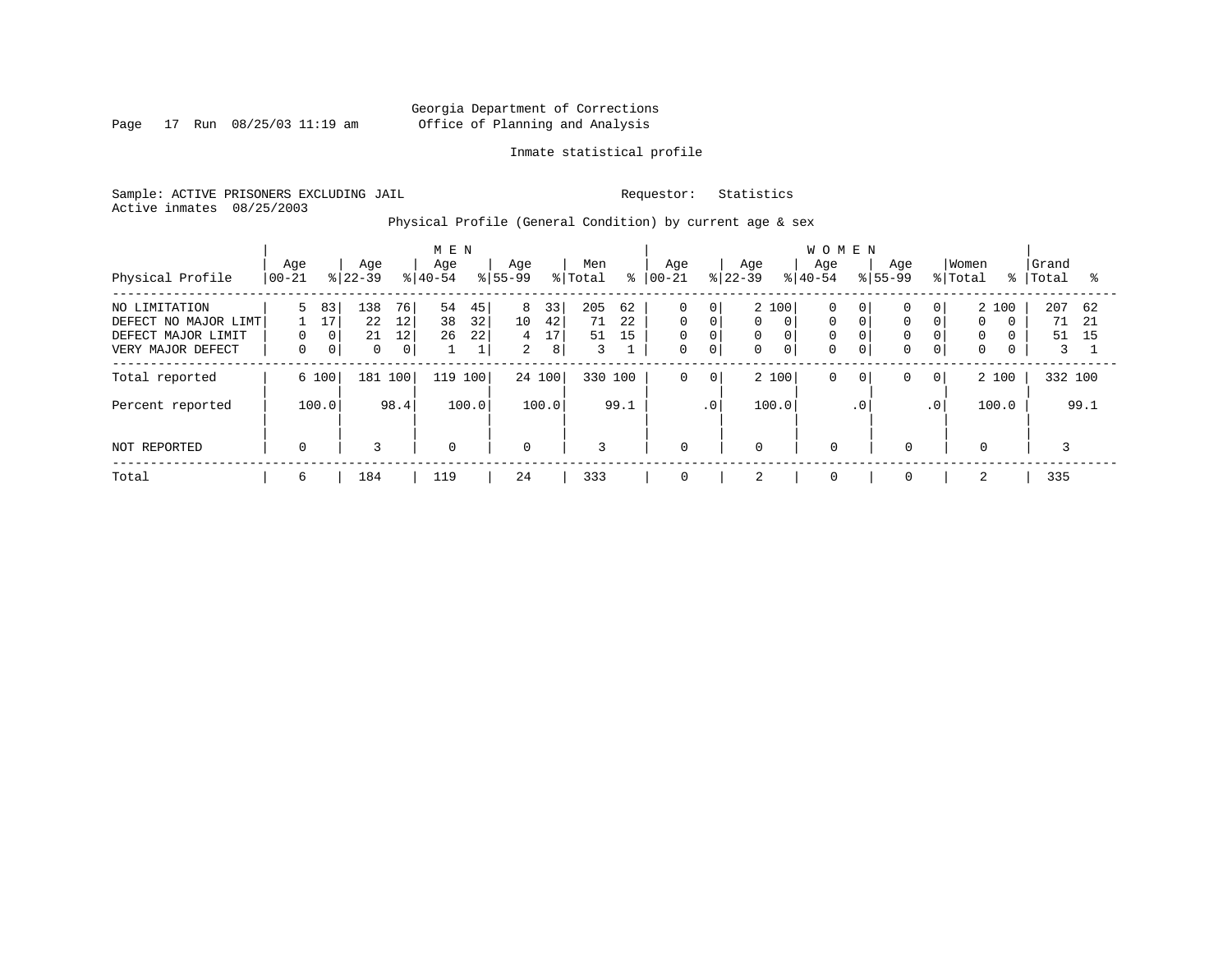Georgia Department of Corrections
Office of Planning and Analysis

Inmate statistical profile

Sample: ACTIVE PRISONERS EXCLUDING JAIL                Requestor: Statistics
Active inmates 08/25/2003

Physical Profile (General Condition) by current age & sex

| Physical Profile | MEN Age 00-21 | % | Age 22-39 | % | Age 40-54 | % | Age 55-99 | % | Men Total | % | WOMEN Age 00-21 | % | Age 22-39 | % | Age 40-54 | % | Age 55-99 | % | Women Total | % | Grand Total | % |
|---|---|---|---|---|---|---|---|---|---|---|---|---|---|---|---|---|---|---|---|---|---|---|
| NO LIMITATION | 5 | 83 | 138 | 76 | 54 | 45 | 8 | 33 | 205 | 62 | 0 | 0 | 2 | 100 | 0 | 0 | 0 | 0 | 2 | 100 | 207 | 62 |
| DEFECT NO MAJOR LIMT | 1 | 17 | 22 | 12 | 38 | 32 | 10 | 42 | 71 | 22 | 0 | 0 | 0 | 0 | 0 | 0 | 0 | 0 | 0 | 0 | 71 | 21 |
| DEFECT MAJOR LIMIT | 0 | 0 | 21 | 12 | 26 | 22 | 4 | 17 | 51 | 15 | 0 | 0 | 0 | 0 | 0 | 0 | 0 | 0 | 0 | 0 | 51 | 15 |
| VERY MAJOR DEFECT | 0 | 0 | 0 | 0 | 1 | 1 | 2 | 8 | 3 | 1 | 0 | 0 | 0 | 0 | 0 | 0 | 0 | 0 | 0 | 0 | 3 | 1 |
| Total reported | 6 | 100 | 181 | 100 | 119 | 100 | 24 | 100 | 330 | 100 | 0 | 0 | 2 | 100 | 0 | 0 | 0 | 0 | 2 | 100 | 332 | 100 |
| Percent reported | | 100.0 | | 98.4 | | 100.0 | | 100.0 | | 99.1 | | .0 | | 100.0 | | .0 | | .0 | | 100.0 | | 99.1 |
| NOT REPORTED | 0 | | 3 | | 0 | | 0 | | 3 | | 0 | | 0 | | 0 | | 0 | | 0 | | 3 | |
| Total | 6 | | 184 | | 119 | | 24 | | 333 | | 0 | | 2 | | 0 | | 0 | | 2 | | 335 | |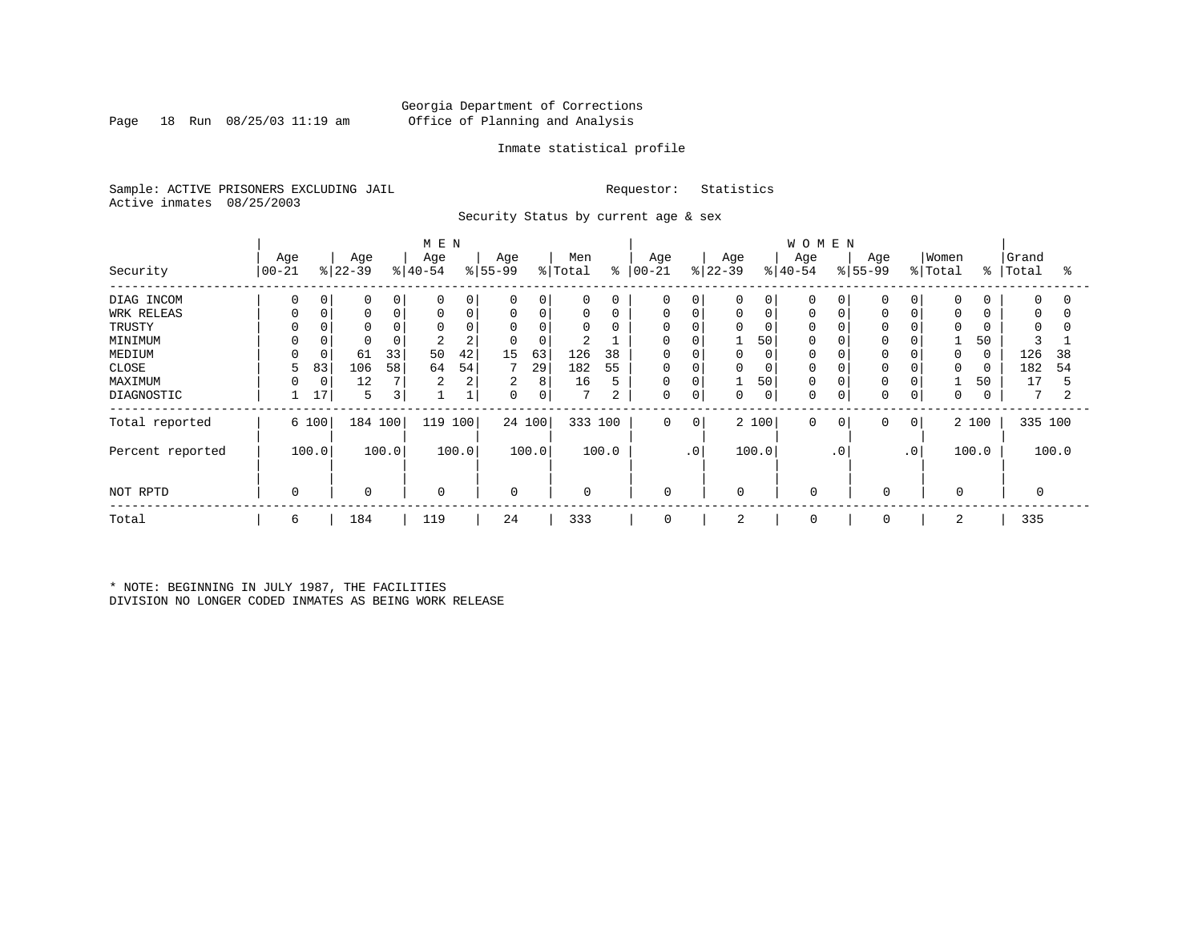Georgia Department of Corrections
Office of Planning and Analysis

Inmate statistical profile

Sample: ACTIVE PRISONERS EXCLUDING JAIL

Active inmates 08/25/2003

Requestor: Statistics

Security Status by current age & sex

| Security | MEN Age 00-21 | % | Age 22-39 | % | Age 40-54 | % | Age 55-99 | % | Men Total | % | WOMEN Age 00-21 | % | Age 22-39 | % | Age 40-54 | % | Age 55-99 | % | Women Total | % | Grand Total | % |
|---|---|---|---|---|---|---|---|---|---|---|---|---|---|---|---|---|---|---|---|---|---|---|
| DIAG INCOM | 0 | 0 | 0 | 0 | 0 | 0 | 0 | 0 | 0 | 0 | 0 | 0 | 0 | 0 | 0 | 0 | 0 | 0 | 0 | 0 | 0 | 0 |
| WRK RELEAS | 0 | 0 | 0 | 0 | 0 | 0 | 0 | 0 | 0 | 0 | 0 | 0 | 0 | 0 | 0 | 0 | 0 | 0 | 0 | 0 | 0 | 0 |
| TRUSTY | 0 | 0 | 0 | 0 | 0 | 0 | 0 | 0 | 0 | 0 | 0 | 0 | 0 | 0 | 0 | 0 | 0 | 0 | 0 | 0 | 0 | 0 |
| MINIMUM | 0 | 0 | 0 | 0 | 2 | 2 | 0 | 0 | 2 | 1 | 0 | 0 | 1 | 50 | 0 | 0 | 0 | 0 | 1 | 50 | 3 | 1 |
| MEDIUM | 0 | 0 | 61 | 33 | 50 | 42 | 15 | 63 | 126 | 38 | 0 | 0 | 0 | 0 | 0 | 0 | 0 | 0 | 0 | 0 | 126 | 38 |
| CLOSE | 5 | 83 | 106 | 58 | 64 | 54 | 7 | 29 | 182 | 55 | 0 | 0 | 0 | 0 | 0 | 0 | 0 | 0 | 0 | 0 | 182 | 54 |
| MAXIMUM | 0 | 0 | 12 | 7 | 2 | 2 | 2 | 8 | 16 | 5 | 0 | 0 | 1 | 50 | 0 | 0 | 0 | 0 | 1 | 50 | 17 | 5 |
| DIAGNOSTIC | 1 | 17 | 5 | 3 | 1 | 1 | 0 | 0 | 7 | 2 | 0 | 0 | 0 | 0 | 0 | 0 | 0 | 0 | 0 | 0 | 7 | 2 |
| Total reported | 6 | 100 | 184 | 100 | 119 | 100 | 24 | 100 | 333 | 100 | 0 | 0 | 2 | 100 | 0 | 0 | 0 | 0 | 2 | 100 | 335 | 100 |
| Percent reported | | 100.0 | | 100.0 | | 100.0 | | 100.0 | | 100.0 | | .0 | | 100.0 | | .0 | | .0 | | 100.0 | | 100.0 |
| NOT RPTD | 0 | | 0 | | 0 | | 0 | | 0 | | 0 | | 0 | | 0 | | 0 | | 0 | | 0 | |
| Total | 6 | | 184 | | 119 | | 24 | | 333 | | 0 | | 2 | | 0 | | 0 | | 2 | | 335 | |

* NOTE: BEGINNING IN JULY 1987, THE FACILITIES DIVISION NO LONGER CODED INMATES AS BEING WORK RELEASE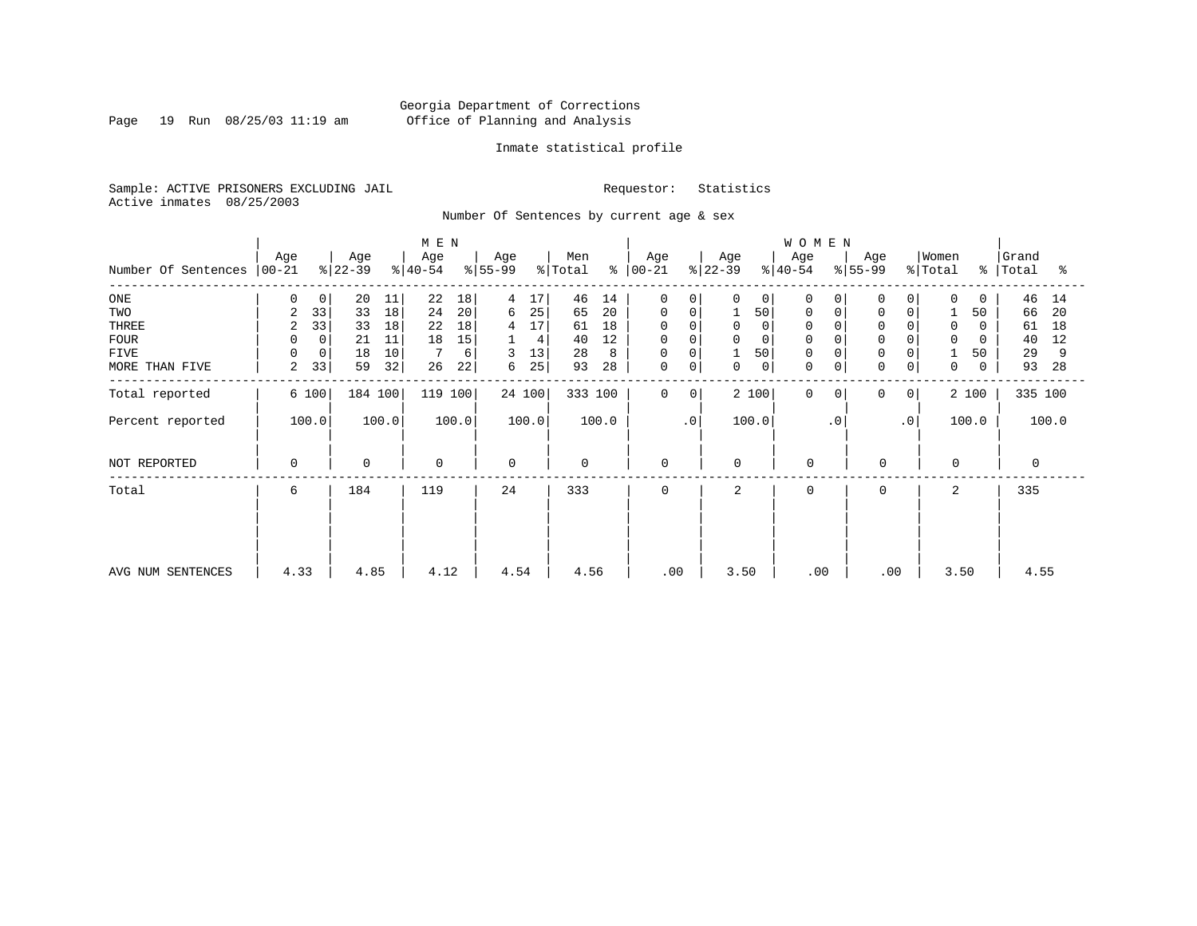Georgia Department of Corrections
Office of Planning and Analysis

Inmate statistical profile

Sample: ACTIVE PRISONERS EXCLUDING JAIL

Requestor: Statistics

Active inmates 08/25/2003

Number Of Sentences by current age & sex

| Number Of Sentences | MEN Age 00-21 | % | Age 22-39 | % | Age 40-54 | % | Age 55-99 | % | Men Total | % | WOMEN Age 00-21 | % | Age 22-39 | % | Age 40-54 | % | Age 55-99 | % | Women Total | % | Grand Total | % |
|---|---|---|---|---|---|---|---|---|---|---|---|---|---|---|---|---|---|---|---|---|---|---|
| ONE | 0 | 0 | 20 | 11 | 22 | 18 | 4 | 17 | 46 | 14 | 0 | 0 | 0 | 0 | 0 | 0 | 0 | 0 | 0 | 0 | 46 | 14 |
| TWO | 2 | 33 | 33 | 18 | 24 | 20 | 6 | 25 | 65 | 20 | 0 | 0 | 1 | 50 | 0 | 0 | 0 | 0 | 1 | 50 | 66 | 20 |
| THREE | 2 | 33 | 33 | 18 | 22 | 18 | 4 | 17 | 61 | 18 | 0 | 0 | 0 | 0 | 0 | 0 | 0 | 0 | 0 | 0 | 61 | 18 |
| FOUR | 0 | 0 | 21 | 11 | 18 | 15 | 1 | 4 | 40 | 12 | 0 | 0 | 0 | 0 | 0 | 0 | 0 | 0 | 0 | 0 | 40 | 12 |
| FIVE | 0 | 0 | 18 | 10 | 7 | 6 | 3 | 13 | 28 | 8 | 0 | 0 | 1 | 50 | 0 | 0 | 0 | 0 | 1 | 50 | 29 | 9 |
| MORE THAN FIVE | 2 | 33 | 59 | 32 | 26 | 22 | 6 | 25 | 93 | 28 | 0 | 0 | 0 | 0 | 0 | 0 | 0 | 0 | 0 | 0 | 93 | 28 |
| Total reported | 6 | 100 | 184 | 100 | 119 | 100 | 24 | 100 | 333 | 100 | 0 | 0 | 2 | 100 | 0 | 0 | 0 | 0 | 2 | 100 | 335 | 100 |
| Percent reported | | 100.0 | | 100.0 | | 100.0 | | 100.0 | | 100.0 | | .0 | | 100.0 | | .0 | | .0 | | 100.0 | | 100.0 |
| NOT REPORTED | 0 | | 0 | | 0 | | 0 | | 0 | | 0 | | 0 | | 0 | | 0 | | 0 | | 0 | |
| Total | 6 | | 184 | | 119 | | 24 | | 333 | | 0 | | 2 | | 0 | | 0 | | 2 | | 335 | |
| AVG NUM SENTENCES | 4.33 | | 4.85 | | 4.12 | | 4.54 | | 4.56 | | .00 | | 3.50 | | .00 | | .00 | | 3.50 | | 4.55 | |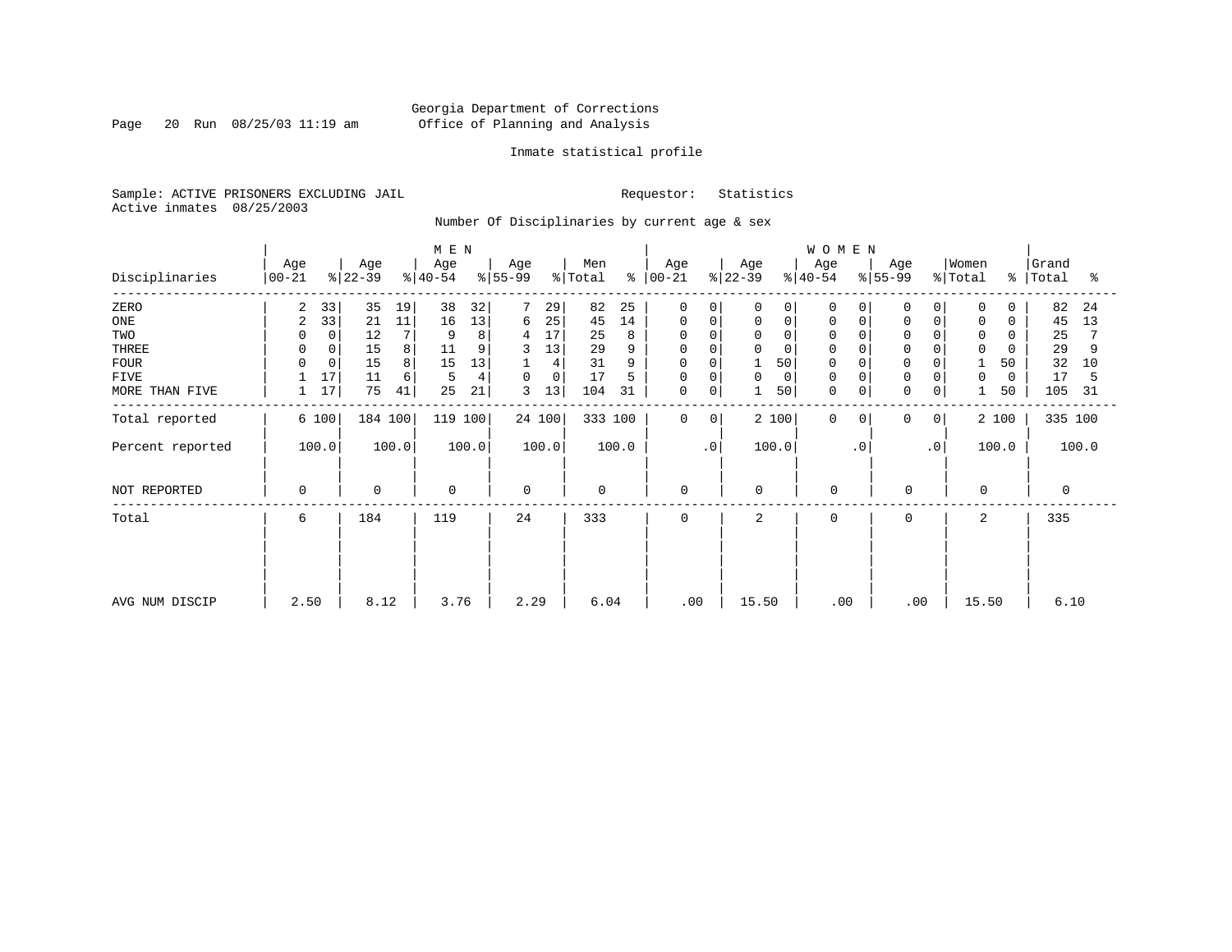Georgia Department of Corrections
Office of Planning and Analysis

Inmate statistical profile

Sample: ACTIVE PRISONERS EXCLUDING JAIL    Requestor: Statistics
Active inmates 08/25/2003

Number Of Disciplinaries by current age & sex

| Disciplinaries | MEN Age 00-21 | % | Age 22-39 | % | Age 40-54 | % | Age 55-99 | % | Men Total | % | WOMEN Age 00-21 | % | Age 22-39 | % | Age 40-54 | % | Age 55-99 | % | Women Total | % | Grand Total | % |
|---|---|---|---|---|---|---|---|---|---|---|---|---|---|---|---|---|---|---|---|---|---|---|
| ZERO | 2 | 33 | 35 | 19 | 38 | 32 | 7 | 29 | 82 | 25 | 0 | 0 | 0 | 0 | 0 | 0 | 0 | 0 | 0 | 0 | 82 | 24 |
| ONE | 2 | 33 | 21 | 11 | 16 | 13 | 6 | 25 | 45 | 14 | 0 | 0 | 0 | 0 | 0 | 0 | 0 | 0 | 0 | 0 | 45 | 13 |
| TWO | 0 | 0 | 12 | 7 | 9 | 8 | 4 | 17 | 25 | 8 | 0 | 0 | 0 | 0 | 0 | 0 | 0 | 0 | 0 | 0 | 25 | 7 |
| THREE | 0 | 0 | 15 | 8 | 11 | 9 | 3 | 13 | 29 | 9 | 0 | 0 | 0 | 0 | 0 | 0 | 0 | 0 | 0 | 0 | 29 | 9 |
| FOUR | 0 | 0 | 15 | 8 | 15 | 13 | 1 | 4 | 31 | 9 | 0 | 0 | 1 | 50 | 0 | 0 | 0 | 0 | 1 | 50 | 32 | 10 |
| FIVE | 1 | 17 | 11 | 6 | 5 | 4 | 0 | 0 | 17 | 5 | 0 | 0 | 0 | 0 | 0 | 0 | 0 | 0 | 0 | 0 | 17 | 5 |
| MORE THAN FIVE | 1 | 17 | 75 | 41 | 25 | 21 | 3 | 13 | 104 | 31 | 0 | 0 | 1 | 50 | 0 | 0 | 0 | 0 | 1 | 50 | 105 | 31 |
| Total reported | 6 | 100 | 184 | 100 | 119 | 100 | 24 | 100 | 333 | 100 | 0 | 0 | 2 | 100 | 0 | 0 | 0 | 0 | 2 | 100 | 335 | 100 |
| Percent reported | 100.0 | | 100.0 | | 100.0 | | 100.0 | | 100.0 | | .0 | | 100.0 | | .0 | | .0 | | 100.0 | | 100.0 | |
| NOT REPORTED | 0 | | 0 | | 0 | | 0 | | 0 | | 0 | | 0 | | 0 | | 0 | | 0 | | 0 | |
| Total | 6 | | 184 | | 119 | | 24 | | 333 | | 0 | | 2 | | 0 | | 0 | | 2 | | 335 | |
| AVG NUM DISCIP | 2.50 | | 8.12 | | 3.76 | | 2.29 | | 6.04 | | .00 | | 15.50 | | .00 | | .00 | | 15.50 | | 6.10 | |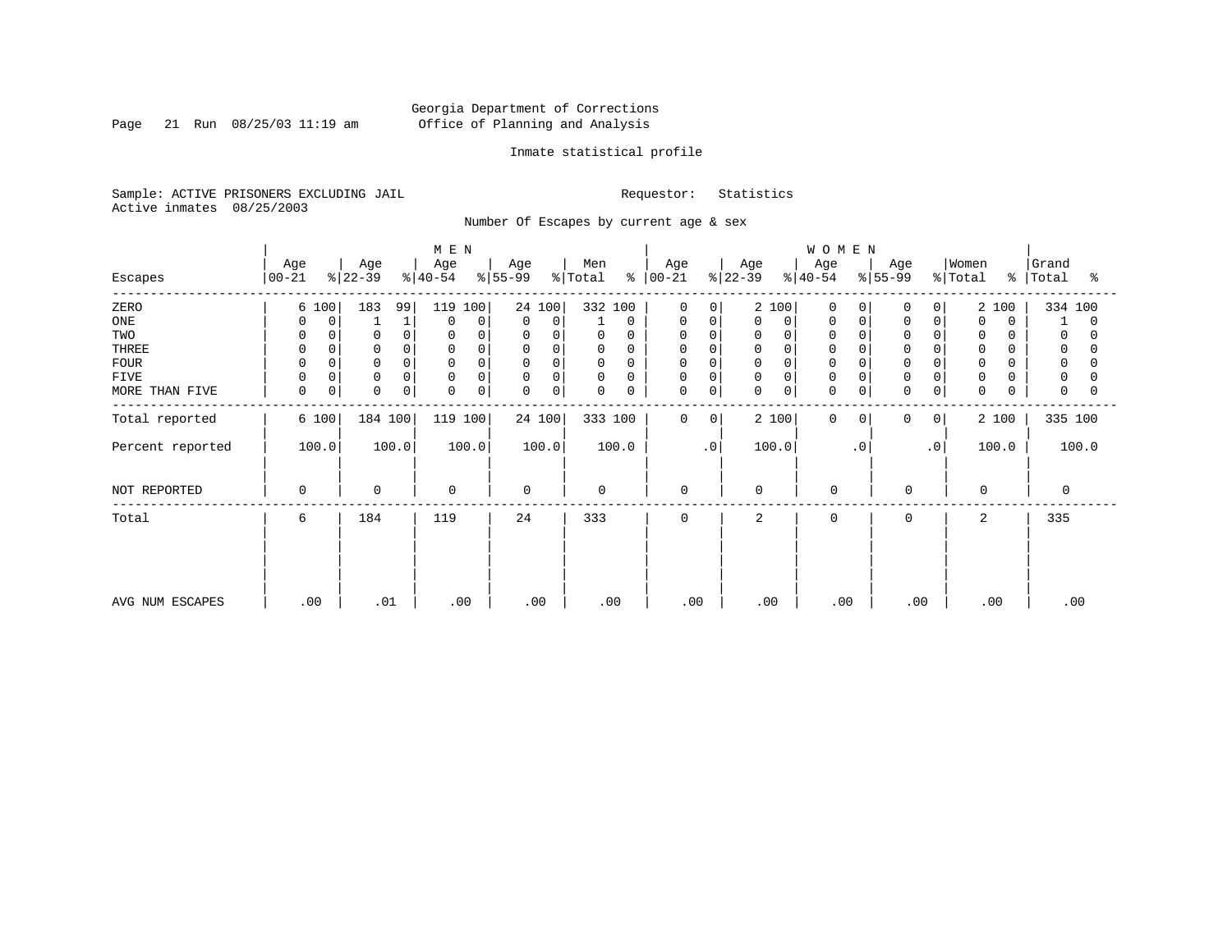Georgia Department of Corrections
Office of Planning and Analysis

Inmate statistical profile

Sample: ACTIVE PRISONERS EXCLUDING JAIL
Active inmates 08/25/2003

Requestor: Statistics

Number Of Escapes by current age & sex

| | MEN | | | | | | | | | | WOMEN | | | | | | | | | | | |
|---|---|---|---|---|---|---|---|---|---|---|---|---|---|---|---|---|---|---|---|---|---|---|
| Escapes | Age 00-21 | % | Age 22-39 | % | Age 40-54 | % | Age 55-99 | % | Men Total | % | Age 00-21 | % | Age 22-39 | % | Age 40-54 | % | Age 55-99 | % | Women Total | % | Grand Total | % |
| ZERO | 6 | 100 | 183 | 99 | 119 | 100 | 24 | 100 | 332 | 100 | 0 | 0 | 2 | 100 | 0 | 0 | 0 | 0 | 2 | 100 | 334 | 100 |
| ONE | 0 | 0 | 1 | 1 | 0 | 0 | 0 | 0 | 1 | 0 | 0 | 0 | 0 | 0 | 0 | 0 | 0 | 0 | 0 | 0 | 1 | 0 |
| TWO | 0 | 0 | 0 | 0 | 0 | 0 | 0 | 0 | 0 | 0 | 0 | 0 | 0 | 0 | 0 | 0 | 0 | 0 | 0 | 0 | 0 | 0 |
| THREE | 0 | 0 | 0 | 0 | 0 | 0 | 0 | 0 | 0 | 0 | 0 | 0 | 0 | 0 | 0 | 0 | 0 | 0 | 0 | 0 | 0 | 0 |
| FOUR | 0 | 0 | 0 | 0 | 0 | 0 | 0 | 0 | 0 | 0 | 0 | 0 | 0 | 0 | 0 | 0 | 0 | 0 | 0 | 0 | 0 | 0 |
| FIVE | 0 | 0 | 0 | 0 | 0 | 0 | 0 | 0 | 0 | 0 | 0 | 0 | 0 | 0 | 0 | 0 | 0 | 0 | 0 | 0 | 0 | 0 |
| MORE THAN FIVE | 0 | 0 | 0 | 0 | 0 | 0 | 0 | 0 | 0 | 0 | 0 | 0 | 0 | 0 | 0 | 0 | 0 | 0 | 0 | 0 | 0 | 0 |
| Total reported | 6 | 100 | 184 | 100 | 119 | 100 | 24 | 100 | 333 | 100 | 0 | 0 | 2 | 100 | 0 | 0 | 0 | 0 | 2 | 100 | 335 | 100 |
| Percent reported | 100.0 | | 100.0 | | 100.0 | | 100.0 | | 100.0 | | .0 | | 100.0 | | .0 | | .0 | | 100.0 | | 100.0 | |
| NOT REPORTED | 0 | | 0 | | 0 | | 0 | | 0 | | 0 | | 0 | | 0 | | 0 | | 0 | | 0 | |
| Total | 6 | | 184 | | 119 | | 24 | | 333 | | 0 | | 2 | | 0 | | 0 | | 2 | | 335 | |
| AVG NUM ESCAPES | .00 | | .01 | | .00 | | .00 | | .00 | | .00 | | .00 | | .00 | | .00 | | .00 | | .00 | |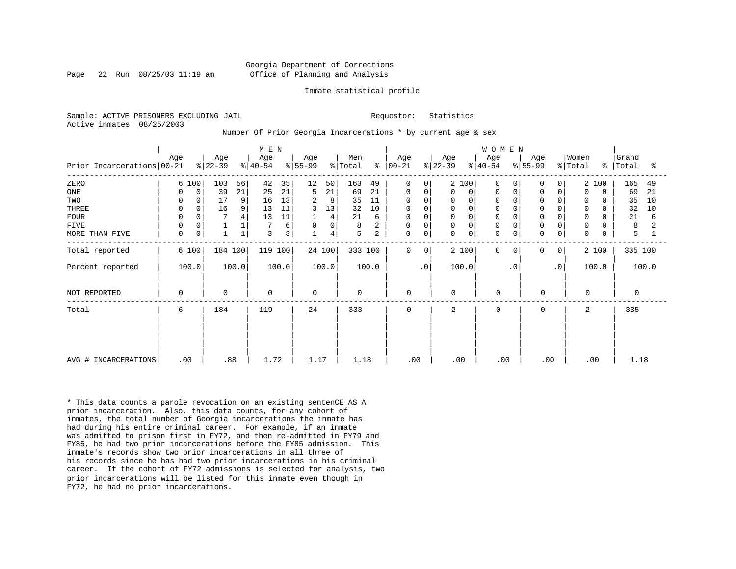Georgia Department of Corrections
Office of Planning and Analysis

Inmate statistical profile

Sample: ACTIVE PRISONERS EXCLUDING JAIL

Requestor: Statistics

Active inmates 08/25/2003

Number Of Prior Georgia Incarcerations * by current age & sex

| | MEN | | | | | | | | | | WOMEN | | | | | | | | | | | |
|---|---|---|---|---|---|---|---|---|---|---|---|---|---|---|---|---|---|---|---|---|---|---|
| Prior Incarcerations | Age 00-21 | % | Age 22-39 | % | Age 40-54 | % | Age 55-99 | % | Men Total | % | Age 00-21 | % | Age 22-39 | % | Age 40-54 | % | Age 55-99 | % | Women Total | % | Grand Total | % |
| ZERO | 6 | 100 | 103 | 56 | 42 | 35 | 12 | 50 | 163 | 49 | 0 | 0 | 2 | 100 | 0 | 0 | 0 | 0 | 2 | 100 | 165 | 49 |
| ONE | 0 | 0 | 39 | 21 | 25 | 21 | 5 | 21 | 69 | 21 | 0 | 0 | 0 | 0 | 0 | 0 | 0 | 0 | 0 | 0 | 69 | 21 |
| TWO | 0 | 0 | 17 | 9 | 16 | 13 | 2 | 8 | 35 | 11 | 0 | 0 | 0 | 0 | 0 | 0 | 0 | 0 | 0 | 0 | 35 | 10 |
| THREE | 0 | 0 | 16 | 9 | 13 | 11 | 3 | 13 | 32 | 10 | 0 | 0 | 0 | 0 | 0 | 0 | 0 | 0 | 0 | 0 | 32 | 10 |
| FOUR | 0 | 0 | 7 | 4 | 13 | 11 | 1 | 4 | 21 | 6 | 0 | 0 | 0 | 0 | 0 | 0 | 0 | 0 | 0 | 0 | 21 | 6 |
| FIVE | 0 | 0 | 1 | 1 | 7 | 6 | 0 | 0 | 8 | 2 | 0 | 0 | 0 | 0 | 0 | 0 | 0 | 0 | 0 | 0 | 8 | 2 |
| MORE THAN FIVE | 0 | 0 | 1 | 1 | 3 | 3 | 1 | 4 | 5 | 2 | 0 | 0 | 0 | 0 | 0 | 0 | 0 | 0 | 0 | 0 | 5 | 1 |
| Total reported | 6 | 100 | 184 | 100 | 119 | 100 | 24 | 100 | 333 | 100 | 0 | 0 | 2 | 100 | 0 | 0 | 0 | 0 | 2 | 100 | 335 | 100 |
| Percent reported | 100.0 | | 100.0 | | 100.0 | | 100.0 | | 100.0 | | .0 | | 100.0 | | .0 | | .0 | | 100.0 | | 100.0 | |
| NOT REPORTED | 0 | | 0 | | 0 | | 0 | | 0 | | 0 | | 0 | | 0 | | 0 | | 0 | | 0 | |
| Total | 6 | | 184 | | 119 | | 24 | | 333 | | 0 | | 2 | | 0 | | 0 | | 2 | | 335 | |
| AVG # INCARCERATIONS | .00 | | .88 | | 1.72 | | 1.17 | | 1.18 | | .00 | | .00 | | .00 | | .00 | | .00 | | 1.18 | |

* This data counts a parole revocation on an existing sentenCE AS A prior incarceration. Also, this data counts, for any cohort of inmates, the total number of Georgia incarcerations the inmate has had during his entire criminal career. For example, if an inmate was admitted to prison first in FY72, and then re-admitted in FY79 and FY85, he had two prior incarcerations before the FY85 admission. This inmate's records show two prior incarcerations in all three of his records since he has had two prior incarcerations in his criminal career. If the cohort of FY72 admissions is selected for analysis, two prior incarcerations will be listed for this inmate even though in FY72, he had no prior incarcerations.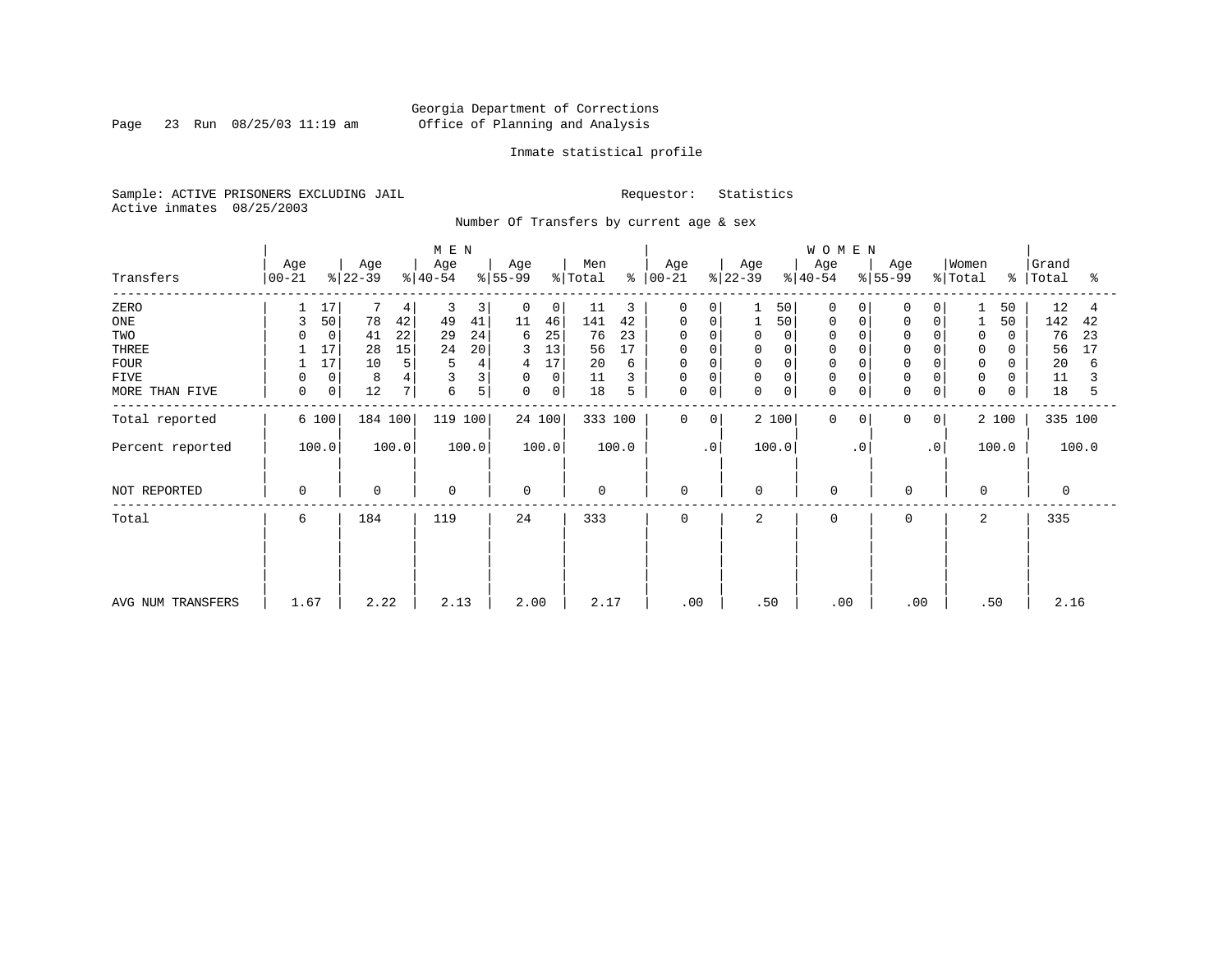Georgia Department of Corrections
Office of Planning and Analysis

Inmate statistical profile

Sample: ACTIVE PRISONERS EXCLUDING JAIL
Active inmates 08/25/2003

Requestor: Statistics

Number Of Transfers by current age & sex

| Transfers | MEN Age 00-21 | % | Age 22-39 | % | Age 40-54 | % | Age 55-99 | % | Men Total | % | WOMEN Age 00-21 | % | Age 22-39 | % | Age 40-54 | % | Age 55-99 | % | Women Total | % | Grand Total | % |
|---|---|---|---|---|---|---|---|---|---|---|---|---|---|---|---|---|---|---|---|---|---|---|
| ZERO | 1 | 17 | 7 | 4 | 3 | 3 | 0 | 0 | 11 | 3 | 0 | 0 | 1 | 50 | 0 | 0 | 0 | 0 | 1 | 50 | 12 | 4 |
| ONE | 3 | 50 | 78 | 42 | 49 | 41 | 11 | 46 | 141 | 42 | 0 | 0 | 1 | 50 | 0 | 0 | 0 | 0 | 1 | 50 | 142 | 42 |
| TWO | 0 | 0 | 41 | 22 | 29 | 24 | 6 | 25 | 76 | 23 | 0 | 0 | 0 | 0 | 0 | 0 | 0 | 0 | 0 | 0 | 76 | 23 |
| THREE | 1 | 17 | 28 | 15 | 24 | 20 | 3 | 13 | 56 | 17 | 0 | 0 | 0 | 0 | 0 | 0 | 0 | 0 | 0 | 0 | 56 | 17 |
| FOUR | 1 | 17 | 10 | 5 | 5 | 4 | 4 | 17 | 20 | 6 | 0 | 0 | 0 | 0 | 0 | 0 | 0 | 0 | 0 | 0 | 20 | 6 |
| FIVE | 0 | 0 | 8 | 4 | 3 | 3 | 0 | 0 | 11 | 3 | 0 | 0 | 0 | 0 | 0 | 0 | 0 | 0 | 0 | 0 | 11 | 3 |
| MORE THAN FIVE | 0 | 0 | 12 | 7 | 6 | 5 | 0 | 0 | 18 | 5 | 0 | 0 | 0 | 0 | 0 | 0 | 0 | 0 | 0 | 0 | 18 | 5 |
| Total reported | 6 | 100 | 184 | 100 | 119 | 100 | 24 | 100 | 333 | 100 | 0 | 0 | 2 | 100 | 0 | 0 | 0 | 0 | 2 | 100 | 335 | 100 |
| Percent reported | 100.0 | | 100.0 | | 100.0 | | 100.0 | | 100.0 | | .0 | | 100.0 | | .0 | | .0 | | 100.0 | | 100.0 | |
| NOT REPORTED | 0 | | 0 | | 0 | | 0 | | 0 | | 0 | | 0 | | 0 | | 0 | | 0 | | 0 | |
| Total | 6 | | 184 | | 119 | | 24 | | 333 | | 0 | | 2 | | 0 | | 0 | | 2 | | 335 | |
| AVG NUM TRANSFERS | 1.67 | | 2.22 | | 2.13 | | 2.00 | | 2.17 | | .00 | | .50 | | .00 | | .00 | | .50 | | 2.16 | |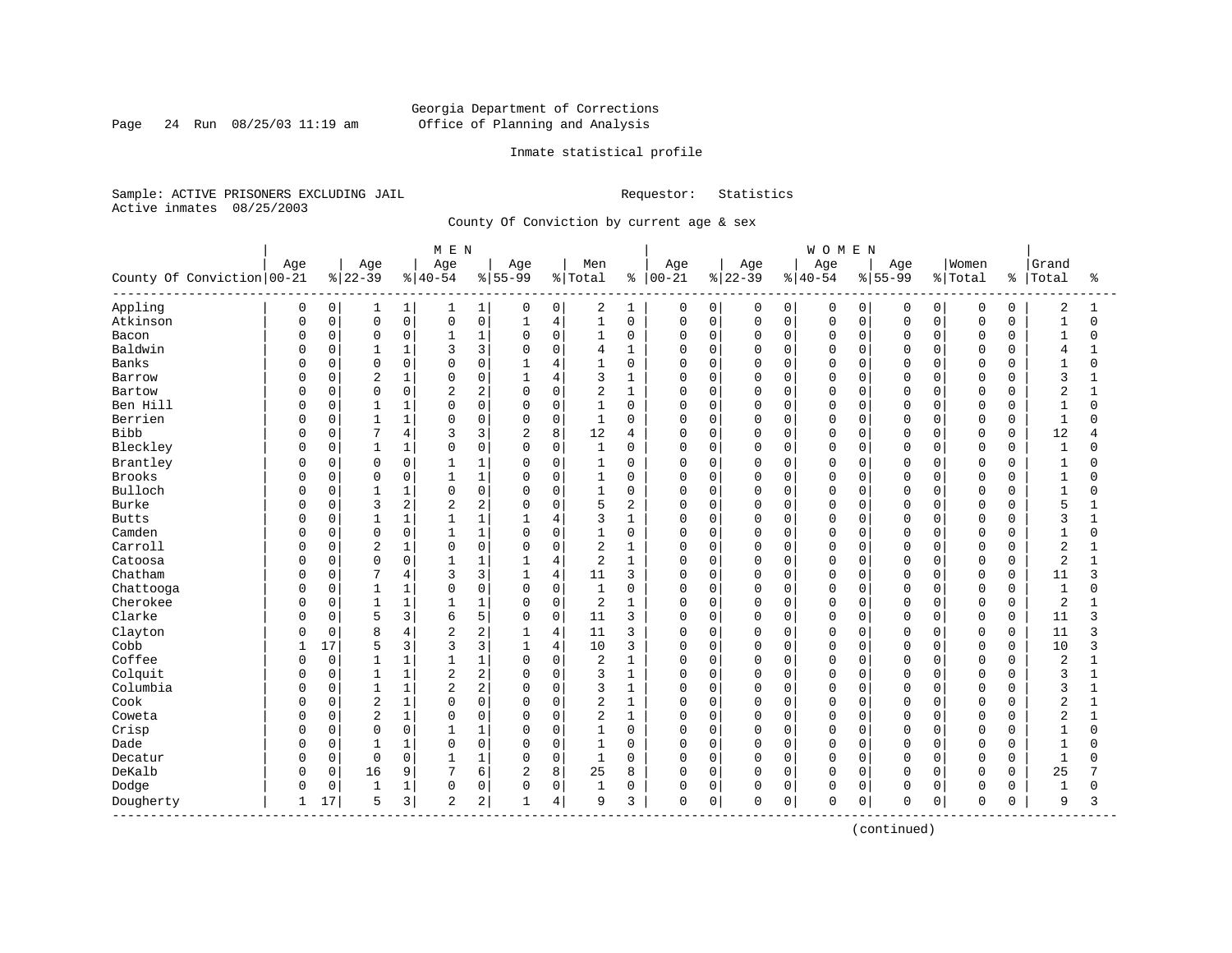Georgia Department of Corrections
Office of Planning and Analysis

Inmate statistical profile

Sample: ACTIVE PRISONERS EXCLUDING JAIL
Active inmates 08/25/2003

Requestor: Statistics

County Of Conviction by current age & sex

| County Of Conviction | MEN Age 00-21 | % | Age 22-39 | % | Age 40-54 | % | Age 55-99 | % | Men Total | % | WOMEN Age 00-21 | % | Age 22-39 | % | Age 40-54 | % | Age 55-99 | % | Women Total | % | Grand Total | % |
|---|---|---|---|---|---|---|---|---|---|---|---|---|---|---|---|---|---|---|---|---|---|---|
| Appling | 0 | 0 | 1 | 1 | 1 | 1 | 0 | 0 | 2 | 1 | 0 | 0 | 0 | 0 | 0 | 0 | 0 | 0 | 0 | 0 | 2 | 1 |
| Atkinson | 0 | 0 | 0 | 0 | 0 | 0 | 1 | 4 | 1 | 0 | 0 | 0 | 0 | 0 | 0 | 0 | 0 | 0 | 0 | 0 | 1 | 0 |
| Bacon | 0 | 0 | 0 | 0 | 1 | 1 | 0 | 0 | 1 | 0 | 0 | 0 | 0 | 0 | 0 | 0 | 0 | 0 | 0 | 0 | 1 | 0 |
| Baldwin | 0 | 0 | 1 | 1 | 3 | 3 | 0 | 0 | 4 | 1 | 0 | 0 | 0 | 0 | 0 | 0 | 0 | 0 | 0 | 0 | 4 | 1 |
| Banks | 0 | 0 | 0 | 0 | 0 | 0 | 1 | 4 | 1 | 0 | 0 | 0 | 0 | 0 | 0 | 0 | 0 | 0 | 0 | 0 | 1 | 0 |
| Barrow | 0 | 0 | 2 | 1 | 0 | 0 | 1 | 4 | 3 | 1 | 0 | 0 | 0 | 0 | 0 | 0 | 0 | 0 | 0 | 0 | 3 | 1 |
| Bartow | 0 | 0 | 0 | 0 | 2 | 2 | 0 | 0 | 2 | 1 | 0 | 0 | 0 | 0 | 0 | 0 | 0 | 0 | 0 | 0 | 2 | 1 |
| Ben Hill | 0 | 0 | 1 | 1 | 0 | 0 | 0 | 0 | 1 | 0 | 0 | 0 | 0 | 0 | 0 | 0 | 0 | 0 | 0 | 0 | 1 | 0 |
| Berrien | 0 | 0 | 1 | 1 | 0 | 0 | 0 | 0 | 1 | 0 | 0 | 0 | 0 | 0 | 0 | 0 | 0 | 0 | 0 | 0 | 1 | 0 |
| Bibb | 0 | 0 | 7 | 4 | 3 | 3 | 2 | 8 | 12 | 4 | 0 | 0 | 0 | 0 | 0 | 0 | 0 | 0 | 0 | 0 | 12 | 4 |
| Bleckley | 0 | 0 | 1 | 1 | 0 | 0 | 0 | 0 | 1 | 0 | 0 | 0 | 0 | 0 | 0 | 0 | 0 | 0 | 0 | 0 | 1 | 0 |
| Brantley | 0 | 0 | 0 | 0 | 1 | 1 | 0 | 0 | 1 | 0 | 0 | 0 | 0 | 0 | 0 | 0 | 0 | 0 | 0 | 0 | 1 | 0 |
| Brooks | 0 | 0 | 0 | 0 | 1 | 1 | 0 | 0 | 1 | 0 | 0 | 0 | 0 | 0 | 0 | 0 | 0 | 0 | 0 | 0 | 1 | 0 |
| Bulloch | 0 | 0 | 1 | 1 | 0 | 0 | 0 | 0 | 1 | 0 | 0 | 0 | 0 | 0 | 0 | 0 | 0 | 0 | 0 | 0 | 1 | 0 |
| Burke | 0 | 0 | 3 | 2 | 2 | 2 | 0 | 0 | 5 | 2 | 0 | 0 | 0 | 0 | 0 | 0 | 0 | 0 | 0 | 0 | 5 | 1 |
| Butts | 0 | 0 | 1 | 1 | 1 | 1 | 1 | 4 | 3 | 1 | 0 | 0 | 0 | 0 | 0 | 0 | 0 | 0 | 0 | 0 | 3 | 1 |
| Camden | 0 | 0 | 0 | 0 | 1 | 1 | 0 | 0 | 1 | 0 | 0 | 0 | 0 | 0 | 0 | 0 | 0 | 0 | 0 | 0 | 1 | 0 |
| Carroll | 0 | 0 | 2 | 1 | 0 | 0 | 0 | 0 | 2 | 1 | 0 | 0 | 0 | 0 | 0 | 0 | 0 | 0 | 0 | 0 | 2 | 1 |
| Catoosa | 0 | 0 | 0 | 0 | 1 | 1 | 1 | 4 | 2 | 1 | 0 | 0 | 0 | 0 | 0 | 0 | 0 | 0 | 0 | 0 | 2 | 1 |
| Chatham | 0 | 0 | 7 | 4 | 3 | 3 | 1 | 4 | 11 | 3 | 0 | 0 | 0 | 0 | 0 | 0 | 0 | 0 | 0 | 0 | 11 | 3 |
| Chattooga | 0 | 0 | 1 | 1 | 0 | 0 | 0 | 0 | 1 | 0 | 0 | 0 | 0 | 0 | 0 | 0 | 0 | 0 | 0 | 0 | 1 | 0 |
| Cherokee | 0 | 0 | 1 | 1 | 1 | 1 | 0 | 0 | 2 | 1 | 0 | 0 | 0 | 0 | 0 | 0 | 0 | 0 | 0 | 0 | 2 | 1 |
| Clarke | 0 | 0 | 5 | 3 | 6 | 5 | 0 | 0 | 11 | 3 | 0 | 0 | 0 | 0 | 0 | 0 | 0 | 0 | 0 | 0 | 11 | 3 |
| Clayton | 0 | 0 | 8 | 4 | 2 | 2 | 1 | 4 | 11 | 3 | 0 | 0 | 0 | 0 | 0 | 0 | 0 | 0 | 0 | 0 | 11 | 3 |
| Cobb | 1 | 17 | 5 | 3 | 3 | 3 | 1 | 4 | 10 | 3 | 0 | 0 | 0 | 0 | 0 | 0 | 0 | 0 | 0 | 0 | 10 | 3 |
| Coffee | 0 | 0 | 1 | 1 | 1 | 1 | 0 | 0 | 2 | 1 | 0 | 0 | 0 | 0 | 0 | 0 | 0 | 0 | 0 | 0 | 2 | 1 |
| Colquit | 0 | 0 | 1 | 1 | 2 | 2 | 0 | 0 | 3 | 1 | 0 | 0 | 0 | 0 | 0 | 0 | 0 | 0 | 0 | 0 | 3 | 1 |
| Columbia | 0 | 0 | 1 | 1 | 2 | 2 | 0 | 0 | 3 | 1 | 0 | 0 | 0 | 0 | 0 | 0 | 0 | 0 | 0 | 0 | 3 | 1 |
| Cook | 0 | 0 | 2 | 1 | 0 | 0 | 0 | 0 | 2 | 1 | 0 | 0 | 0 | 0 | 0 | 0 | 0 | 0 | 0 | 0 | 2 | 1 |
| Coweta | 0 | 0 | 2 | 1 | 0 | 0 | 0 | 0 | 2 | 1 | 0 | 0 | 0 | 0 | 0 | 0 | 0 | 0 | 0 | 0 | 2 | 1 |
| Crisp | 0 | 0 | 0 | 0 | 1 | 1 | 0 | 0 | 1 | 0 | 0 | 0 | 0 | 0 | 0 | 0 | 0 | 0 | 0 | 0 | 1 | 0 |
| Dade | 0 | 0 | 1 | 1 | 0 | 0 | 0 | 0 | 1 | 0 | 0 | 0 | 0 | 0 | 0 | 0 | 0 | 0 | 0 | 0 | 1 | 0 |
| Decatur | 0 | 0 | 0 | 0 | 1 | 1 | 0 | 0 | 1 | 0 | 0 | 0 | 0 | 0 | 0 | 0 | 0 | 0 | 0 | 0 | 1 | 0 |
| DeKalb | 0 | 0 | 16 | 9 | 7 | 6 | 2 | 8 | 25 | 8 | 0 | 0 | 0 | 0 | 0 | 0 | 0 | 0 | 0 | 0 | 25 | 7 |
| Dodge | 0 | 0 | 1 | 1 | 0 | 0 | 0 | 0 | 1 | 0 | 0 | 0 | 0 | 0 | 0 | 0 | 0 | 0 | 0 | 0 | 1 | 0 |
| Dougherty | 1 | 17 | 5 | 3 | 2 | 2 | 1 | 4 | 9 | 3 | 0 | 0 | 0 | 0 | 0 | 0 | 0 | 0 | 0 | 0 | 9 | 3 |

(continued)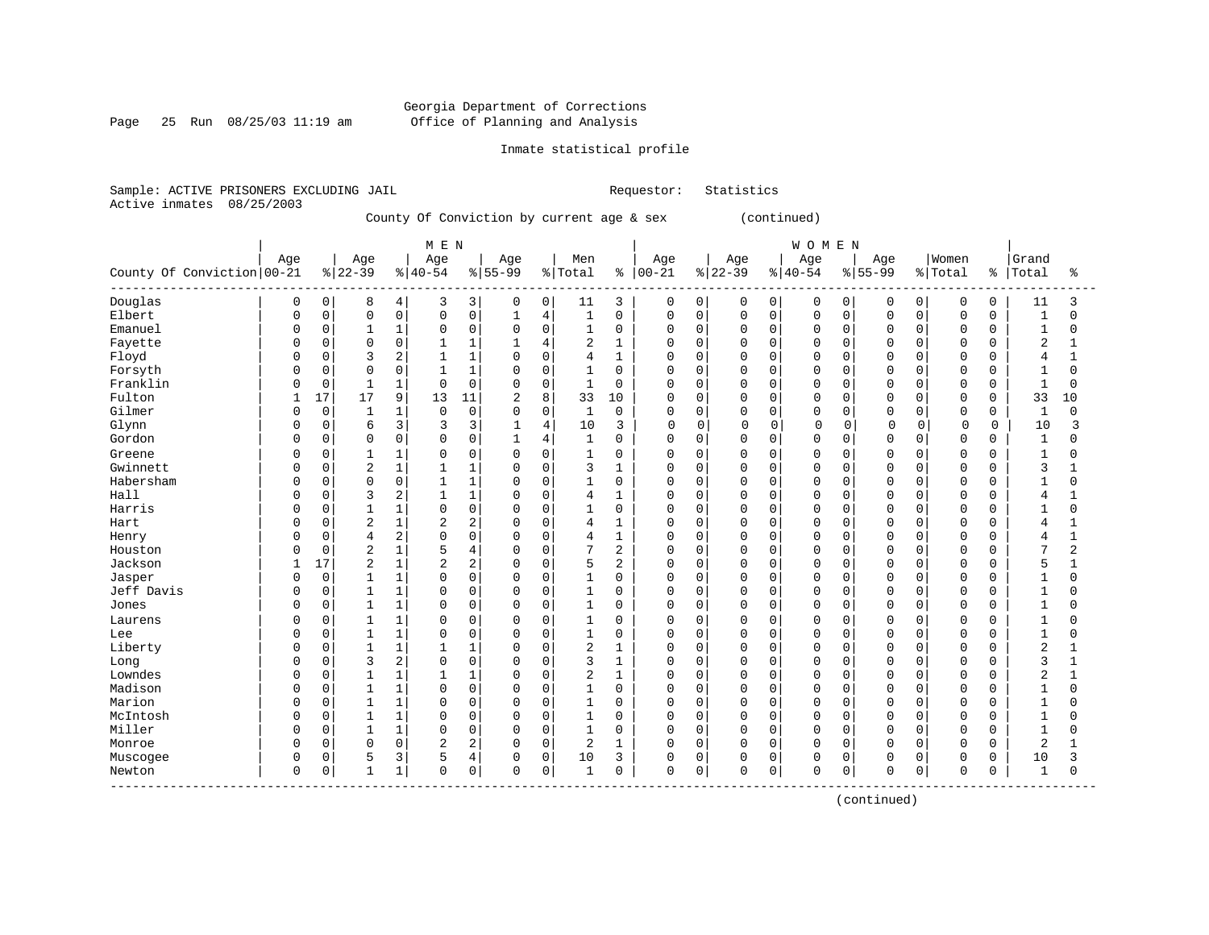Georgia Department of Corrections
Office of Planning and Analysis

Inmate statistical profile

Sample: ACTIVE PRISONERS EXCLUDING JAIL          Requestor: Statistics
Active inmates 08/25/2003

County Of Conviction by current age & sex (continued)

| County Of Conviction | MEN Age 00-21 | % | Age 22-39 | % | Age 40-54 | % | Age 55-99 | % | Men Total | % | WOMEN Age 00-21 | % | Age 22-39 | % | Age 40-54 | % | Age 55-99 | % | Women Total | % | Grand Total | % |
|---|---|---|---|---|---|---|---|---|---|---|---|---|---|---|---|---|---|---|---|---|---|---|
| Douglas | 0 | 0 | 8 | 4 | 3 | 3 | 0 | 0 | 11 | 3 | 0 | 0 | 0 | 0 | 0 | 0 | 0 | 0 | 0 | 0 | 11 | 3 |
| Elbert | 0 | 0 | 0 | 0 | 0 | 0 | 1 | 4 | 1 | 0 | 0 | 0 | 0 | 0 | 0 | 0 | 0 | 0 | 0 | 0 | 1 | 0 |
| Emanuel | 0 | 0 | 1 | 1 | 0 | 0 | 0 | 0 | 1 | 0 | 0 | 0 | 0 | 0 | 0 | 0 | 0 | 0 | 0 | 0 | 1 | 0 |
| Fayette | 0 | 0 | 0 | 0 | 1 | 1 | 1 | 4 | 2 | 1 | 0 | 0 | 0 | 0 | 0 | 0 | 0 | 0 | 0 | 0 | 2 | 1 |
| Floyd | 0 | 0 | 3 | 2 | 1 | 1 | 0 | 0 | 4 | 1 | 0 | 0 | 0 | 0 | 0 | 0 | 0 | 0 | 0 | 0 | 4 | 1 |
| Forsyth | 0 | 0 | 0 | 0 | 1 | 1 | 0 | 0 | 1 | 0 | 0 | 0 | 0 | 0 | 0 | 0 | 0 | 0 | 0 | 0 | 1 | 0 |
| Franklin | 0 | 0 | 1 | 1 | 0 | 0 | 0 | 0 | 1 | 0 | 0 | 0 | 0 | 0 | 0 | 0 | 0 | 0 | 0 | 0 | 1 | 0 |
| Fulton | 1 | 17 | 17 | 9 | 13 | 11 | 2 | 8 | 33 | 10 | 0 | 0 | 0 | 0 | 0 | 0 | 0 | 0 | 0 | 0 | 33 | 10 |
| Gilmer | 0 | 0 | 1 | 1 | 0 | 0 | 0 | 0 | 1 | 0 | 0 | 0 | 0 | 0 | 0 | 0 | 0 | 0 | 0 | 0 | 1 | 0 |
| Glynn | 0 | 0 | 6 | 3 | 3 | 3 | 1 | 4 | 10 | 3 | 0 | 0 | 0 | 0 | 0 | 0 | 0 | 0 | 0 | 0 | 10 | 3 |
| Gordon | 0 | 0 | 0 | 0 | 0 | 0 | 1 | 4 | 1 | 0 | 0 | 0 | 0 | 0 | 0 | 0 | 0 | 0 | 0 | 0 | 1 | 0 |
| Greene | 0 | 0 | 1 | 1 | 0 | 0 | 0 | 0 | 1 | 0 | 0 | 0 | 0 | 0 | 0 | 0 | 0 | 0 | 0 | 0 | 1 | 0 |
| Gwinnett | 0 | 0 | 2 | 1 | 1 | 1 | 0 | 0 | 3 | 1 | 0 | 0 | 0 | 0 | 0 | 0 | 0 | 0 | 0 | 0 | 3 | 1 |
| Habersham | 0 | 0 | 0 | 0 | 1 | 1 | 0 | 0 | 1 | 0 | 0 | 0 | 0 | 0 | 0 | 0 | 0 | 0 | 0 | 0 | 1 | 0 |
| Hall | 0 | 0 | 3 | 2 | 1 | 1 | 0 | 0 | 4 | 1 | 0 | 0 | 0 | 0 | 0 | 0 | 0 | 0 | 0 | 0 | 4 | 1 |
| Harris | 0 | 0 | 1 | 1 | 0 | 0 | 0 | 0 | 1 | 0 | 0 | 0 | 0 | 0 | 0 | 0 | 0 | 0 | 0 | 0 | 1 | 0 |
| Hart | 0 | 0 | 2 | 1 | 2 | 2 | 0 | 0 | 4 | 1 | 0 | 0 | 0 | 0 | 0 | 0 | 0 | 0 | 0 | 0 | 4 | 1 |
| Henry | 0 | 0 | 4 | 2 | 0 | 0 | 0 | 0 | 4 | 1 | 0 | 0 | 0 | 0 | 0 | 0 | 0 | 0 | 0 | 0 | 4 | 1 |
| Houston | 0 | 0 | 2 | 1 | 5 | 4 | 0 | 0 | 7 | 2 | 0 | 0 | 0 | 0 | 0 | 0 | 0 | 0 | 0 | 0 | 7 | 2 |
| Jackson | 1 | 17 | 2 | 1 | 2 | 2 | 0 | 0 | 5 | 2 | 0 | 0 | 0 | 0 | 0 | 0 | 0 | 0 | 0 | 0 | 5 | 1 |
| Jasper | 0 | 0 | 1 | 1 | 0 | 0 | 0 | 0 | 1 | 0 | 0 | 0 | 0 | 0 | 0 | 0 | 0 | 0 | 0 | 0 | 1 | 0 |
| Jeff Davis | 0 | 0 | 1 | 1 | 0 | 0 | 0 | 0 | 1 | 0 | 0 | 0 | 0 | 0 | 0 | 0 | 0 | 0 | 0 | 0 | 1 | 0 |
| Jones | 0 | 0 | 1 | 1 | 0 | 0 | 0 | 0 | 1 | 0 | 0 | 0 | 0 | 0 | 0 | 0 | 0 | 0 | 0 | 0 | 1 | 0 |
| Laurens | 0 | 0 | 1 | 1 | 0 | 0 | 0 | 0 | 1 | 0 | 0 | 0 | 0 | 0 | 0 | 0 | 0 | 0 | 0 | 0 | 1 | 0 |
| Lee | 0 | 0 | 1 | 1 | 0 | 0 | 0 | 0 | 1 | 0 | 0 | 0 | 0 | 0 | 0 | 0 | 0 | 0 | 0 | 0 | 1 | 0 |
| Liberty | 0 | 0 | 1 | 1 | 1 | 1 | 0 | 0 | 2 | 1 | 0 | 0 | 0 | 0 | 0 | 0 | 0 | 0 | 0 | 0 | 2 | 1 |
| Long | 0 | 0 | 3 | 2 | 0 | 0 | 0 | 0 | 3 | 1 | 0 | 0 | 0 | 0 | 0 | 0 | 0 | 0 | 0 | 0 | 3 | 1 |
| Lowndes | 0 | 0 | 1 | 1 | 1 | 1 | 0 | 0 | 2 | 1 | 0 | 0 | 0 | 0 | 0 | 0 | 0 | 0 | 0 | 0 | 2 | 1 |
| Madison | 0 | 0 | 1 | 1 | 0 | 0 | 0 | 0 | 1 | 0 | 0 | 0 | 0 | 0 | 0 | 0 | 0 | 0 | 0 | 0 | 1 | 0 |
| Marion | 0 | 0 | 1 | 1 | 0 | 0 | 0 | 0 | 1 | 0 | 0 | 0 | 0 | 0 | 0 | 0 | 0 | 0 | 0 | 0 | 1 | 0 |
| McIntosh | 0 | 0 | 1 | 1 | 0 | 0 | 0 | 0 | 1 | 0 | 0 | 0 | 0 | 0 | 0 | 0 | 0 | 0 | 0 | 0 | 1 | 0 |
| Miller | 0 | 0 | 1 | 1 | 0 | 0 | 0 | 0 | 1 | 0 | 0 | 0 | 0 | 0 | 0 | 0 | 0 | 0 | 0 | 0 | 1 | 0 |
| Monroe | 0 | 0 | 0 | 0 | 2 | 2 | 0 | 0 | 2 | 1 | 0 | 0 | 0 | 0 | 0 | 0 | 0 | 0 | 0 | 0 | 2 | 1 |
| Muscogee | 0 | 0 | 5 | 3 | 5 | 4 | 0 | 0 | 10 | 3 | 0 | 0 | 0 | 0 | 0 | 0 | 0 | 0 | 0 | 0 | 10 | 3 |
| Newton | 0 | 0 | 1 | 1 | 0 | 0 | 0 | 0 | 1 | 0 | 0 | 0 | 0 | 0 | 0 | 0 | 0 | 0 | 0 | 0 | 1 | 0 |

(continued)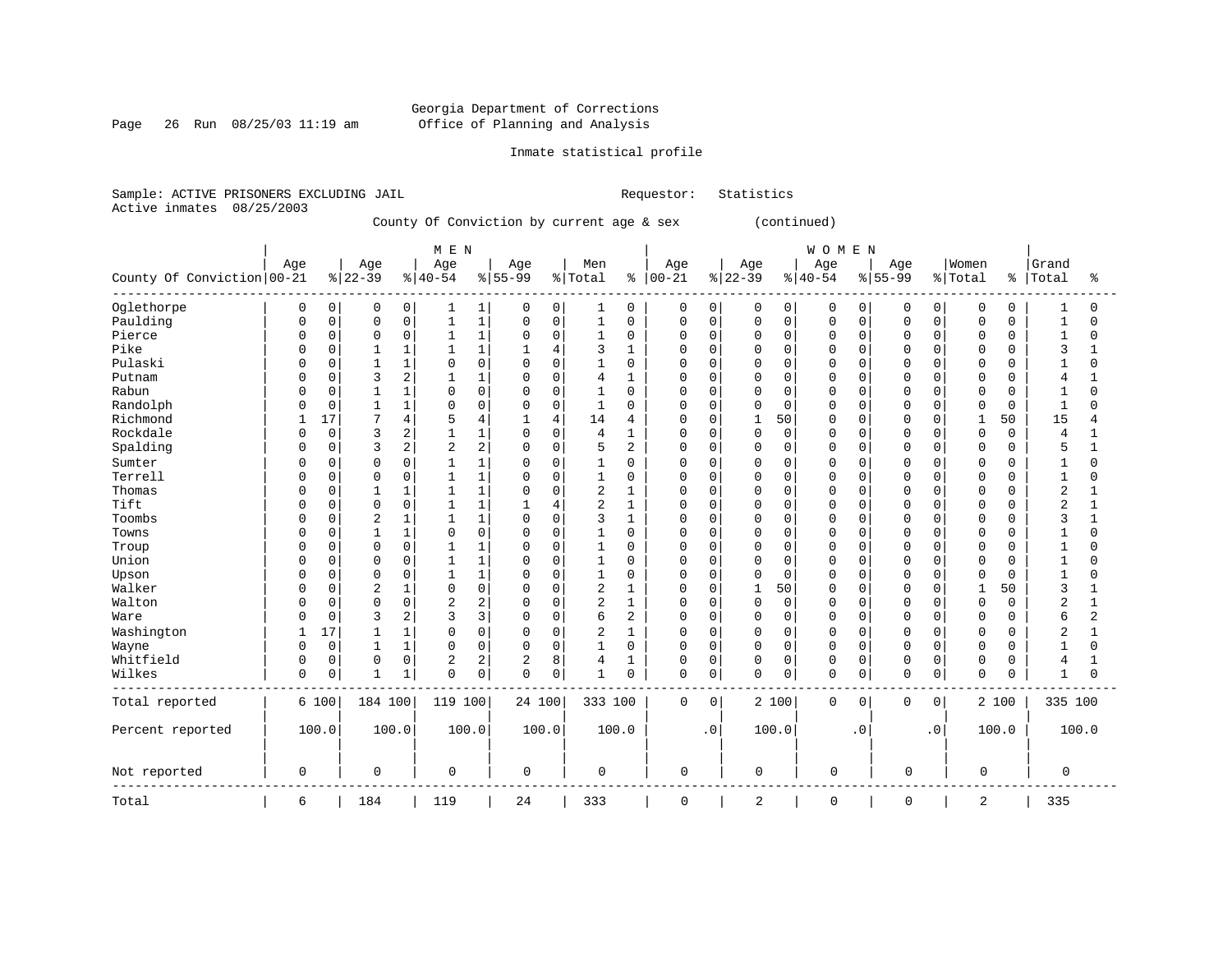Georgia Department of Corrections
Office of Planning and Analysis

Inmate statistical profile

Sample: ACTIVE PRISONERS EXCLUDING JAIL
Active inmates 08/25/2003

Requestor: Statistics

County Of Conviction by current age & sex (continued)

| County Of Conviction | MEN Age 00-21 | % | Age 22-39 | % | Age 40-54 | % | Age 55-99 | % | Men Total | % | WOMEN Age 00-21 | % | Age 22-39 | % | Age 40-54 | % | Age 55-99 | % | Women Total | % | Grand Total | % |
|---|---|---|---|---|---|---|---|---|---|---|---|---|---|---|---|---|---|---|---|---|---|---|
| Oglethorpe | 0 | 0 | 0 | 0 | 1 | 1 | 0 | 0 | 1 | 0 | 0 | 0 | 0 | 0 | 0 | 0 | 0 | 0 | 0 | 0 | 1 | 0 |
| Paulding | 0 | 0 | 0 | 0 | 1 | 1 | 0 | 0 | 1 | 0 | 0 | 0 | 0 | 0 | 0 | 0 | 0 | 0 | 0 | 0 | 1 | 0 |
| Pierce | 0 | 0 | 0 | 0 | 1 | 1 | 0 | 0 | 1 | 0 | 0 | 0 | 0 | 0 | 0 | 0 | 0 | 0 | 0 | 0 | 1 | 0 |
| Pike | 0 | 0 | 1 | 1 | 1 | 1 | 1 | 4 | 3 | 1 | 0 | 0 | 0 | 0 | 0 | 0 | 0 | 0 | 0 | 0 | 3 | 1 |
| Pulaski | 0 | 0 | 1 | 1 | 0 | 0 | 0 | 0 | 1 | 0 | 0 | 0 | 0 | 0 | 0 | 0 | 0 | 0 | 0 | 0 | 1 | 0 |
| Putnam | 0 | 0 | 3 | 2 | 1 | 1 | 0 | 0 | 4 | 1 | 0 | 0 | 0 | 0 | 0 | 0 | 0 | 0 | 0 | 0 | 4 | 1 |
| Rabun | 0 | 0 | 1 | 1 | 0 | 0 | 0 | 0 | 1 | 0 | 0 | 0 | 0 | 0 | 0 | 0 | 0 | 0 | 0 | 0 | 1 | 0 |
| Randolph | 0 | 0 | 1 | 1 | 0 | 0 | 0 | 0 | 1 | 0 | 0 | 0 | 0 | 0 | 0 | 0 | 0 | 0 | 0 | 0 | 1 | 0 |
| Richmond | 1 | 17 | 7 | 4 | 5 | 4 | 1 | 4 | 14 | 4 | 0 | 0 | 1 | 50 | 0 | 0 | 0 | 0 | 1 | 50 | 15 | 4 |
| Rockdale | 0 | 0 | 3 | 2 | 1 | 1 | 0 | 0 | 4 | 1 | 0 | 0 | 0 | 0 | 0 | 0 | 0 | 0 | 0 | 0 | 4 | 1 |
| Spalding | 0 | 0 | 3 | 2 | 2 | 2 | 0 | 0 | 5 | 2 | 0 | 0 | 0 | 0 | 0 | 0 | 0 | 0 | 0 | 0 | 5 | 1 |
| Sumter | 0 | 0 | 0 | 0 | 1 | 1 | 0 | 0 | 1 | 0 | 0 | 0 | 0 | 0 | 0 | 0 | 0 | 0 | 0 | 0 | 1 | 0 |
| Terrell | 0 | 0 | 0 | 0 | 1 | 1 | 0 | 0 | 1 | 0 | 0 | 0 | 0 | 0 | 0 | 0 | 0 | 0 | 0 | 0 | 1 | 0 |
| Thomas | 0 | 0 | 1 | 1 | 1 | 1 | 0 | 0 | 2 | 1 | 0 | 0 | 0 | 0 | 0 | 0 | 0 | 0 | 0 | 0 | 2 | 1 |
| Tift | 0 | 0 | 0 | 0 | 1 | 1 | 1 | 4 | 2 | 1 | 0 | 0 | 0 | 0 | 0 | 0 | 0 | 0 | 0 | 0 | 2 | 1 |
| Toombs | 0 | 0 | 2 | 1 | 1 | 1 | 0 | 0 | 3 | 1 | 0 | 0 | 0 | 0 | 0 | 0 | 0 | 0 | 0 | 0 | 3 | 1 |
| Towns | 0 | 0 | 1 | 1 | 0 | 0 | 0 | 0 | 1 | 0 | 0 | 0 | 0 | 0 | 0 | 0 | 0 | 0 | 0 | 0 | 1 | 0 |
| Troup | 0 | 0 | 0 | 0 | 1 | 1 | 0 | 0 | 1 | 0 | 0 | 0 | 0 | 0 | 0 | 0 | 0 | 0 | 0 | 0 | 1 | 0 |
| Union | 0 | 0 | 0 | 0 | 1 | 1 | 0 | 0 | 1 | 0 | 0 | 0 | 0 | 0 | 0 | 0 | 0 | 0 | 0 | 0 | 1 | 0 |
| Upson | 0 | 0 | 0 | 0 | 1 | 1 | 0 | 0 | 1 | 0 | 0 | 0 | 0 | 0 | 0 | 0 | 0 | 0 | 0 | 0 | 1 | 0 |
| Walker | 0 | 0 | 2 | 1 | 0 | 0 | 0 | 0 | 2 | 1 | 0 | 0 | 1 | 50 | 0 | 0 | 0 | 0 | 1 | 50 | 3 | 1 |
| Walton | 0 | 0 | 0 | 0 | 2 | 2 | 0 | 0 | 2 | 1 | 0 | 0 | 0 | 0 | 0 | 0 | 0 | 0 | 0 | 0 | 2 | 1 |
| Ware | 0 | 0 | 3 | 2 | 3 | 3 | 0 | 0 | 6 | 2 | 0 | 0 | 0 | 0 | 0 | 0 | 0 | 0 | 0 | 0 | 6 | 2 |
| Washington | 1 | 17 | 1 | 1 | 0 | 0 | 0 | 0 | 2 | 1 | 0 | 0 | 0 | 0 | 0 | 0 | 0 | 0 | 0 | 0 | 2 | 1 |
| Wayne | 0 | 0 | 1 | 1 | 0 | 0 | 0 | 0 | 1 | 0 | 0 | 0 | 0 | 0 | 0 | 0 | 0 | 0 | 0 | 0 | 1 | 0 |
| Whitfield | 0 | 0 | 0 | 0 | 2 | 2 | 2 | 8 | 4 | 1 | 0 | 0 | 0 | 0 | 0 | 0 | 0 | 0 | 0 | 0 | 4 | 1 |
| Wilkes | 0 | 0 | 1 | 1 | 0 | 0 | 0 | 0 | 1 | 0 | 0 | 0 | 0 | 0 | 0 | 0 | 0 | 0 | 0 | 0 | 1 | 0 |
| Total reported | 6 | 100 | 184 | 100 | 119 | 100 | 24 | 100 | 333 | 100 | 0 | 0 | 2 | 100 | 0 | 0 | 0 | 0 | 2 | 100 | 335 | 100 |
| Percent reported | 100.0 | | 100.0 | | 100.0 | | 100.0 | | 100.0 | | .0 | | 100.0 | | .0 | | .0 | | 100.0 | | 100.0 | |
| Not reported | 0 | | 0 | | 0 | | 0 | | 0 | | 0 | | 0 | | 0 | | 0 | | 0 | | 0 | |
| Total | 6 | | 184 | | 119 | | 24 | | 333 | | 0 | | 2 | | 0 | | 0 | | 2 | | 335 | |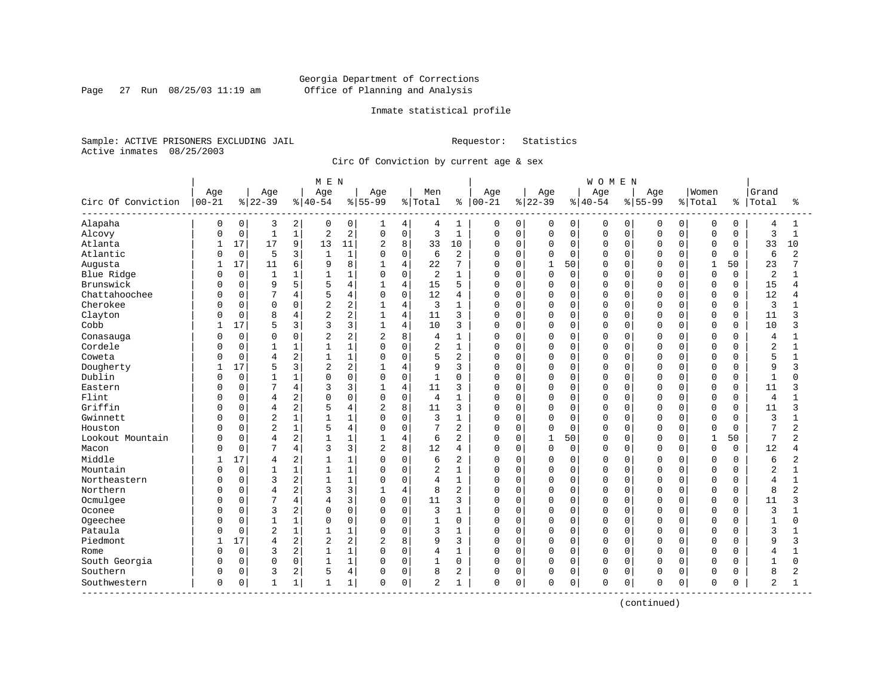Georgia Department of Corrections
Office of Planning and Analysis

Inmate statistical profile

Sample: ACTIVE PRISONERS EXCLUDING JAIL    Requestor: Statistics
Active inmates 08/25/2003

Circ Of Conviction by current age & sex

| Circ Of Conviction | MEN Age 00-21 | % | Age 22-39 | % | Age 40-54 | % | Age 55-99 | % | Men Total | % | WOMEN Age 00-21 | % | Age 22-39 | % | Age 40-54 | % | Age 55-99 | % | Women Total | % | Grand Total | % |
|---|---|---|---|---|---|---|---|---|---|---|---|---|---|---|---|---|---|---|---|---|---|---|
| Alapaha | 0 | 0 | 3 | 2 | 0 | 0 | 1 | 4 | 4 | 1 | 0 | 0 | 0 | 0 | 0 | 0 | 0 | 0 | 0 | 0 | 4 | 1 |
| Alcovy | 0 | 0 | 1 | 1 | 2 | 2 | 0 | 0 | 3 | 1 | 0 | 0 | 0 | 0 | 0 | 0 | 0 | 0 | 0 | 0 | 3 | 1 |
| Atlanta | 1 | 17 | 17 | 9 | 13 | 11 | 2 | 8 | 33 | 10 | 0 | 0 | 0 | 0 | 0 | 0 | 0 | 0 | 0 | 0 | 33 | 10 |
| Atlantic | 0 | 0 | 5 | 3 | 1 | 1 | 0 | 0 | 6 | 2 | 0 | 0 | 0 | 0 | 0 | 0 | 0 | 0 | 0 | 0 | 6 | 2 |
| Augusta | 1 | 17 | 11 | 6 | 9 | 8 | 1 | 4 | 22 | 7 | 0 | 0 | 1 | 50 | 0 | 0 | 0 | 0 | 1 | 50 | 23 | 7 |
| Blue Ridge | 0 | 0 | 1 | 1 | 1 | 1 | 0 | 0 | 2 | 1 | 0 | 0 | 0 | 0 | 0 | 0 | 0 | 0 | 0 | 0 | 2 | 1 |
| Brunswick | 0 | 0 | 9 | 5 | 5 | 4 | 1 | 4 | 15 | 5 | 0 | 0 | 0 | 0 | 0 | 0 | 0 | 0 | 0 | 0 | 15 | 4 |
| Chattahoochee | 0 | 0 | 7 | 4 | 5 | 4 | 0 | 0 | 12 | 4 | 0 | 0 | 0 | 0 | 0 | 0 | 0 | 0 | 0 | 0 | 12 | 4 |
| Cherokee | 0 | 0 | 0 | 0 | 2 | 2 | 1 | 4 | 3 | 1 | 0 | 0 | 0 | 0 | 0 | 0 | 0 | 0 | 0 | 0 | 3 | 1 |
| Clayton | 0 | 0 | 8 | 4 | 2 | 2 | 1 | 4 | 11 | 3 | 0 | 0 | 0 | 0 | 0 | 0 | 0 | 0 | 0 | 0 | 11 | 3 |
| Cobb | 1 | 17 | 5 | 3 | 3 | 3 | 1 | 4 | 10 | 3 | 0 | 0 | 0 | 0 | 0 | 0 | 0 | 0 | 0 | 0 | 10 | 3 |
| Conasauga | 0 | 0 | 0 | 0 | 2 | 2 | 2 | 8 | 4 | 1 | 0 | 0 | 0 | 0 | 0 | 0 | 0 | 0 | 0 | 0 | 4 | 1 |
| Cordele | 0 | 0 | 1 | 1 | 1 | 1 | 0 | 0 | 2 | 1 | 0 | 0 | 0 | 0 | 0 | 0 | 0 | 0 | 0 | 0 | 2 | 1 |
| Coweta | 0 | 0 | 4 | 2 | 1 | 1 | 0 | 0 | 5 | 2 | 0 | 0 | 0 | 0 | 0 | 0 | 0 | 0 | 0 | 0 | 5 | 1 |
| Dougherty | 1 | 17 | 5 | 3 | 2 | 2 | 1 | 4 | 9 | 3 | 0 | 0 | 0 | 0 | 0 | 0 | 0 | 0 | 0 | 0 | 9 | 3 |
| Dublin | 0 | 0 | 1 | 1 | 0 | 0 | 0 | 0 | 1 | 0 | 0 | 0 | 0 | 0 | 0 | 0 | 0 | 0 | 0 | 0 | 1 | 0 |
| Eastern | 0 | 0 | 7 | 4 | 3 | 3 | 1 | 4 | 11 | 3 | 0 | 0 | 0 | 0 | 0 | 0 | 0 | 0 | 0 | 0 | 11 | 3 |
| Flint | 0 | 0 | 4 | 2 | 0 | 0 | 0 | 0 | 4 | 1 | 0 | 0 | 0 | 0 | 0 | 0 | 0 | 0 | 0 | 0 | 4 | 1 |
| Griffin | 0 | 0 | 4 | 2 | 5 | 4 | 2 | 8 | 11 | 3 | 0 | 0 | 0 | 0 | 0 | 0 | 0 | 0 | 0 | 0 | 11 | 3 |
| Gwinnett | 0 | 0 | 2 | 1 | 1 | 1 | 0 | 0 | 3 | 1 | 0 | 0 | 0 | 0 | 0 | 0 | 0 | 0 | 0 | 0 | 3 | 1 |
| Houston | 0 | 0 | 2 | 1 | 5 | 4 | 0 | 0 | 7 | 2 | 0 | 0 | 0 | 0 | 0 | 0 | 0 | 0 | 0 | 0 | 7 | 2 |
| Lookout Mountain | 0 | 0 | 4 | 2 | 1 | 1 | 1 | 4 | 6 | 2 | 0 | 0 | 1 | 50 | 0 | 0 | 0 | 0 | 1 | 50 | 7 | 2 |
| Macon | 0 | 0 | 7 | 4 | 3 | 3 | 2 | 8 | 12 | 4 | 0 | 0 | 0 | 0 | 0 | 0 | 0 | 0 | 0 | 0 | 12 | 4 |
| Middle | 1 | 17 | 4 | 2 | 1 | 1 | 0 | 0 | 6 | 2 | 0 | 0 | 0 | 0 | 0 | 0 | 0 | 0 | 0 | 0 | 6 | 2 |
| Mountain | 0 | 0 | 1 | 1 | 1 | 1 | 0 | 0 | 2 | 1 | 0 | 0 | 0 | 0 | 0 | 0 | 0 | 0 | 0 | 0 | 2 | 1 |
| Northeastern | 0 | 0 | 3 | 2 | 1 | 1 | 0 | 0 | 4 | 1 | 0 | 0 | 0 | 0 | 0 | 0 | 0 | 0 | 0 | 0 | 4 | 1 |
| Northern | 0 | 0 | 4 | 2 | 3 | 3 | 1 | 4 | 8 | 2 | 0 | 0 | 0 | 0 | 0 | 0 | 0 | 0 | 0 | 0 | 8 | 2 |
| Ocmulgee | 0 | 0 | 7 | 4 | 4 | 3 | 0 | 0 | 11 | 3 | 0 | 0 | 0 | 0 | 0 | 0 | 0 | 0 | 0 | 0 | 11 | 3 |
| Oconee | 0 | 0 | 3 | 2 | 0 | 0 | 0 | 0 | 3 | 1 | 0 | 0 | 0 | 0 | 0 | 0 | 0 | 0 | 0 | 0 | 3 | 1 |
| Ogeechee | 0 | 0 | 1 | 1 | 0 | 0 | 0 | 0 | 1 | 0 | 0 | 0 | 0 | 0 | 0 | 0 | 0 | 0 | 0 | 0 | 1 | 0 |
| Pataula | 0 | 0 | 2 | 1 | 1 | 1 | 0 | 0 | 3 | 1 | 0 | 0 | 0 | 0 | 0 | 0 | 0 | 0 | 0 | 0 | 3 | 1 |
| Piedmont | 1 | 17 | 4 | 2 | 2 | 2 | 2 | 8 | 9 | 3 | 0 | 0 | 0 | 0 | 0 | 0 | 0 | 0 | 0 | 0 | 9 | 3 |
| Rome | 0 | 0 | 3 | 2 | 1 | 1 | 0 | 0 | 4 | 1 | 0 | 0 | 0 | 0 | 0 | 0 | 0 | 0 | 0 | 0 | 4 | 1 |
| South Georgia | 0 | 0 | 0 | 0 | 1 | 1 | 0 | 0 | 1 | 0 | 0 | 0 | 0 | 0 | 0 | 0 | 0 | 0 | 0 | 0 | 1 | 0 |
| Southern | 0 | 0 | 3 | 2 | 5 | 4 | 0 | 0 | 8 | 2 | 0 | 0 | 0 | 0 | 0 | 0 | 0 | 0 | 0 | 0 | 8 | 2 |
| Southwestern | 0 | 0 | 1 | 1 | 1 | 1 | 0 | 0 | 2 | 1 | 0 | 0 | 0 | 0 | 0 | 0 | 0 | 0 | 0 | 0 | 2 | 1 |

(continued)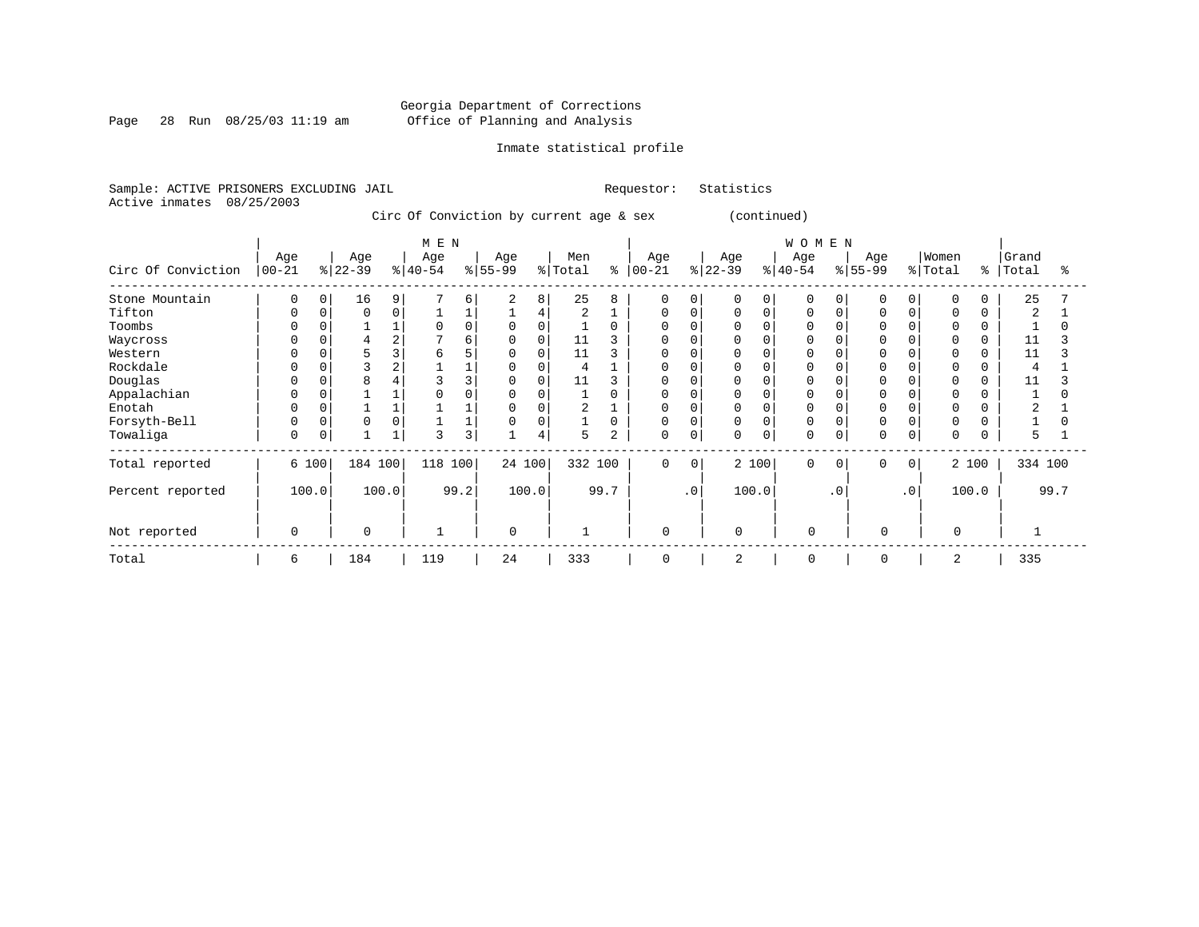Georgia Department of Corrections
Office of Planning and Analysis

Inmate statistical profile

Sample: ACTIVE PRISONERS EXCLUDING JAIL    Requestor: Statistics
Active inmates 08/25/2003

Circ Of Conviction by current age & sex (continued)

| Circ Of Conviction | MEN Age 00-21 | % | Age 22-39 | % | Age 40-54 | % | Age 55-99 | % | Men Total | % | WOMEN Age 00-21 | % | Age 22-39 | % | Age 40-54 | % | Age 55-99 | % | Women Total | % | Grand Total | % |
|---|---|---|---|---|---|---|---|---|---|---|---|---|---|---|---|---|---|---|---|---|---|---|
| Stone Mountain | 0 | 0 | 16 | 9 | 7 | 6 | 2 | 8 | 25 | 8 | 0 | 0 | 0 | 0 | 0 | 0 | 0 | 0 | 0 | 0 | 25 | 7 |
| Tifton | 0 | 0 | 0 | 0 | 1 | 1 | 1 | 4 | 2 | 1 | 0 | 0 | 0 | 0 | 0 | 0 | 0 | 0 | 0 | 0 | 2 | 1 |
| Toombs | 0 | 0 | 1 | 1 | 0 | 0 | 0 | 0 | 1 | 0 | 0 | 0 | 0 | 0 | 0 | 0 | 0 | 0 | 0 | 0 | 1 | 0 |
| Waycross | 0 | 0 | 4 | 2 | 7 | 6 | 0 | 0 | 11 | 3 | 0 | 0 | 0 | 0 | 0 | 0 | 0 | 0 | 0 | 0 | 11 | 3 |
| Western | 0 | 0 | 5 | 3 | 6 | 5 | 0 | 0 | 11 | 3 | 0 | 0 | 0 | 0 | 0 | 0 | 0 | 0 | 0 | 0 | 11 | 3 |
| Rockdale | 0 | 0 | 3 | 2 | 1 | 1 | 0 | 0 | 4 | 1 | 0 | 0 | 0 | 0 | 0 | 0 | 0 | 0 | 0 | 0 | 4 | 1 |
| Douglas | 0 | 0 | 8 | 4 | 3 | 3 | 0 | 0 | 11 | 3 | 0 | 0 | 0 | 0 | 0 | 0 | 0 | 0 | 0 | 0 | 11 | 3 |
| Appalachian | 0 | 0 | 1 | 1 | 0 | 0 | 0 | 0 | 1 | 0 | 0 | 0 | 0 | 0 | 0 | 0 | 0 | 0 | 0 | 0 | 1 | 0 |
| Enotah | 0 | 0 | 1 | 1 | 1 | 1 | 0 | 0 | 2 | 1 | 0 | 0 | 0 | 0 | 0 | 0 | 0 | 0 | 0 | 0 | 2 | 1 |
| Forsyth-Bell | 0 | 0 | 0 | 0 | 1 | 1 | 0 | 0 | 1 | 0 | 0 | 0 | 0 | 0 | 0 | 0 | 0 | 0 | 0 | 0 | 1 | 0 |
| Towaliga | 0 | 0 | 1 | 1 | 3 | 3 | 1 | 4 | 5 | 2 | 0 | 0 | 0 | 0 | 0 | 0 | 0 | 0 | 0 | 0 | 5 | 1 |
| Total reported | 6 | 100 | 184 | 100 | 118 | 100 | 24 | 100 | 332 | 100 | 0 | 0 | 2 | 100 | 0 | 0 | 0 | 0 | 2 | 100 | 334 | 100 |
| Percent reported | | 100.0 | | 100.0 | | 99.2 | | 100.0 | | 99.7 | | .0 | | 100.0 | | .0 | | .0 | | 100.0 | | 99.7 |
| Not reported | 0 | | 0 | | 1 | | 0 | | 1 | | 0 | | 0 | | 0 | | 0 | | 0 | | 1 | |
| Total | 6 | | 184 | | 119 | | 24 | | 333 | | 0 | | 2 | | 0 | | 0 | | 2 | | 335 | |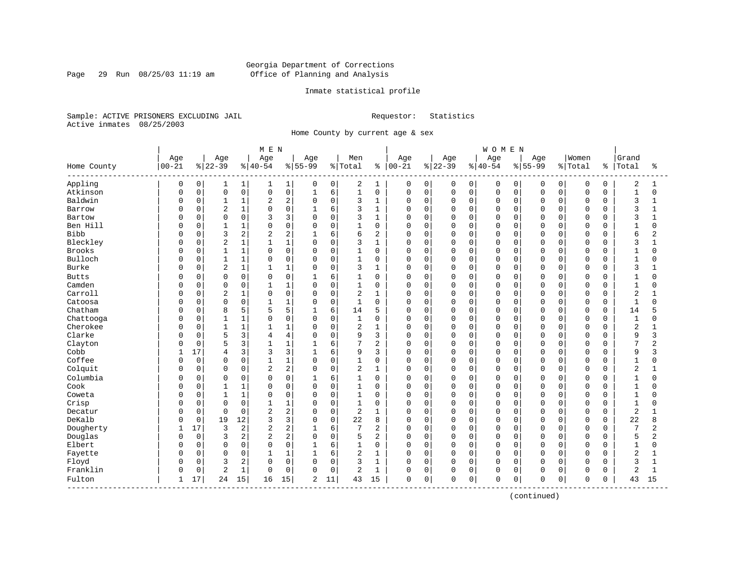Georgia Department of Corrections
Office of Planning and Analysis

Inmate statistical profile

Sample: ACTIVE PRISONERS EXCLUDING JAIL    Requestor: Statistics
Active inmates 08/25/2003

Home County by current age & sex

| Home County | MEN Age 00-21 | % | Age 22-39 | % | Age 40-54 | % | Age 55-99 | % | Men Total | % | WOMEN Age 00-21 | % | Age 22-39 | % | Age 40-54 | % | Age 55-99 | % | Women Total | % | Grand Total | % |
|---|---|---|---|---|---|---|---|---|---|---|---|---|---|---|---|---|---|---|---|---|---|---|
| Appling | 0 | 0 | 1 | 1 | 1 | 1 | 0 | 0 | 2 | 1 | 0 | 0 | 0 | 0 | 0 | 0 | 0 | 0 | 0 | 0 | 2 | 1 |
| Atkinson | 0 | 0 | 0 | 0 | 0 | 0 | 1 | 6 | 1 | 0 | 0 | 0 | 0 | 0 | 0 | 0 | 0 | 0 | 0 | 0 | 1 | 0 |
| Baldwin | 0 | 0 | 1 | 1 | 2 | 2 | 0 | 0 | 3 | 1 | 0 | 0 | 0 | 0 | 0 | 0 | 0 | 0 | 0 | 0 | 3 | 1 |
| Barrow | 0 | 0 | 2 | 1 | 0 | 0 | 1 | 6 | 3 | 1 | 0 | 0 | 0 | 0 | 0 | 0 | 0 | 0 | 0 | 0 | 3 | 1 |
| Bartow | 0 | 0 | 0 | 0 | 3 | 3 | 0 | 0 | 3 | 1 | 0 | 0 | 0 | 0 | 0 | 0 | 0 | 0 | 0 | 0 | 3 | 1 |
| Ben Hill | 0 | 0 | 1 | 1 | 0 | 0 | 0 | 0 | 1 | 0 | 0 | 0 | 0 | 0 | 0 | 0 | 0 | 0 | 0 | 0 | 1 | 0 |
| Bibb | 0 | 0 | 3 | 2 | 2 | 2 | 1 | 6 | 6 | 2 | 0 | 0 | 0 | 0 | 0 | 0 | 0 | 0 | 0 | 0 | 6 | 2 |
| Bleckley | 0 | 0 | 2 | 1 | 1 | 1 | 0 | 0 | 3 | 1 | 0 | 0 | 0 | 0 | 0 | 0 | 0 | 0 | 0 | 0 | 3 | 1 |
| Brooks | 0 | 0 | 1 | 1 | 0 | 0 | 0 | 0 | 1 | 0 | 0 | 0 | 0 | 0 | 0 | 0 | 0 | 0 | 0 | 0 | 1 | 0 |
| Bulloch | 0 | 0 | 1 | 1 | 0 | 0 | 0 | 0 | 1 | 0 | 0 | 0 | 0 | 0 | 0 | 0 | 0 | 0 | 0 | 0 | 1 | 0 |
| Burke | 0 | 0 | 2 | 1 | 1 | 1 | 0 | 0 | 3 | 1 | 0 | 0 | 0 | 0 | 0 | 0 | 0 | 0 | 0 | 0 | 3 | 1 |
| Butts | 0 | 0 | 0 | 0 | 0 | 0 | 1 | 6 | 1 | 0 | 0 | 0 | 0 | 0 | 0 | 0 | 0 | 0 | 0 | 0 | 1 | 0 |
| Camden | 0 | 0 | 0 | 0 | 1 | 1 | 0 | 0 | 1 | 0 | 0 | 0 | 0 | 0 | 0 | 0 | 0 | 0 | 0 | 0 | 1 | 0 |
| Carroll | 0 | 0 | 2 | 1 | 0 | 0 | 0 | 0 | 2 | 1 | 0 | 0 | 0 | 0 | 0 | 0 | 0 | 0 | 0 | 0 | 2 | 1 |
| Catoosa | 0 | 0 | 0 | 0 | 1 | 1 | 0 | 0 | 1 | 0 | 0 | 0 | 0 | 0 | 0 | 0 | 0 | 0 | 0 | 0 | 1 | 0 |
| Chatham | 0 | 0 | 8 | 5 | 5 | 5 | 1 | 6 | 14 | 5 | 0 | 0 | 0 | 0 | 0 | 0 | 0 | 0 | 0 | 0 | 14 | 5 |
| Chattooga | 0 | 0 | 1 | 1 | 0 | 0 | 0 | 0 | 1 | 0 | 0 | 0 | 0 | 0 | 0 | 0 | 0 | 0 | 0 | 0 | 1 | 0 |
| Cherokee | 0 | 0 | 1 | 1 | 1 | 1 | 0 | 0 | 2 | 1 | 0 | 0 | 0 | 0 | 0 | 0 | 0 | 0 | 0 | 0 | 2 | 1 |
| Clarke | 0 | 0 | 5 | 3 | 4 | 4 | 0 | 0 | 9 | 3 | 0 | 0 | 0 | 0 | 0 | 0 | 0 | 0 | 0 | 0 | 9 | 3 |
| Clayton | 0 | 0 | 5 | 3 | 1 | 1 | 1 | 6 | 7 | 2 | 0 | 0 | 0 | 0 | 0 | 0 | 0 | 0 | 0 | 0 | 7 | 2 |
| Cobb | 1 | 17 | 4 | 3 | 3 | 3 | 1 | 6 | 9 | 3 | 0 | 0 | 0 | 0 | 0 | 0 | 0 | 0 | 0 | 0 | 9 | 3 |
| Coffee | 0 | 0 | 0 | 0 | 1 | 1 | 0 | 0 | 1 | 0 | 0 | 0 | 0 | 0 | 0 | 0 | 0 | 0 | 0 | 0 | 1 | 0 |
| Colquit | 0 | 0 | 0 | 0 | 2 | 2 | 0 | 0 | 2 | 1 | 0 | 0 | 0 | 0 | 0 | 0 | 0 | 0 | 0 | 0 | 2 | 1 |
| Columbia | 0 | 0 | 0 | 0 | 0 | 0 | 1 | 6 | 1 | 0 | 0 | 0 | 0 | 0 | 0 | 0 | 0 | 0 | 0 | 0 | 1 | 0 |
| Cook | 0 | 0 | 1 | 1 | 0 | 0 | 0 | 0 | 1 | 0 | 0 | 0 | 0 | 0 | 0 | 0 | 0 | 0 | 0 | 0 | 1 | 0 |
| Coweta | 0 | 0 | 1 | 1 | 0 | 0 | 0 | 0 | 1 | 0 | 0 | 0 | 0 | 0 | 0 | 0 | 0 | 0 | 0 | 0 | 1 | 0 |
| Crisp | 0 | 0 | 0 | 0 | 1 | 1 | 0 | 0 | 1 | 0 | 0 | 0 | 0 | 0 | 0 | 0 | 0 | 0 | 0 | 0 | 1 | 0 |
| Decatur | 0 | 0 | 0 | 0 | 2 | 2 | 0 | 0 | 2 | 1 | 0 | 0 | 0 | 0 | 0 | 0 | 0 | 0 | 0 | 0 | 2 | 1 |
| DeKalb | 0 | 0 | 19 | 12 | 3 | 3 | 0 | 0 | 22 | 8 | 0 | 0 | 0 | 0 | 0 | 0 | 0 | 0 | 0 | 0 | 22 | 8 |
| Dougherty | 1 | 17 | 3 | 2 | 2 | 2 | 1 | 6 | 7 | 2 | 0 | 0 | 0 | 0 | 0 | 0 | 0 | 0 | 0 | 0 | 7 | 2 |
| Douglas | 0 | 0 | 3 | 2 | 2 | 2 | 0 | 0 | 5 | 2 | 0 | 0 | 0 | 0 | 0 | 0 | 0 | 0 | 0 | 0 | 5 | 2 |
| Elbert | 0 | 0 | 0 | 0 | 0 | 0 | 1 | 6 | 1 | 0 | 0 | 0 | 0 | 0 | 0 | 0 | 0 | 0 | 0 | 0 | 1 | 0 |
| Fayette | 0 | 0 | 0 | 0 | 1 | 1 | 1 | 6 | 2 | 1 | 0 | 0 | 0 | 0 | 0 | 0 | 0 | 0 | 0 | 0 | 2 | 1 |
| Floyd | 0 | 0 | 3 | 2 | 0 | 0 | 0 | 0 | 3 | 1 | 0 | 0 | 0 | 0 | 0 | 0 | 0 | 0 | 0 | 0 | 3 | 1 |
| Franklin | 0 | 0 | 2 | 1 | 0 | 0 | 0 | 0 | 2 | 1 | 0 | 0 | 0 | 0 | 0 | 0 | 0 | 0 | 0 | 0 | 2 | 1 |
| Fulton | 1 | 17 | 24 | 15 | 16 | 15 | 2 | 11 | 43 | 15 | 0 | 0 | 0 | 0 | 0 | 0 | 0 | 0 | 0 | 0 | 43 | 15 |

(continued)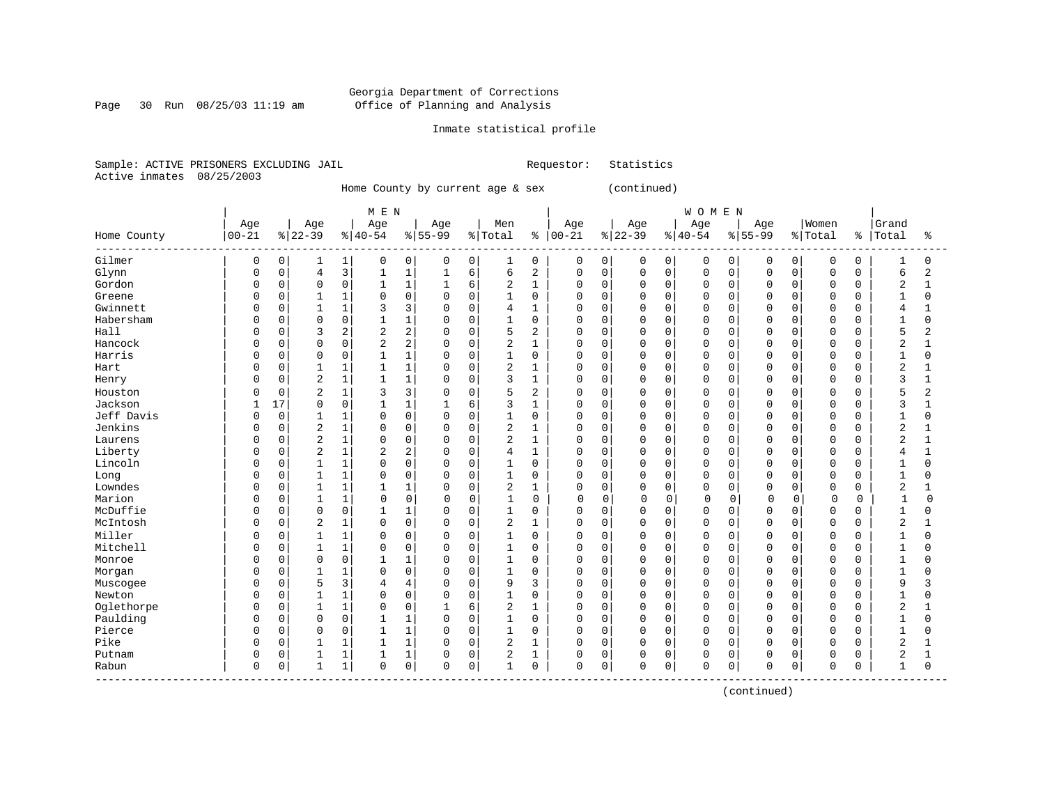Georgia Department of Corrections
Office of Planning and Analysis

Inmate statistical profile

Sample: ACTIVE PRISONERS EXCLUDING JAIL    Requestor: Statistics
Active inmates 08/25/2003

Home County by current age & sex (continued)

| Home County | MEN Age 00-21 | % | Age 22-39 | % | Age 40-54 | % | Age 55-99 | % | Men Total | % | WOMEN Age 00-21 | % | Age 22-39 | % | Age 40-54 | % | Age 55-99 | % | Women Total | % | Grand Total | % |
|---|---|---|---|---|---|---|---|---|---|---|---|---|---|---|---|---|---|---|---|---|---|---|
| Gilmer | 0 | 0 | 1 | 1 | 0 | 0 | 0 | 0 | 1 | 0 | 0 | 0 | 0 | 0 | 0 | 0 | 0 | 0 | 0 | 0 | 1 | 0 |
| Glynn | 0 | 0 | 4 | 3 | 1 | 1 | 1 | 6 | 6 | 2 | 0 | 0 | 0 | 0 | 0 | 0 | 0 | 0 | 0 | 0 | 6 | 2 |
| Gordon | 0 | 0 | 0 | 0 | 1 | 1 | 1 | 6 | 2 | 1 | 0 | 0 | 0 | 0 | 0 | 0 | 0 | 0 | 0 | 0 | 2 | 1 |
| Greene | 0 | 0 | 1 | 1 | 0 | 0 | 0 | 0 | 1 | 0 | 0 | 0 | 0 | 0 | 0 | 0 | 0 | 0 | 0 | 0 | 1 | 0 |
| Gwinnett | 0 | 0 | 1 | 1 | 3 | 3 | 0 | 0 | 4 | 1 | 0 | 0 | 0 | 0 | 0 | 0 | 0 | 0 | 0 | 0 | 4 | 1 |
| Habersham | 0 | 0 | 0 | 0 | 1 | 1 | 0 | 0 | 1 | 0 | 0 | 0 | 0 | 0 | 0 | 0 | 0 | 0 | 0 | 0 | 1 | 0 |
| Hall | 0 | 0 | 3 | 2 | 2 | 2 | 0 | 0 | 5 | 2 | 0 | 0 | 0 | 0 | 0 | 0 | 0 | 0 | 0 | 0 | 5 | 2 |
| Hancock | 0 | 0 | 0 | 0 | 2 | 2 | 0 | 0 | 2 | 1 | 0 | 0 | 0 | 0 | 0 | 0 | 0 | 0 | 0 | 0 | 2 | 1 |
| Harris | 0 | 0 | 0 | 0 | 1 | 1 | 0 | 0 | 1 | 0 | 0 | 0 | 0 | 0 | 0 | 0 | 0 | 0 | 0 | 0 | 1 | 0 |
| Hart | 0 | 0 | 1 | 1 | 1 | 1 | 0 | 0 | 2 | 1 | 0 | 0 | 0 | 0 | 0 | 0 | 0 | 0 | 0 | 0 | 2 | 1 |
| Henry | 0 | 0 | 2 | 1 | 1 | 1 | 0 | 0 | 3 | 1 | 0 | 0 | 0 | 0 | 0 | 0 | 0 | 0 | 0 | 0 | 3 | 1 |
| Houston | 0 | 0 | 2 | 1 | 3 | 3 | 0 | 0 | 5 | 2 | 0 | 0 | 0 | 0 | 0 | 0 | 0 | 0 | 0 | 0 | 5 | 2 |
| Jackson | 1 | 17 | 0 | 0 | 1 | 1 | 1 | 6 | 3 | 1 | 0 | 0 | 0 | 0 | 0 | 0 | 0 | 0 | 0 | 0 | 3 | 1 |
| Jeff Davis | 0 | 0 | 1 | 1 | 0 | 0 | 0 | 0 | 1 | 0 | 0 | 0 | 0 | 0 | 0 | 0 | 0 | 0 | 0 | 0 | 1 | 0 |
| Jenkins | 0 | 0 | 2 | 1 | 0 | 0 | 0 | 0 | 2 | 1 | 0 | 0 | 0 | 0 | 0 | 0 | 0 | 0 | 0 | 0 | 2 | 1 |
| Laurens | 0 | 0 | 2 | 1 | 0 | 0 | 0 | 0 | 2 | 1 | 0 | 0 | 0 | 0 | 0 | 0 | 0 | 0 | 0 | 0 | 2 | 1 |
| Liberty | 0 | 0 | 2 | 1 | 2 | 2 | 0 | 0 | 4 | 1 | 0 | 0 | 0 | 0 | 0 | 0 | 0 | 0 | 0 | 0 | 4 | 1 |
| Lincoln | 0 | 0 | 1 | 1 | 0 | 0 | 0 | 0 | 1 | 0 | 0 | 0 | 0 | 0 | 0 | 0 | 0 | 0 | 0 | 0 | 1 | 0 |
| Long | 0 | 0 | 1 | 1 | 0 | 0 | 0 | 0 | 1 | 0 | 0 | 0 | 0 | 0 | 0 | 0 | 0 | 0 | 0 | 0 | 1 | 0 |
| Lowndes | 0 | 0 | 1 | 1 | 1 | 1 | 0 | 0 | 2 | 1 | 0 | 0 | 0 | 0 | 0 | 0 | 0 | 0 | 0 | 0 | 2 | 1 |
| Marion | 0 | 0 | 1 | 1 | 0 | 0 | 0 | 0 | 1 | 0 | 0 | 0 | 0 | 0 | 0 | 0 | 0 | 0 | 0 | 0 | 1 | 0 |
| McDuffie | 0 | 0 | 0 | 0 | 1 | 1 | 0 | 0 | 1 | 0 | 0 | 0 | 0 | 0 | 0 | 0 | 0 | 0 | 0 | 0 | 1 | 0 |
| McIntosh | 0 | 0 | 2 | 1 | 0 | 0 | 0 | 0 | 2 | 1 | 0 | 0 | 0 | 0 | 0 | 0 | 0 | 0 | 0 | 0 | 2 | 1 |
| Miller | 0 | 0 | 1 | 1 | 0 | 0 | 0 | 0 | 1 | 0 | 0 | 0 | 0 | 0 | 0 | 0 | 0 | 0 | 0 | 0 | 1 | 0 |
| Mitchell | 0 | 0 | 1 | 1 | 0 | 0 | 0 | 0 | 1 | 0 | 0 | 0 | 0 | 0 | 0 | 0 | 0 | 0 | 0 | 0 | 1 | 0 |
| Monroe | 0 | 0 | 0 | 0 | 1 | 1 | 0 | 0 | 1 | 0 | 0 | 0 | 0 | 0 | 0 | 0 | 0 | 0 | 0 | 0 | 1 | 0 |
| Morgan | 0 | 0 | 1 | 1 | 0 | 0 | 0 | 0 | 1 | 0 | 0 | 0 | 0 | 0 | 0 | 0 | 0 | 0 | 0 | 0 | 1 | 0 |
| Muscogee | 0 | 0 | 5 | 3 | 4 | 4 | 0 | 0 | 9 | 3 | 0 | 0 | 0 | 0 | 0 | 0 | 0 | 0 | 0 | 0 | 9 | 3 |
| Newton | 0 | 0 | 1 | 1 | 0 | 0 | 0 | 0 | 1 | 0 | 0 | 0 | 0 | 0 | 0 | 0 | 0 | 0 | 0 | 0 | 1 | 0 |
| Oglethorpe | 0 | 0 | 1 | 1 | 0 | 0 | 1 | 6 | 2 | 1 | 0 | 0 | 0 | 0 | 0 | 0 | 0 | 0 | 0 | 0 | 2 | 1 |
| Paulding | 0 | 0 | 0 | 0 | 1 | 1 | 0 | 0 | 1 | 0 | 0 | 0 | 0 | 0 | 0 | 0 | 0 | 0 | 0 | 0 | 1 | 0 |
| Pierce | 0 | 0 | 0 | 0 | 1 | 1 | 0 | 0 | 1 | 0 | 0 | 0 | 0 | 0 | 0 | 0 | 0 | 0 | 0 | 0 | 1 | 0 |
| Pike | 0 | 0 | 1 | 1 | 1 | 1 | 0 | 0 | 2 | 1 | 0 | 0 | 0 | 0 | 0 | 0 | 0 | 0 | 0 | 0 | 2 | 1 |
| Putnam | 0 | 0 | 1 | 1 | 1 | 1 | 0 | 0 | 2 | 1 | 0 | 0 | 0 | 0 | 0 | 0 | 0 | 0 | 0 | 0 | 2 | 1 |
| Rabun | 0 | 0 | 1 | 1 | 0 | 0 | 0 | 0 | 1 | 0 | 0 | 0 | 0 | 0 | 0 | 0 | 0 | 0 | 0 | 0 | 1 | 0 |

(continued)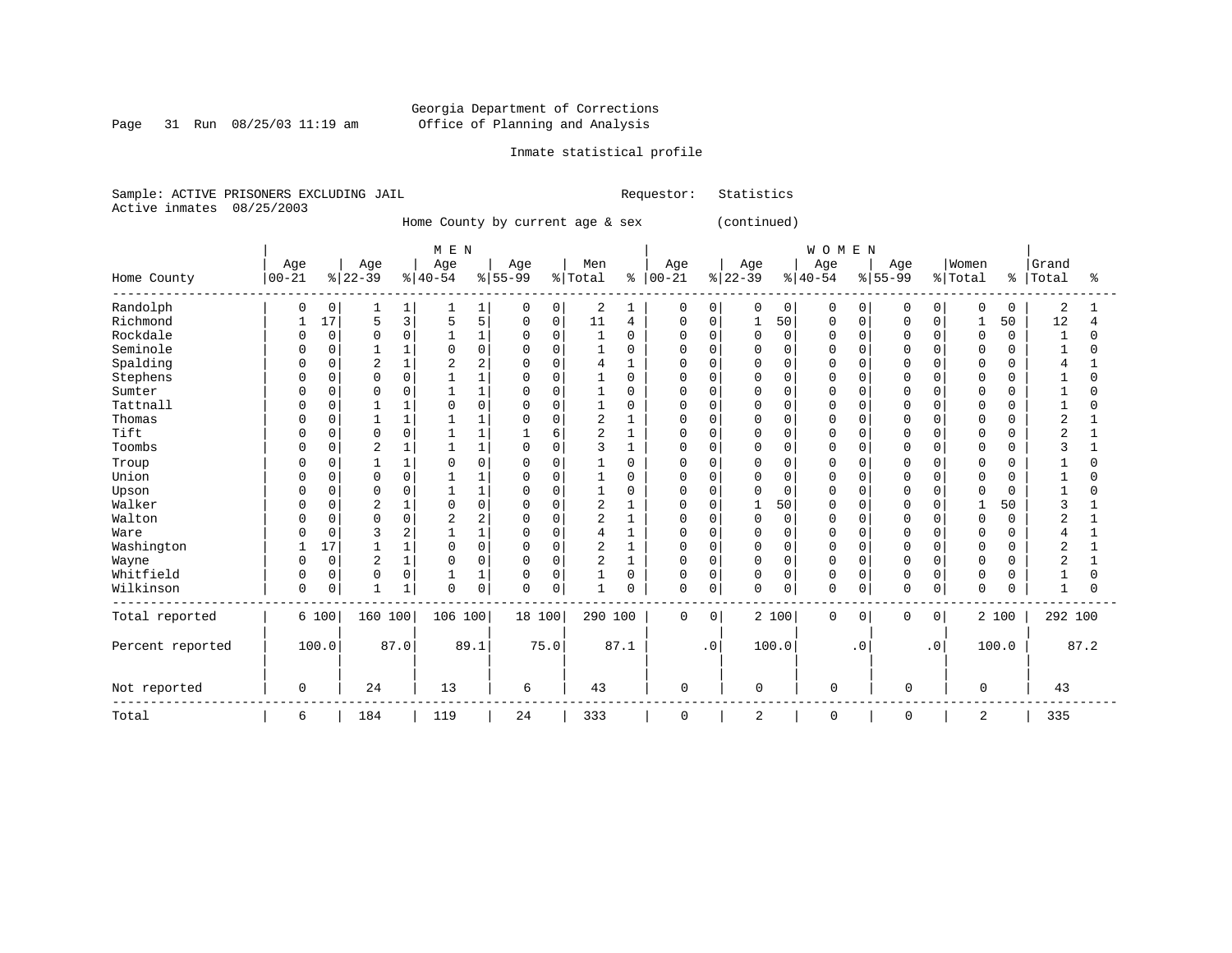Georgia Department of Corrections
Office of Planning and Analysis

Inmate statistical profile

Sample: ACTIVE PRISONERS EXCLUDING JAIL    Requestor: Statistics
Active inmates 08/25/2003

Home County by current age & sex (continued)

| | MEN | | | | | | | | | | WOMEN | | | | | | | | | | | |
|---|---|---|---|---|---|---|---|---|---|---|---|---|---|---|---|---|---|---|---|---|---|---|
| Home County | Age 00-21 | % | Age 22-39 | % | Age 40-54 | % | Age 55-99 | % | Men Total | % | Age 00-21 | % | Age 22-39 | % | Age 40-54 | % | Age 55-99 | % | Women Total | % | Grand Total | % |
| Randolph | 0 | 0 | 1 | 1 | 1 | 1 | 0 | 0 | 2 | 1 | 0 | 0 | 0 | 0 | 0 | 0 | 0 | 0 | 0 | 0 | 2 | 1 |
| Richmond | 1 | 17 | 5 | 3 | 5 | 5 | 0 | 0 | 11 | 4 | 0 | 0 | 1 | 50 | 0 | 0 | 0 | 0 | 1 | 50 | 12 | 4 |
| Rockdale | 0 | 0 | 0 | 0 | 1 | 1 | 0 | 0 | 1 | 0 | 0 | 0 | 0 | 0 | 0 | 0 | 0 | 0 | 0 | 0 | 1 | 0 |
| Seminole | 0 | 0 | 1 | 1 | 0 | 0 | 0 | 0 | 1 | 0 | 0 | 0 | 0 | 0 | 0 | 0 | 0 | 0 | 0 | 0 | 1 | 0 |
| Spalding | 0 | 0 | 2 | 1 | 2 | 2 | 0 | 0 | 4 | 1 | 0 | 0 | 0 | 0 | 0 | 0 | 0 | 0 | 0 | 0 | 4 | 1 |
| Stephens | 0 | 0 | 0 | 0 | 1 | 1 | 0 | 0 | 1 | 0 | 0 | 0 | 0 | 0 | 0 | 0 | 0 | 0 | 0 | 0 | 1 | 0 |
| Sumter | 0 | 0 | 0 | 0 | 1 | 1 | 0 | 0 | 1 | 0 | 0 | 0 | 0 | 0 | 0 | 0 | 0 | 0 | 0 | 0 | 1 | 0 |
| Tattnall | 0 | 0 | 1 | 1 | 0 | 0 | 0 | 0 | 1 | 0 | 0 | 0 | 0 | 0 | 0 | 0 | 0 | 0 | 0 | 0 | 1 | 0 |
| Thomas | 0 | 0 | 1 | 1 | 1 | 1 | 0 | 0 | 2 | 1 | 0 | 0 | 0 | 0 | 0 | 0 | 0 | 0 | 0 | 0 | 2 | 1 |
| Tift | 0 | 0 | 0 | 0 | 1 | 1 | 1 | 6 | 2 | 1 | 0 | 0 | 0 | 0 | 0 | 0 | 0 | 0 | 0 | 0 | 2 | 1 |
| Toombs | 0 | 0 | 2 | 1 | 1 | 1 | 0 | 0 | 3 | 1 | 0 | 0 | 0 | 0 | 0 | 0 | 0 | 0 | 0 | 0 | 3 | 1 |
| Troup | 0 | 0 | 1 | 1 | 0 | 0 | 0 | 0 | 1 | 0 | 0 | 0 | 0 | 0 | 0 | 0 | 0 | 0 | 0 | 0 | 1 | 0 |
| Union | 0 | 0 | 0 | 0 | 1 | 1 | 0 | 0 | 1 | 0 | 0 | 0 | 0 | 0 | 0 | 0 | 0 | 0 | 0 | 0 | 1 | 0 |
| Upson | 0 | 0 | 0 | 0 | 1 | 1 | 0 | 0 | 1 | 0 | 0 | 0 | 0 | 0 | 0 | 0 | 0 | 0 | 0 | 0 | 1 | 0 |
| Walker | 0 | 0 | 2 | 1 | 0 | 0 | 0 | 0 | 2 | 1 | 0 | 0 | 1 | 50 | 0 | 0 | 0 | 0 | 1 | 50 | 3 | 1 |
| Walton | 0 | 0 | 0 | 0 | 2 | 2 | 0 | 0 | 2 | 1 | 0 | 0 | 0 | 0 | 0 | 0 | 0 | 0 | 0 | 0 | 2 | 1 |
| Ware | 0 | 0 | 3 | 2 | 1 | 1 | 0 | 0 | 4 | 1 | 0 | 0 | 0 | 0 | 0 | 0 | 0 | 0 | 0 | 0 | 4 | 1 |
| Washington | 1 | 17 | 1 | 1 | 0 | 0 | 0 | 0 | 2 | 1 | 0 | 0 | 0 | 0 | 0 | 0 | 0 | 0 | 0 | 0 | 2 | 1 |
| Wayne | 0 | 0 | 2 | 1 | 0 | 0 | 0 | 0 | 2 | 1 | 0 | 0 | 0 | 0 | 0 | 0 | 0 | 0 | 0 | 0 | 2 | 1 |
| Whitfield | 0 | 0 | 0 | 0 | 1 | 1 | 0 | 0 | 1 | 0 | 0 | 0 | 0 | 0 | 0 | 0 | 0 | 0 | 0 | 0 | 1 | 0 |
| Wilkinson | 0 | 0 | 1 | 1 | 0 | 0 | 0 | 0 | 1 | 0 | 0 | 0 | 0 | 0 | 0 | 0 | 0 | 0 | 0 | 0 | 1 | 0 |
| Total reported | 6 | 100 | 160 | 100 | 106 | 100 | 18 | 100 | 290 | 100 | 0 | 0 | 2 | 100 | 0 | 0 | 0 | 0 | 2 | 100 | 292 | 100 |
| Percent reported | | 100.0 | | 87.0 | | 89.1 | | 75.0 | | 87.1 | | .0 | | 100.0 | | .0 | | .0 | | 100.0 | | 87.2 |
| Not reported | 0 | | 24 | | 13 | | 6 | | 43 | | 0 | | 0 | | 0 | | 0 | | 0 | | 43 | |
| Total | 6 | | 184 | | 119 | | 24 | | 333 | | 0 | | 2 | | 0 | | 0 | | 2 | | 335 | |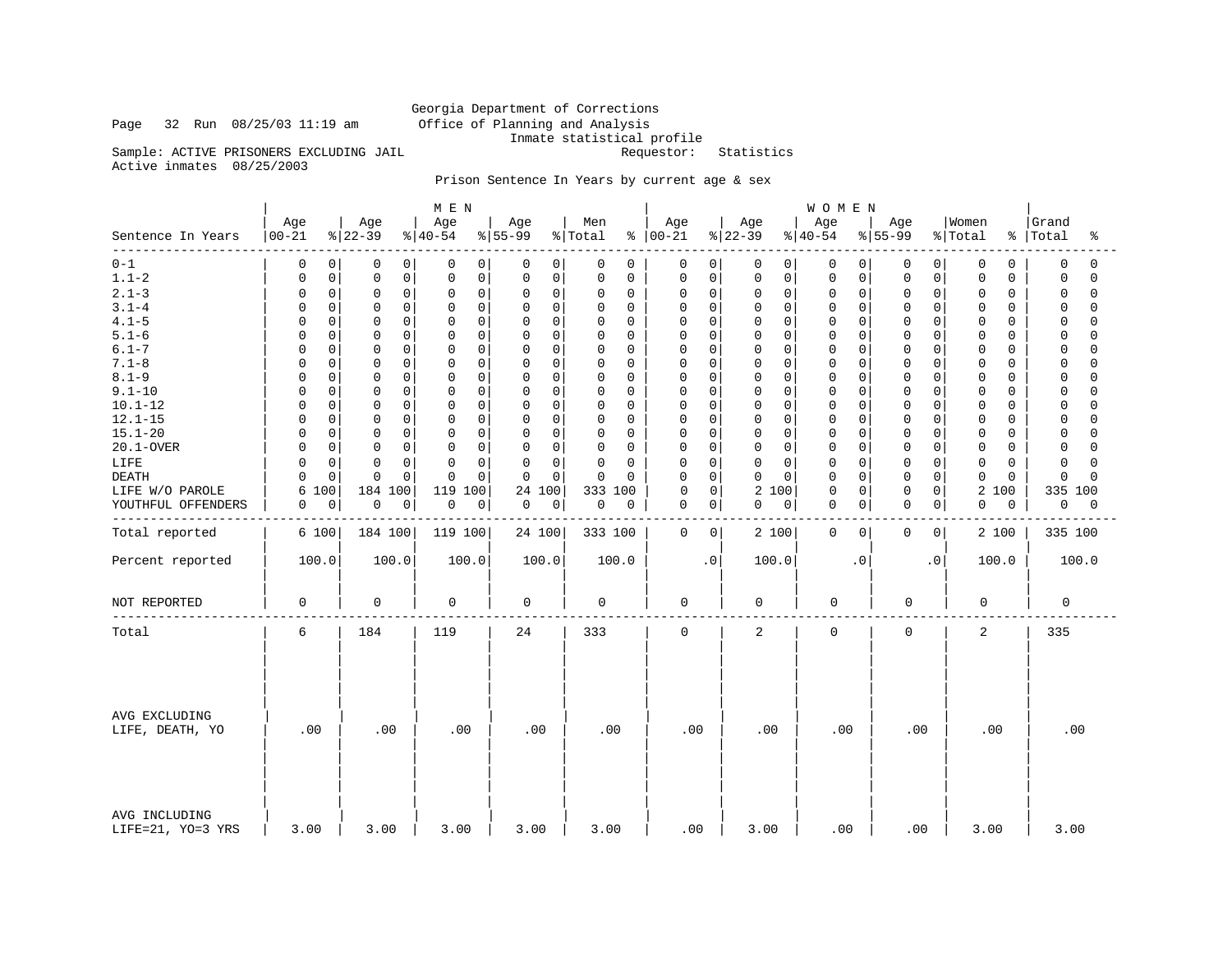Georgia Department of Corrections
Office of Planning and Analysis
Inmate statistical profile

Page 32 Run 08/25/03 11:19 am

Sample: ACTIVE PRISONERS EXCLUDING JAIL    Requestor: Statistics

Active inmates 08/25/2003

Prison Sentence In Years by current age & sex

| Sentence In Years | MEN Age 00-21 | % | Age 22-39 | % | Age 40-54 | % | Age 55-99 | % | Men Total | % | WOMEN Age 00-21 | % | Age 22-39 | % | Age 40-54 | % | Age 55-99 | % | Women Total | % | Grand Total | % |
|---|---|---|---|---|---|---|---|---|---|---|---|---|---|---|---|---|---|---|---|---|---|---|
| 0-1 | 0 | 0 | 0 | 0 | 0 | 0 | 0 | 0 | 0 | 0 | 0 | 0 | 0 | 0 | 0 | 0 | 0 | 0 | 0 | 0 | 0 | 0 |
| 1.1-2 | 0 | 0 | 0 | 0 | 0 | 0 | 0 | 0 | 0 | 0 | 0 | 0 | 0 | 0 | 0 | 0 | 0 | 0 | 0 | 0 | 0 | 0 |
| 2.1-3 | 0 | 0 | 0 | 0 | 0 | 0 | 0 | 0 | 0 | 0 | 0 | 0 | 0 | 0 | 0 | 0 | 0 | 0 | 0 | 0 | 0 | 0 |
| 3.1-4 | 0 | 0 | 0 | 0 | 0 | 0 | 0 | 0 | 0 | 0 | 0 | 0 | 0 | 0 | 0 | 0 | 0 | 0 | 0 | 0 | 0 | 0 |
| 4.1-5 | 0 | 0 | 0 | 0 | 0 | 0 | 0 | 0 | 0 | 0 | 0 | 0 | 0 | 0 | 0 | 0 | 0 | 0 | 0 | 0 | 0 | 0 |
| 5.1-6 | 0 | 0 | 0 | 0 | 0 | 0 | 0 | 0 | 0 | 0 | 0 | 0 | 0 | 0 | 0 | 0 | 0 | 0 | 0 | 0 | 0 | 0 |
| 6.1-7 | 0 | 0 | 0 | 0 | 0 | 0 | 0 | 0 | 0 | 0 | 0 | 0 | 0 | 0 | 0 | 0 | 0 | 0 | 0 | 0 | 0 | 0 |
| 7.1-8 | 0 | 0 | 0 | 0 | 0 | 0 | 0 | 0 | 0 | 0 | 0 | 0 | 0 | 0 | 0 | 0 | 0 | 0 | 0 | 0 | 0 | 0 |
| 8.1-9 | 0 | 0 | 0 | 0 | 0 | 0 | 0 | 0 | 0 | 0 | 0 | 0 | 0 | 0 | 0 | 0 | 0 | 0 | 0 | 0 | 0 | 0 |
| 9.1-10 | 0 | 0 | 0 | 0 | 0 | 0 | 0 | 0 | 0 | 0 | 0 | 0 | 0 | 0 | 0 | 0 | 0 | 0 | 0 | 0 | 0 | 0 |
| 10.1-12 | 0 | 0 | 0 | 0 | 0 | 0 | 0 | 0 | 0 | 0 | 0 | 0 | 0 | 0 | 0 | 0 | 0 | 0 | 0 | 0 | 0 | 0 |
| 12.1-15 | 0 | 0 | 0 | 0 | 0 | 0 | 0 | 0 | 0 | 0 | 0 | 0 | 0 | 0 | 0 | 0 | 0 | 0 | 0 | 0 | 0 | 0 |
| 15.1-20 | 0 | 0 | 0 | 0 | 0 | 0 | 0 | 0 | 0 | 0 | 0 | 0 | 0 | 0 | 0 | 0 | 0 | 0 | 0 | 0 | 0 | 0 |
| 20.1-OVER | 0 | 0 | 0 | 0 | 0 | 0 | 0 | 0 | 0 | 0 | 0 | 0 | 0 | 0 | 0 | 0 | 0 | 0 | 0 | 0 | 0 | 0 |
| LIFE | 0 | 0 | 0 | 0 | 0 | 0 | 0 | 0 | 0 | 0 | 0 | 0 | 0 | 0 | 0 | 0 | 0 | 0 | 0 | 0 | 0 | 0 |
| DEATH | 0 | 0 | 0 | 0 | 0 | 0 | 0 | 0 | 0 | 0 | 0 | 0 | 0 | 0 | 0 | 0 | 0 | 0 | 0 | 0 | 0 | 0 |
| LIFE W/O PAROLE | 6 | 100 | 184 | 100 | 119 | 100 | 24 | 100 | 333 | 100 | 0 | 0 | 2 | 100 | 0 | 0 | 0 | 0 | 2 | 100 | 335 | 100 |
| YOUTHFUL OFFENDERS | 0 | 0 | 0 | 0 | 0 | 0 | 0 | 0 | 0 | 0 | 0 | 0 | 0 | 0 | 0 | 0 | 0 | 0 | 0 | 0 | 0 | 0 |
| Total reported | 6 | 100 | 184 | 100 | 119 | 100 | 24 | 100 | 333 | 100 | 0 | 0 | 2 | 100 | 0 | 0 | 0 | 0 | 2 | 100 | 335 | 100 |
| Percent reported | 100.0 | | 100.0 | | 100.0 | | 100.0 | | 100.0 | | .0 | | 100.0 | | .0 | | .0 | | 100.0 | | 100.0 | |
| NOT REPORTED | 0 | | 0 | | 0 | | 0 | | 0 | | 0 | | 0 | | 0 | | 0 | | 0 | | 0 | |
| Total | 6 | | 184 | | 119 | | 24 | | 333 | | 0 | | 2 | | 0 | | 0 | | 2 | | 335 | |
| AVG EXCLUDING LIFE, DEATH, YO | .00 | | .00 | | .00 | | .00 | | .00 | | .00 | | .00 | | .00 | | .00 | | .00 | | .00 | |
| AVG INCLUDING LIFE=21, YO=3 YRS | 3.00 | | 3.00 | | 3.00 | | 3.00 | | 3.00 | | .00 | | 3.00 | | .00 | | .00 | | 3.00 | | 3.00 | |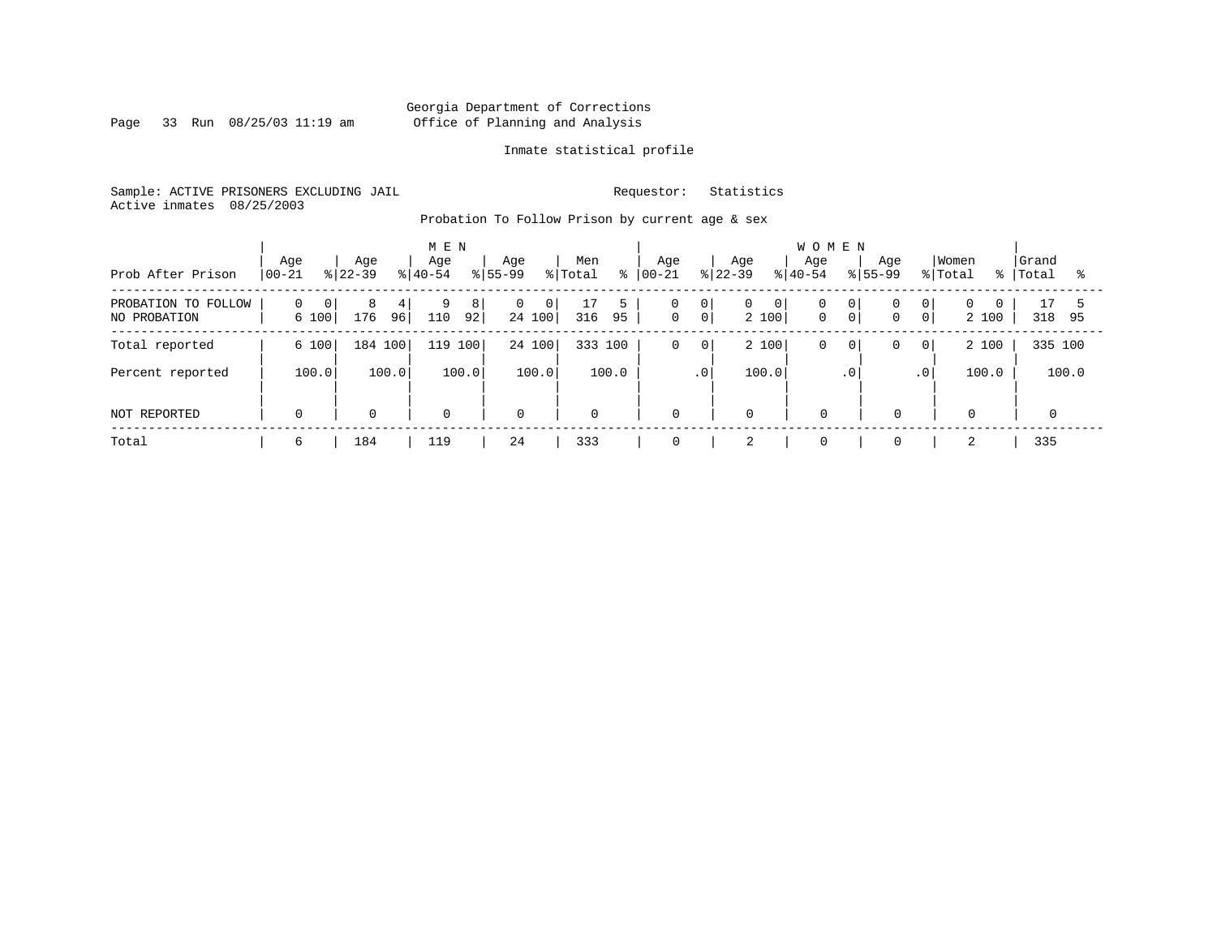Georgia Department of Corrections
Office of Planning and Analysis

Inmate statistical profile

Sample: ACTIVE PRISONERS EXCLUDING JAIL

Requestor: Statistics

Active inmates 08/25/2003

Probation To Follow Prison by current age & sex

| Prob After Prison | MEN Age 00-21 | % | Age 22-39 | % | Age 40-54 | % | Age 55-99 | % | Men Total | % | WOMEN Age 00-21 | % | Age 22-39 | % | Age 40-54 | % | Age 55-99 | % | Women Total | % | Grand Total | % |
|---|---|---|---|---|---|---|---|---|---|---|---|---|---|---|---|---|---|---|---|---|---|---|
| PROBATION TO FOLLOW | 0 | 0 | 8 | 4 | 9 | 8 | 0 | 0 | 17 | 5 | 0 | 0 | 0 | 0 | 0 | 0 | 0 | 0 | 0 | 0 | 17 | 5 |
| NO PROBATION | 6 | 100 | 176 | 96 | 110 | 92 | 24 | 100 | 316 | 95 | 0 | 0 | 2 | 100 | 0 | 0 | 0 | 0 | 2 | 100 | 318 | 95 |
| Total reported | 6 | 100 | 184 | 100 | 119 | 100 | 24 | 100 | 333 | 100 | 0 | 0 | 2 | 100 | 0 | 0 | 0 | 0 | 2 | 100 | 335 | 100 |
| Percent reported | | 100.0 | | 100.0 | | 100.0 | | 100.0 | | 100.0 | | .0 | | 100.0 | | .0 | | .0 | | 100.0 | | 100.0 |
| NOT REPORTED | 0 | | 0 | | 0 | | 0 | | 0 | | 0 | | 0 | | 0 | | 0 | | 0 | | 0 | |
| Total | 6 | | 184 | | 119 | | 24 | | 333 | | 0 | | 2 | | 0 | | 0 | | 2 | | 335 | |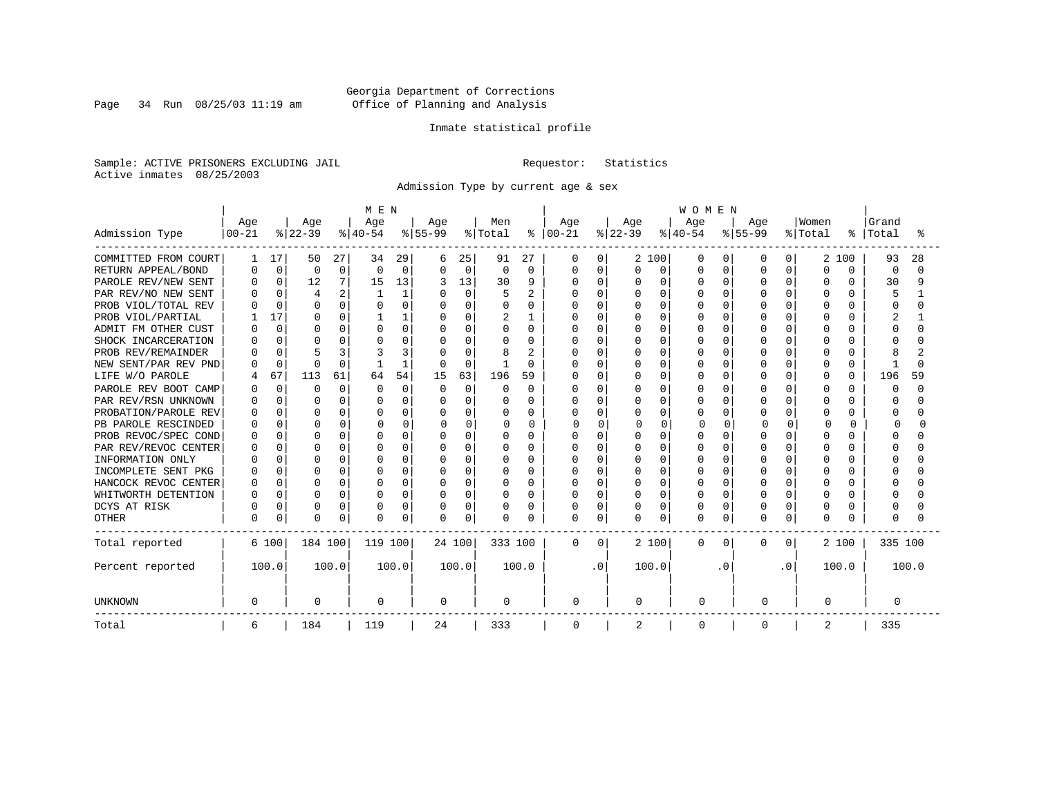Georgia Department of Corrections
Office of Planning and Analysis

Inmate statistical profile

Sample: ACTIVE PRISONERS EXCLUDING JAIL
Active inmates 08/25/2003

Requestor: Statistics

Admission Type by current age & sex

| Admission Type | MEN Age 00-21 | % | Age 22-39 | % | Age 40-54 | % | Age 55-99 | % | Men Total | % | WOMEN Age 00-21 | % | Age 22-39 | % | Age 40-54 | % | Age 55-99 | % | Women Total | % | Grand Total | % |
|---|---|---|---|---|---|---|---|---|---|---|---|---|---|---|---|---|---|---|---|---|---|---|
| COMMITTED FROM COURT | 1 | 17 | 50 | 27 | 34 | 29 | 6 | 25 | 91 | 27 | 0 | 0 | 2 | 100 | 0 | 0 | 0 | 0 | 2 | 100 | 93 | 28 |
| RETURN APPEAL/BOND | 0 | 0 | 0 | 0 | 0 | 0 | 0 | 0 | 0 | 0 | 0 | 0 | 0 | 0 | 0 | 0 | 0 | 0 | 0 | 0 | 0 | 0 |
| PAROLE REV/NEW SENT | 0 | 0 | 12 | 7 | 15 | 13 | 3 | 13 | 30 | 9 | 0 | 0 | 0 | 0 | 0 | 0 | 0 | 0 | 0 | 0 | 30 | 9 |
| PAR REV/NO NEW SENT | 0 | 0 | 4 | 2 | 1 | 1 | 0 | 0 | 5 | 2 | 0 | 0 | 0 | 0 | 0 | 0 | 0 | 0 | 0 | 0 | 5 | 1 |
| PROB VIOL/TOTAL REV | 0 | 0 | 0 | 0 | 0 | 0 | 0 | 0 | 0 | 0 | 0 | 0 | 0 | 0 | 0 | 0 | 0 | 0 | 0 | 0 | 0 | 0 |
| PROB VIOL/PARTIAL | 1 | 17 | 0 | 0 | 1 | 1 | 0 | 0 | 2 | 1 | 0 | 0 | 0 | 0 | 0 | 0 | 0 | 0 | 0 | 0 | 2 | 1 |
| ADMIT FM OTHER CUST | 0 | 0 | 0 | 0 | 0 | 0 | 0 | 0 | 0 | 0 | 0 | 0 | 0 | 0 | 0 | 0 | 0 | 0 | 0 | 0 | 0 | 0 |
| SHOCK INCARCERATION | 0 | 0 | 0 | 0 | 0 | 0 | 0 | 0 | 0 | 0 | 0 | 0 | 0 | 0 | 0 | 0 | 0 | 0 | 0 | 0 | 0 | 0 |
| PROB REV/REMAINDER | 0 | 0 | 5 | 3 | 3 | 3 | 0 | 0 | 8 | 2 | 0 | 0 | 0 | 0 | 0 | 0 | 0 | 0 | 0 | 0 | 8 | 2 |
| NEW SENT/PAR REV PND | 0 | 0 | 0 | 0 | 1 | 1 | 0 | 0 | 1 | 0 | 0 | 0 | 0 | 0 | 0 | 0 | 0 | 0 | 0 | 0 | 1 | 0 |
| LIFE W/O PAROLE | 4 | 67 | 113 | 61 | 64 | 54 | 15 | 63 | 196 | 59 | 0 | 0 | 0 | 0 | 0 | 0 | 0 | 0 | 0 | 0 | 196 | 59 |
| PAROLE REV BOOT CAMP | 0 | 0 | 0 | 0 | 0 | 0 | 0 | 0 | 0 | 0 | 0 | 0 | 0 | 0 | 0 | 0 | 0 | 0 | 0 | 0 | 0 | 0 |
| PAR REV/RSN UNKNOWN | 0 | 0 | 0 | 0 | 0 | 0 | 0 | 0 | 0 | 0 | 0 | 0 | 0 | 0 | 0 | 0 | 0 | 0 | 0 | 0 | 0 | 0 |
| PROBATION/PAROLE REV | 0 | 0 | 0 | 0 | 0 | 0 | 0 | 0 | 0 | 0 | 0 | 0 | 0 | 0 | 0 | 0 | 0 | 0 | 0 | 0 | 0 | 0 |
| PB PAROLE RESCINDED | 0 | 0 | 0 | 0 | 0 | 0 | 0 | 0 | 0 | 0 | 0 | 0 | 0 | 0 | 0 | 0 | 0 | 0 | 0 | 0 | 0 | 0 |
| PROB REVOC/SPEC COND | 0 | 0 | 0 | 0 | 0 | 0 | 0 | 0 | 0 | 0 | 0 | 0 | 0 | 0 | 0 | 0 | 0 | 0 | 0 | 0 | 0 | 0 |
| PAR REV/REVOC CENTER | 0 | 0 | 0 | 0 | 0 | 0 | 0 | 0 | 0 | 0 | 0 | 0 | 0 | 0 | 0 | 0 | 0 | 0 | 0 | 0 | 0 | 0 |
| INFORMATION ONLY | 0 | 0 | 0 | 0 | 0 | 0 | 0 | 0 | 0 | 0 | 0 | 0 | 0 | 0 | 0 | 0 | 0 | 0 | 0 | 0 | 0 | 0 |
| INCOMPLETE SENT PKG | 0 | 0 | 0 | 0 | 0 | 0 | 0 | 0 | 0 | 0 | 0 | 0 | 0 | 0 | 0 | 0 | 0 | 0 | 0 | 0 | 0 | 0 |
| HANCOCK REVOC CENTER | 0 | 0 | 0 | 0 | 0 | 0 | 0 | 0 | 0 | 0 | 0 | 0 | 0 | 0 | 0 | 0 | 0 | 0 | 0 | 0 | 0 | 0 |
| WHITWORTH DETENTION | 0 | 0 | 0 | 0 | 0 | 0 | 0 | 0 | 0 | 0 | 0 | 0 | 0 | 0 | 0 | 0 | 0 | 0 | 0 | 0 | 0 | 0 |
| DCYS AT RISK | 0 | 0 | 0 | 0 | 0 | 0 | 0 | 0 | 0 | 0 | 0 | 0 | 0 | 0 | 0 | 0 | 0 | 0 | 0 | 0 | 0 | 0 |
| OTHER | 0 | 0 | 0 | 0 | 0 | 0 | 0 | 0 | 0 | 0 | 0 | 0 | 0 | 0 | 0 | 0 | 0 | 0 | 0 | 0 | 0 | 0 |
| Total reported | 6 | 100 | 184 | 100 | 119 | 100 | 24 | 100 | 333 | 100 | 0 | 0 | 2 | 100 | 0 | 0 | 0 | 0 | 2 | 100 | 335 | 100 |
| Percent reported | | 100.0 | | 100.0 | | 100.0 | | 100.0 | | 100.0 | | .0 | | 100.0 | | .0 | | .0 | | 100.0 | | 100.0 |
| UNKNOWN | 0 | | 0 | | 0 | | 0 | | 0 | | 0 | | 0 | | 0 | | 0 | | 0 | | 0 | |
| Total | 6 | | 184 | | 119 | | 24 | | 333 | | 0 | | 2 | | 0 | | 0 | | 2 | | 335 | |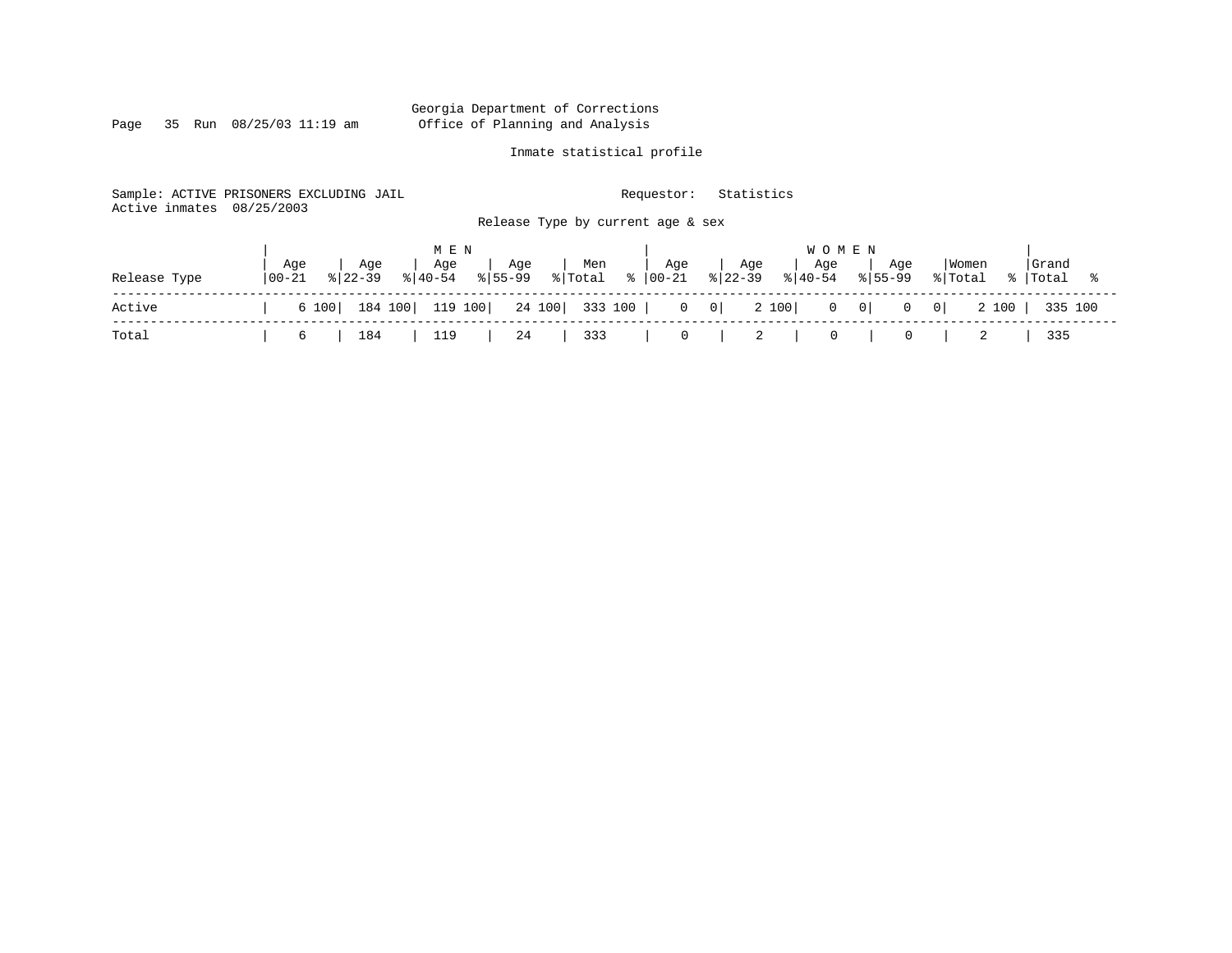Georgia Department of Corrections
Office of Planning and Analysis

Inmate statistical profile

Sample: ACTIVE PRISONERS EXCLUDING JAIL

Requestor: Statistics

Active inmates 08/25/2003

Release Type by current age & sex

| Release Type | MEN Age 00-21 | % | Age 22-39 | % | Age 40-54 | % | Age 55-99 | % | Men Total | % | WOMEN Age 00-21 | % | Age 22-39 | % | Age 40-54 | % | Age 55-99 | % | Women Total | % | Grand Total | % |
|---|---|---|---|---|---|---|---|---|---|---|---|---|---|---|---|---|---|---|---|---|---|---|
| Active | 6 | 100 | 184 | 100 | 119 | 100 | 24 | 100 | 333 | 100 | 0 | 0 | 2 | 100 | 0 | 0 | 0 | 0 | 2 | 100 | 335 | 100 |
| Total | 6 | | 184 | | 119 | | 24 | | 333 | | 0 | | 2 | | 0 | | 0 | | 2 | | 335 | |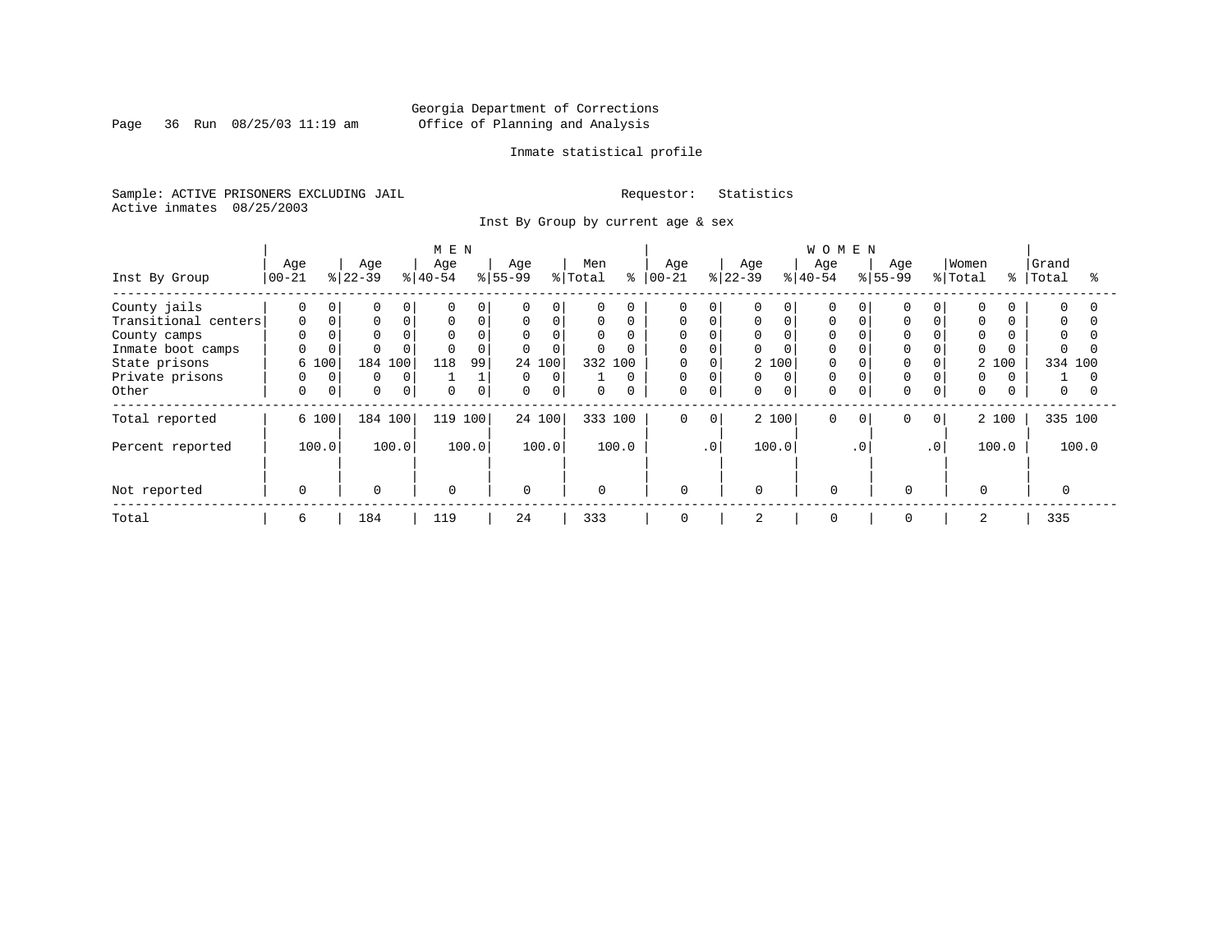Georgia Department of Corrections
Office of Planning and Analysis

Inmate statistical profile

Sample: ACTIVE PRISONERS EXCLUDING JAIL

Requestor: Statistics

Active inmates 08/25/2003

Inst By Group by current age & sex

| Inst By Group | MEN Age 00-21 | % | Age 22-39 | % | Age 40-54 | % | Age 55-99 | % | Men Total | % | WOMEN Age 00-21 | % | Age 22-39 | % | Age 40-54 | % | Age 55-99 | % | Women Total | % | Grand Total | % |
|---|---|---|---|---|---|---|---|---|---|---|---|---|---|---|---|---|---|---|---|---|---|---|
| County jails | 0 | 0 | 0 | 0 | 0 | 0 | 0 | 0 | 0 | 0 | 0 | 0 | 0 | 0 | 0 | 0 | 0 | 0 | 0 | 0 | 0 | 0 |
| Transitional centers | 0 | 0 | 0 | 0 | 0 | 0 | 0 | 0 | 0 | 0 | 0 | 0 | 0 | 0 | 0 | 0 | 0 | 0 | 0 | 0 | 0 | 0 |
| County camps | 0 | 0 | 0 | 0 | 0 | 0 | 0 | 0 | 0 | 0 | 0 | 0 | 0 | 0 | 0 | 0 | 0 | 0 | 0 | 0 | 0 | 0 |
| Inmate boot camps | 0 | 0 | 0 | 0 | 0 | 0 | 0 | 0 | 0 | 0 | 0 | 0 | 0 | 0 | 0 | 0 | 0 | 0 | 0 | 0 | 0 | 0 |
| State prisons | 6 | 100 | 184 | 100 | 118 | 99 | 24 | 100 | 332 | 100 | 0 | 0 | 2 | 100 | 0 | 0 | 0 | 0 | 2 | 100 | 334 | 100 |
| Private prisons | 0 | 0 | 0 | 0 | 1 | 1 | 0 | 0 | 1 | 0 | 0 | 0 | 0 | 0 | 0 | 0 | 0 | 0 | 0 | 0 | 1 | 0 |
| Other | 0 | 0 | 0 | 0 | 0 | 0 | 0 | 0 | 0 | 0 | 0 | 0 | 0 | 0 | 0 | 0 | 0 | 0 | 0 | 0 | 0 | 0 |
| Total reported | 6 | 100 | 184 | 100 | 119 | 100 | 24 | 100 | 333 | 100 | 0 | 0 | 2 | 100 | 0 | 0 | 0 | 0 | 2 | 100 | 335 | 100 |
| Percent reported | 100.0 | | 100.0 | | 100.0 | | 100.0 | | 100.0 | | .0 | | 100.0 | | .0 | | .0 | | 100.0 | | 100.0 | |
| Not reported | 0 | | 0 | | 0 | | 0 | | 0 | | 0 | | 0 | | 0 | | 0 | | 0 | | 0 | |
| Total | 6 | | 184 | | 119 | | 24 | | 333 | | 0 | | 2 | | 0 | | 0 | | 2 | | 335 | |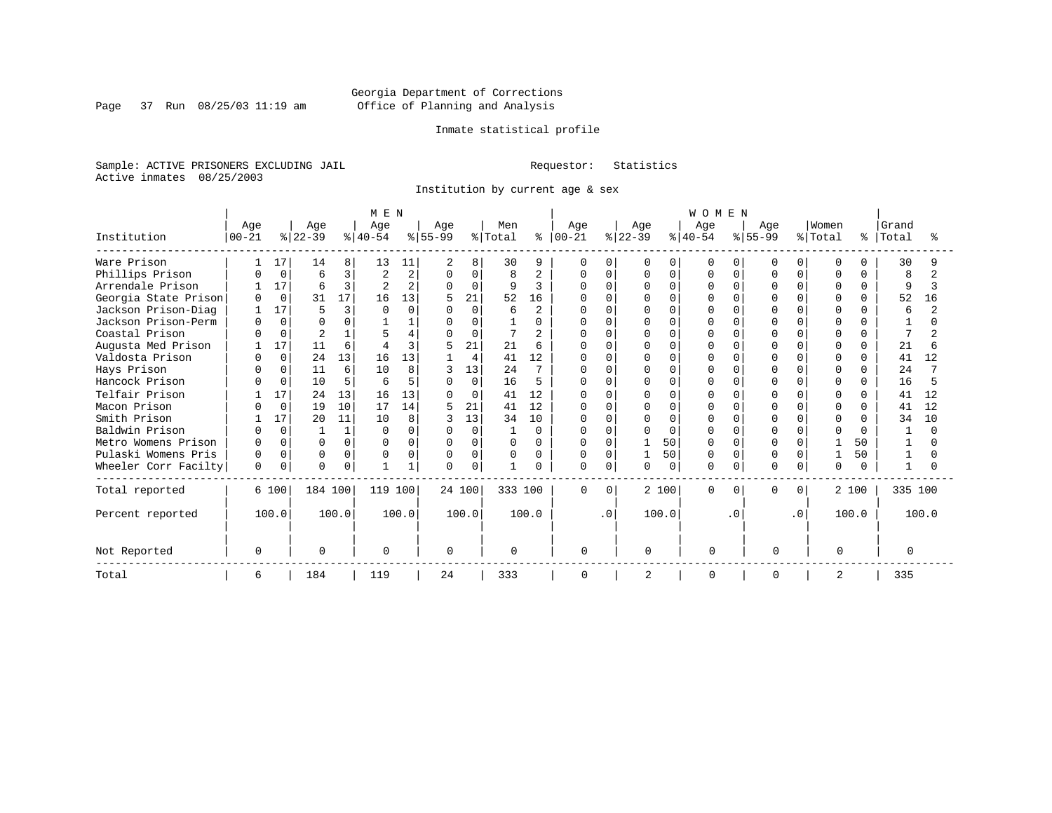Georgia Department of Corrections
Office of Planning and Analysis

Inmate statistical profile

Sample: ACTIVE PRISONERS EXCLUDING JAIL

Requestor: Statistics

Active inmates 08/25/2003

Institution by current age & sex

| Institution | MEN Age 00-21 | % | Age 22-39 | % | Age 40-54 | % | Age 55-99 | % | Men Total | % | WOMEN Age 00-21 | % | Age 22-39 | % | Age 40-54 | % | Age 55-99 | % | Women Total | % | Grand Total | % |
|---|---|---|---|---|---|---|---|---|---|---|---|---|---|---|---|---|---|---|---|---|---|---|
| Ware Prison | 1 | 17 | 14 | 8 | 13 | 11 | 2 | 8 | 30 | 9 | 0 | 0 | 0 | 0 | 0 | 0 | 0 | 0 | 0 | 0 | 30 | 9 |
| Phillips Prison | 0 | 0 | 6 | 3 | 2 | 2 | 0 | 0 | 8 | 2 | 0 | 0 | 0 | 0 | 0 | 0 | 0 | 0 | 0 | 0 | 8 | 2 |
| Arrendale Prison | 1 | 17 | 6 | 3 | 2 | 2 | 0 | 0 | 9 | 3 | 0 | 0 | 0 | 0 | 0 | 0 | 0 | 0 | 0 | 0 | 9 | 3 |
| Georgia State Prison | 0 | 0 | 31 | 17 | 16 | 13 | 5 | 21 | 52 | 16 | 0 | 0 | 0 | 0 | 0 | 0 | 0 | 0 | 0 | 0 | 52 | 16 |
| Jackson Prison-Diag | 1 | 17 | 5 | 3 | 0 | 0 | 0 | 0 | 6 | 2 | 0 | 0 | 0 | 0 | 0 | 0 | 0 | 0 | 0 | 0 | 6 | 2 |
| Jackson Prison-Perm | 0 | 0 | 0 | 0 | 1 | 1 | 0 | 0 | 1 | 0 | 0 | 0 | 0 | 0 | 0 | 0 | 0 | 0 | 0 | 0 | 1 | 0 |
| Coastal Prison | 0 | 0 | 2 | 1 | 5 | 4 | 0 | 0 | 7 | 2 | 0 | 0 | 0 | 0 | 0 | 0 | 0 | 0 | 0 | 0 | 7 | 2 |
| Augusta Med Prison | 1 | 17 | 11 | 6 | 4 | 3 | 5 | 21 | 21 | 6 | 0 | 0 | 0 | 0 | 0 | 0 | 0 | 0 | 0 | 0 | 21 | 6 |
| Valdosta Prison | 0 | 0 | 24 | 13 | 16 | 13 | 1 | 4 | 41 | 12 | 0 | 0 | 0 | 0 | 0 | 0 | 0 | 0 | 0 | 0 | 41 | 12 |
| Hays Prison | 0 | 0 | 11 | 6 | 10 | 8 | 3 | 13 | 24 | 7 | 0 | 0 | 0 | 0 | 0 | 0 | 0 | 0 | 0 | 0 | 24 | 7 |
| Hancock Prison | 0 | 0 | 10 | 5 | 6 | 5 | 0 | 0 | 16 | 5 | 0 | 0 | 0 | 0 | 0 | 0 | 0 | 0 | 0 | 0 | 16 | 5 |
| Telfair Prison | 1 | 17 | 24 | 13 | 16 | 13 | 0 | 0 | 41 | 12 | 0 | 0 | 0 | 0 | 0 | 0 | 0 | 0 | 0 | 0 | 41 | 12 |
| Macon Prison | 0 | 0 | 19 | 10 | 17 | 14 | 5 | 21 | 41 | 12 | 0 | 0 | 0 | 0 | 0 | 0 | 0 | 0 | 0 | 0 | 41 | 12 |
| Smith Prison | 1 | 17 | 20 | 11 | 10 | 8 | 3 | 13 | 34 | 10 | 0 | 0 | 0 | 0 | 0 | 0 | 0 | 0 | 0 | 0 | 34 | 10 |
| Baldwin Prison | 0 | 0 | 1 | 1 | 0 | 0 | 0 | 0 | 1 | 0 | 0 | 0 | 0 | 0 | 0 | 0 | 0 | 0 | 0 | 0 | 1 | 0 |
| Metro Womens Prison | 0 | 0 | 0 | 0 | 0 | 0 | 0 | 0 | 0 | 0 | 0 | 0 | 1 | 50 | 0 | 0 | 0 | 0 | 1 | 50 | 1 | 0 |
| Pulaski Womens Pris | 0 | 0 | 0 | 0 | 0 | 0 | 0 | 0 | 0 | 0 | 0 | 0 | 1 | 50 | 0 | 0 | 0 | 0 | 1 | 50 | 1 | 0 |
| Wheeler Corr Facilty | 0 | 0 | 0 | 0 | 1 | 1 | 0 | 0 | 1 | 0 | 0 | 0 | 0 | 0 | 0 | 0 | 0 | 0 | 0 | 0 | 1 | 0 |
| Total reported | 6 | 100 | 184 | 100 | 119 | 100 | 24 | 100 | 333 | 100 | 0 | 0 | 2 | 100 | 0 | 0 | 0 | 0 | 2 | 100 | 335 | 100 |
| Percent reported | | 100.0 | | 100.0 | | 100.0 | | 100.0 | | 100.0 | | .0 | | 100.0 | | .0 | | .0 | | 100.0 | | 100.0 |
| Not Reported | 0 | | 0 | | 0 | | 0 | | 0 | | 0 | | 0 | | 0 | | 0 | | 0 | | 0 | |
| Total | 6 | | 184 | | 119 | | 24 | | 333 | | 0 | | 2 | | 0 | | 0 | | 2 | | 335 | |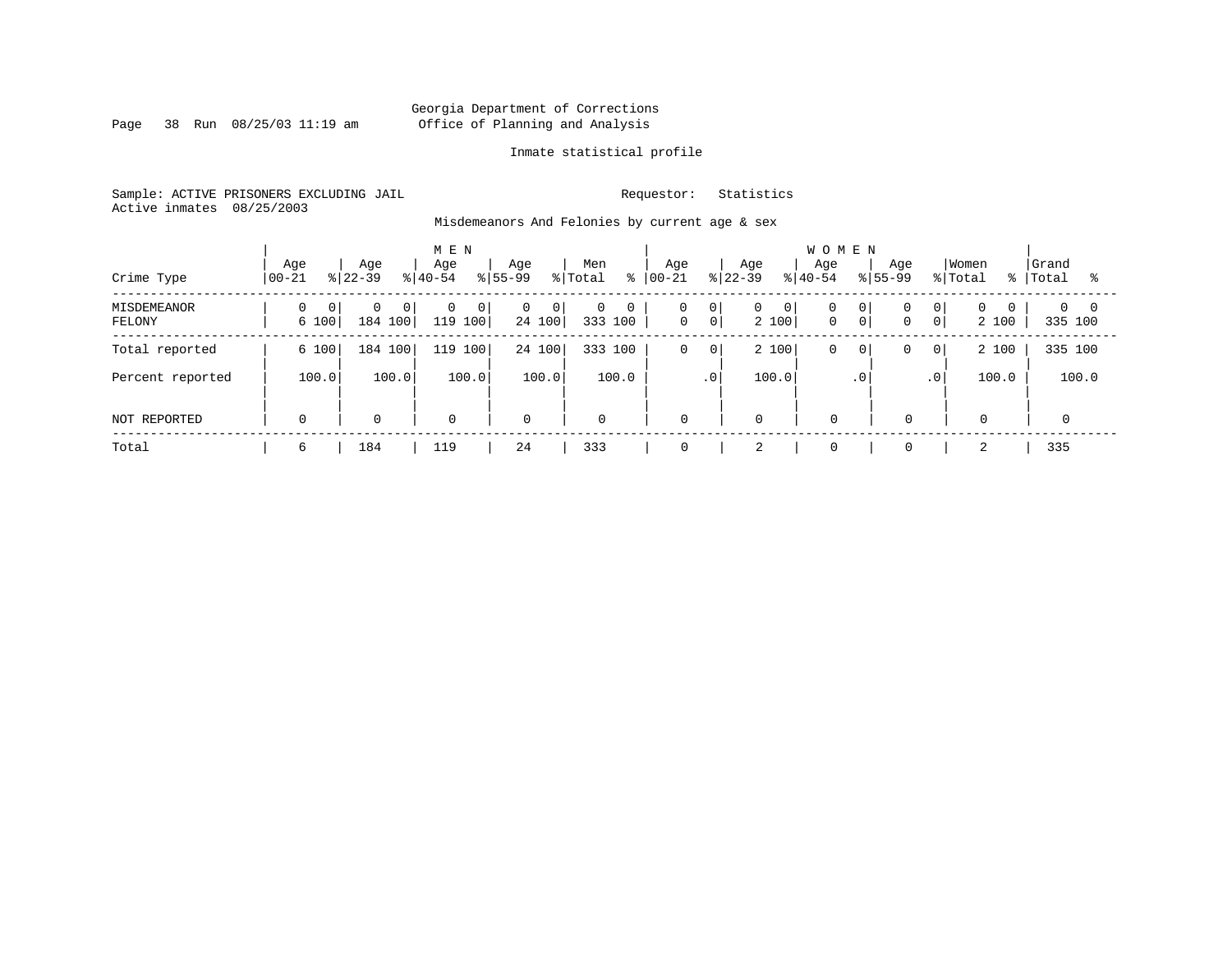Georgia Department of Corrections
Office of Planning and Analysis

Inmate statistical profile

Sample: ACTIVE PRISONERS EXCLUDING JAIL
Active inmates 08/25/2003

Requestor: Statistics

Misdemeanors And Felonies by current age & sex

| Crime Type | MEN Age 00-21 | % | Age 22-39 | % | Age 40-54 | % | Age 55-99 | % | Men Total | % | WOMEN Age 00-21 | % | Age 22-39 | % | Age 40-54 | % | Age 55-99 | % | Women Total | % | Grand Total | % |
|---|---|---|---|---|---|---|---|---|---|---|---|---|---|---|---|---|---|---|---|---|---|---|
| MISDEMEANOR | 0 | 0 | 0 | 0 | 0 | 0 | 0 | 0 | 0 | 0 | 0 | 0 | 0 | 0 | 0 | 0 | 0 | 0 | 0 | 0 | 0 | 0 |
| FELONY | 6 | 100 | 184 | 100 | 119 | 100 | 24 | 100 | 333 | 100 | 0 | 0 | 2 | 100 | 0 | 0 | 0 | 0 | 2 | 100 | 335 | 100 |
| Total reported | 6 | 100 | 184 | 100 | 119 | 100 | 24 | 100 | 333 | 100 | 0 | 0 | 2 | 100 | 0 | 0 | 0 | 0 | 2 | 100 | 335 | 100 |
| Percent reported | | 100.0 | | 100.0 | | 100.0 | | 100.0 | | 100.0 | | .0 | | 100.0 | | .0 | | .0 | | 100.0 | | 100.0 |
| NOT REPORTED | 0 | | 0 | | 0 | | 0 | | 0 | | 0 | | 0 | | 0 | | 0 | | 0 | | 0 | |
| Total | 6 | | 184 | | 119 | | 24 | | 333 | | 0 | | 2 | | 0 | | 0 | | 2 | | 335 | |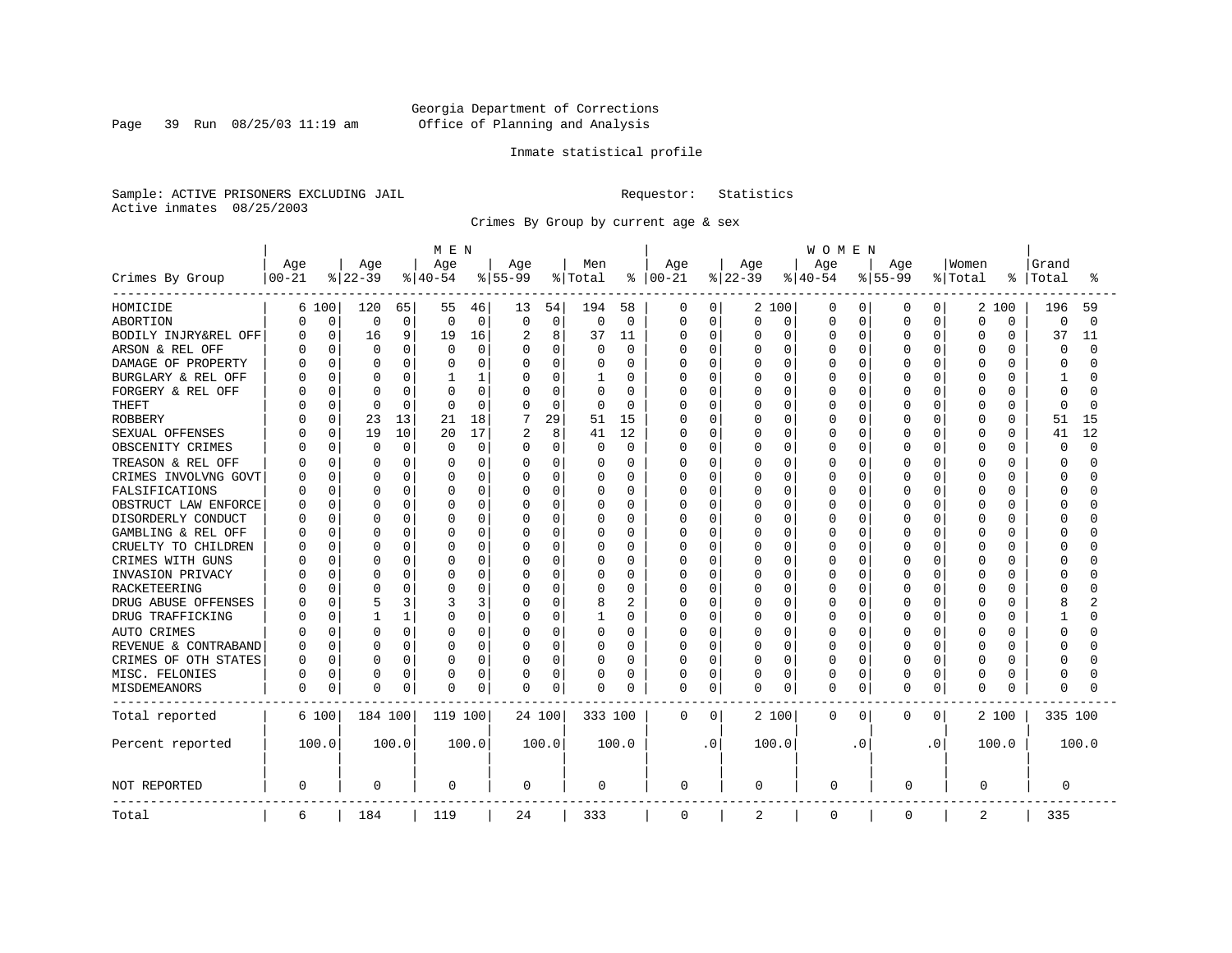Georgia Department of Corrections
Office of Planning and Analysis

Inmate statistical profile

Sample: ACTIVE PRISONERS EXCLUDING JAIL

Requestor: Statistics

Active inmates 08/25/2003

Crimes By Group by current age & sex

| Crimes By Group | MEN Age 00-21 | % | Age 22-39 | % | Age 40-54 | % | Age 55-99 | % | Men Total | % | WOMEN Age 00-21 | % | Age 22-39 | % | Age 40-54 | % | Age 55-99 | % | Women Total | % | Grand Total | % |
|---|---|---|---|---|---|---|---|---|---|---|---|---|---|---|---|---|---|---|---|---|---|---|
| HOMICIDE | 6 | 100 | 120 | 65 | 55 | 46 | 13 | 54 | 194 | 58 | 0 | 0 | 2 | 100 | 0 | 0 | 0 | 0 | 2 | 100 | 196 | 59 |
| ABORTION | 0 | 0 | 0 | 0 | 0 | 0 | 0 | 0 | 0 | 0 | 0 | 0 | 0 | 0 | 0 | 0 | 0 | 0 | 0 | 0 | 0 | 0 |
| BODILY INJRY&REL OFF | 0 | 0 | 16 | 9 | 19 | 16 | 2 | 8 | 37 | 11 | 0 | 0 | 0 | 0 | 0 | 0 | 0 | 0 | 0 | 0 | 37 | 11 |
| ARSON & REL OFF | 0 | 0 | 0 | 0 | 0 | 0 | 0 | 0 | 0 | 0 | 0 | 0 | 0 | 0 | 0 | 0 | 0 | 0 | 0 | 0 | 0 | 0 |
| DAMAGE OF PROPERTY | 0 | 0 | 0 | 0 | 0 | 0 | 0 | 0 | 0 | 0 | 0 | 0 | 0 | 0 | 0 | 0 | 0 | 0 | 0 | 0 | 0 | 0 |
| BURGLARY & REL OFF | 0 | 0 | 0 | 0 | 1 | 1 | 0 | 0 | 1 | 0 | 0 | 0 | 0 | 0 | 0 | 0 | 0 | 0 | 0 | 0 | 1 | 0 |
| FORGERY & REL OFF | 0 | 0 | 0 | 0 | 0 | 0 | 0 | 0 | 0 | 0 | 0 | 0 | 0 | 0 | 0 | 0 | 0 | 0 | 0 | 0 | 0 | 0 |
| THEFT | 0 | 0 | 0 | 0 | 0 | 0 | 0 | 0 | 0 | 0 | 0 | 0 | 0 | 0 | 0 | 0 | 0 | 0 | 0 | 0 | 0 | 0 |
| ROBBERY | 0 | 0 | 23 | 13 | 21 | 18 | 7 | 29 | 51 | 15 | 0 | 0 | 0 | 0 | 0 | 0 | 0 | 0 | 0 | 0 | 51 | 15 |
| SEXUAL OFFENSES | 0 | 0 | 19 | 10 | 20 | 17 | 2 | 8 | 41 | 12 | 0 | 0 | 0 | 0 | 0 | 0 | 0 | 0 | 0 | 0 | 41 | 12 |
| OBSCENITY CRIMES | 0 | 0 | 0 | 0 | 0 | 0 | 0 | 0 | 0 | 0 | 0 | 0 | 0 | 0 | 0 | 0 | 0 | 0 | 0 | 0 | 0 | 0 |
| TREASON & REL OFF | 0 | 0 | 0 | 0 | 0 | 0 | 0 | 0 | 0 | 0 | 0 | 0 | 0 | 0 | 0 | 0 | 0 | 0 | 0 | 0 | 0 | 0 |
| CRIMES INVOLVNG GOVT | 0 | 0 | 0 | 0 | 0 | 0 | 0 | 0 | 0 | 0 | 0 | 0 | 0 | 0 | 0 | 0 | 0 | 0 | 0 | 0 | 0 | 0 |
| FALSIFICATIONS | 0 | 0 | 0 | 0 | 0 | 0 | 0 | 0 | 0 | 0 | 0 | 0 | 0 | 0 | 0 | 0 | 0 | 0 | 0 | 0 | 0 | 0 |
| OBSTRUCT LAW ENFORCE | 0 | 0 | 0 | 0 | 0 | 0 | 0 | 0 | 0 | 0 | 0 | 0 | 0 | 0 | 0 | 0 | 0 | 0 | 0 | 0 | 0 | 0 |
| DISORDERLY CONDUCT | 0 | 0 | 0 | 0 | 0 | 0 | 0 | 0 | 0 | 0 | 0 | 0 | 0 | 0 | 0 | 0 | 0 | 0 | 0 | 0 | 0 | 0 |
| GAMBLING & REL OFF | 0 | 0 | 0 | 0 | 0 | 0 | 0 | 0 | 0 | 0 | 0 | 0 | 0 | 0 | 0 | 0 | 0 | 0 | 0 | 0 | 0 | 0 |
| CRUELTY TO CHILDREN | 0 | 0 | 0 | 0 | 0 | 0 | 0 | 0 | 0 | 0 | 0 | 0 | 0 | 0 | 0 | 0 | 0 | 0 | 0 | 0 | 0 | 0 |
| CRIMES WITH GUNS | 0 | 0 | 0 | 0 | 0 | 0 | 0 | 0 | 0 | 0 | 0 | 0 | 0 | 0 | 0 | 0 | 0 | 0 | 0 | 0 | 0 | 0 |
| INVASION PRIVACY | 0 | 0 | 0 | 0 | 0 | 0 | 0 | 0 | 0 | 0 | 0 | 0 | 0 | 0 | 0 | 0 | 0 | 0 | 0 | 0 | 0 | 0 |
| RACKETEERING | 0 | 0 | 0 | 0 | 0 | 0 | 0 | 0 | 0 | 0 | 0 | 0 | 0 | 0 | 0 | 0 | 0 | 0 | 0 | 0 | 0 | 0 |
| DRUG ABUSE OFFENSES | 0 | 0 | 5 | 3 | 3 | 3 | 0 | 0 | 8 | 2 | 0 | 0 | 0 | 0 | 0 | 0 | 0 | 0 | 0 | 0 | 8 | 2 |
| DRUG TRAFFICKING | 0 | 0 | 1 | 1 | 0 | 0 | 0 | 0 | 1 | 0 | 0 | 0 | 0 | 0 | 0 | 0 | 0 | 0 | 0 | 0 | 1 | 0 |
| AUTO CRIMES | 0 | 0 | 0 | 0 | 0 | 0 | 0 | 0 | 0 | 0 | 0 | 0 | 0 | 0 | 0 | 0 | 0 | 0 | 0 | 0 | 0 | 0 |
| REVENUE & CONTRABAND | 0 | 0 | 0 | 0 | 0 | 0 | 0 | 0 | 0 | 0 | 0 | 0 | 0 | 0 | 0 | 0 | 0 | 0 | 0 | 0 | 0 | 0 |
| CRIMES OF OTH STATES | 0 | 0 | 0 | 0 | 0 | 0 | 0 | 0 | 0 | 0 | 0 | 0 | 0 | 0 | 0 | 0 | 0 | 0 | 0 | 0 | 0 | 0 |
| MISC. FELONIES | 0 | 0 | 0 | 0 | 0 | 0 | 0 | 0 | 0 | 0 | 0 | 0 | 0 | 0 | 0 | 0 | 0 | 0 | 0 | 0 | 0 | 0 |
| MISDEMEANORS | 0 | 0 | 0 | 0 | 0 | 0 | 0 | 0 | 0 | 0 | 0 | 0 | 0 | 0 | 0 | 0 | 0 | 0 | 0 | 0 | 0 | 0 |
| Total reported | 6 | 100 | 184 | 100 | 119 | 100 | 24 | 100 | 333 | 100 | 0 | 0 | 2 | 100 | 0 | 0 | 0 | 0 | 2 | 100 | 335 | 100 |
| Percent reported | 100.0 | | 100.0 | | 100.0 | | 100.0 | | 100.0 | | .0 | | 100.0 | | .0 | | .0 | | 100.0 | | 100.0 | |
| NOT REPORTED | 0 | | 0 | | 0 | | 0 | | 0 | | 0 | | 0 | | 0 | | 0 | | 0 | | 0 | |
| Total | 6 | | 184 | | 119 | | 24 | | 333 | | 0 | | 2 | | 0 | | 0 | | 2 | | 335 | |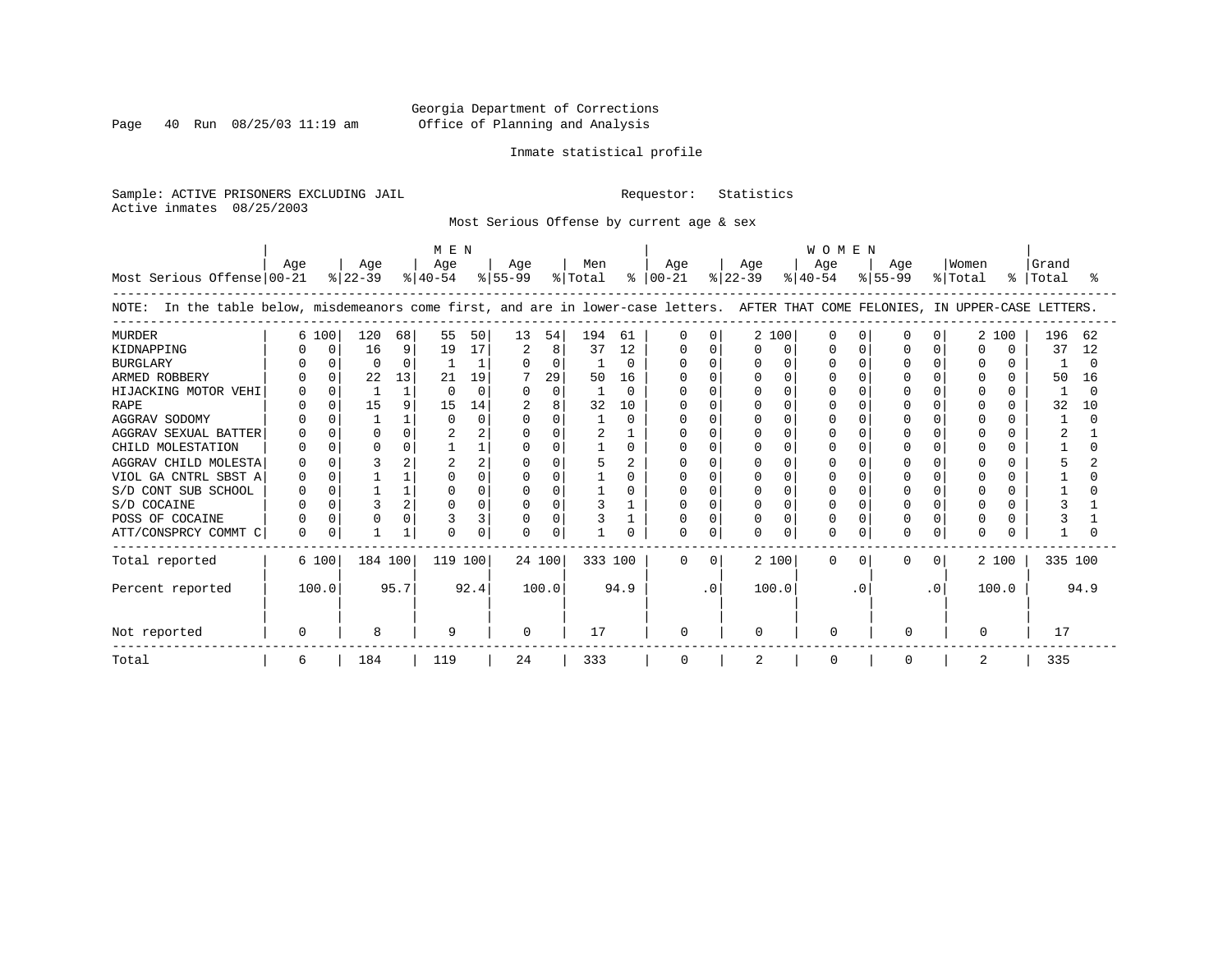Georgia Department of Corrections
Office of Planning and Analysis

Inmate statistical profile

Sample: ACTIVE PRISONERS EXCLUDING JAIL

Requestor: Statistics

Active inmates 08/25/2003

Most Serious Offense by current age & sex

| Most Serious Offense | MEN Age 00-21 | % | Age 22-39 | % | Age 40-54 | % | Age 55-99 | % | Men Total | % | WOMEN Age 00-21 | % | Age 22-39 | % | Age 40-54 | % | Age 55-99 | % | Women Total | % | Grand Total | % |
|---|---|---|---|---|---|---|---|---|---|---|---|---|---|---|---|---|---|---|---|---|---|---|
| NOTE: In the table below, misdemeanors come first, and are in lower-case letters. AFTER THAT COME FELONIES, IN UPPER-CASE LETTERS. | | | | | | | | | | | | | | | | | | | | | | |
| MURDER | 6 | 100 | 120 | 68 | 55 | 50 | 13 | 54 | 194 | 61 | 0 | 0 | 2 | 100 | 0 | 0 | 0 | 0 | 2 | 100 | 196 | 62 |
| KIDNAPPING | 0 | 0 | 16 | 9 | 19 | 17 | 2 | 8 | 37 | 12 | 0 | 0 | 0 | 0 | 0 | 0 | 0 | 0 | 0 | 0 | 37 | 12 |
| BURGLARY | 0 | 0 | 0 | 0 | 1 | 1 | 0 | 0 | 1 | 0 | 0 | 0 | 0 | 0 | 0 | 0 | 0 | 0 | 0 | 0 | 1 | 0 |
| ARMED ROBBERY | 0 | 0 | 22 | 13 | 21 | 19 | 7 | 29 | 50 | 16 | 0 | 0 | 0 | 0 | 0 | 0 | 0 | 0 | 0 | 0 | 50 | 16 |
| HIJACKING MOTOR VEHI | 0 | 0 | 1 | 1 | 0 | 0 | 0 | 0 | 1 | 0 | 0 | 0 | 0 | 0 | 0 | 0 | 0 | 0 | 0 | 0 | 1 | 0 |
| RAPE | 0 | 0 | 15 | 9 | 15 | 14 | 2 | 8 | 32 | 10 | 0 | 0 | 0 | 0 | 0 | 0 | 0 | 0 | 0 | 0 | 32 | 10 |
| AGGRAV SODOMY | 0 | 0 | 1 | 1 | 0 | 0 | 0 | 0 | 1 | 0 | 0 | 0 | 0 | 0 | 0 | 0 | 0 | 0 | 0 | 0 | 1 | 0 |
| AGGRAV SEXUAL BATTER | 0 | 0 | 0 | 0 | 2 | 2 | 0 | 0 | 2 | 1 | 0 | 0 | 0 | 0 | 0 | 0 | 0 | 0 | 0 | 0 | 2 | 1 |
| CHILD MOLESTATION | 0 | 0 | 0 | 0 | 1 | 1 | 0 | 0 | 1 | 0 | 0 | 0 | 0 | 0 | 0 | 0 | 0 | 0 | 0 | 0 | 1 | 0 |
| AGGRAV CHILD MOLESTA | 0 | 0 | 3 | 2 | 2 | 2 | 0 | 0 | 5 | 2 | 0 | 0 | 0 | 0 | 0 | 0 | 0 | 0 | 0 | 0 | 5 | 2 |
| VIOL GA CNTRL SBST A | 0 | 0 | 1 | 1 | 0 | 0 | 0 | 0 | 1 | 0 | 0 | 0 | 0 | 0 | 0 | 0 | 0 | 0 | 0 | 0 | 1 | 0 |
| S/D CONT SUB SCHOOL | 0 | 0 | 1 | 1 | 0 | 0 | 0 | 0 | 1 | 0 | 0 | 0 | 0 | 0 | 0 | 0 | 0 | 0 | 0 | 0 | 1 | 0 |
| S/D COCAINE | 0 | 0 | 3 | 2 | 0 | 0 | 0 | 0 | 3 | 1 | 0 | 0 | 0 | 0 | 0 | 0 | 0 | 0 | 0 | 0 | 3 | 1 |
| POSS OF COCAINE | 0 | 0 | 0 | 0 | 3 | 3 | 0 | 0 | 3 | 1 | 0 | 0 | 0 | 0 | 0 | 0 | 0 | 0 | 0 | 0 | 3 | 1 |
| ATT/CONSPRCY COMMT C | 0 | 0 | 1 | 1 | 0 | 0 | 0 | 0 | 1 | 0 | 0 | 0 | 0 | 0 | 0 | 0 | 0 | 0 | 0 | 0 | 1 | 0 |
| Total reported | 6 | 100 | 184 | 100 | 119 | 100 | 24 | 100 | 333 | 100 | 0 | 0 | 2 | 100 | 0 | 0 | 0 | 0 | 2 | 100 | 335 | 100 |
| Percent reported | 100.0 | | 95.7 | | 92.4 | | 100.0 | | 94.9 | | .0 | | 100.0 | | .0 | | .0 | | 100.0 | | 94.9 | |
| Not reported | 0 | | 8 | | 9 | | 0 | | 17 | | 0 | | 0 | | 0 | | 0 | | 0 | | 17 | |
| Total | 6 | | 184 | | 119 | | 24 | | 333 | | 0 | | 2 | | 0 | | 0 | | 2 | | 335 | |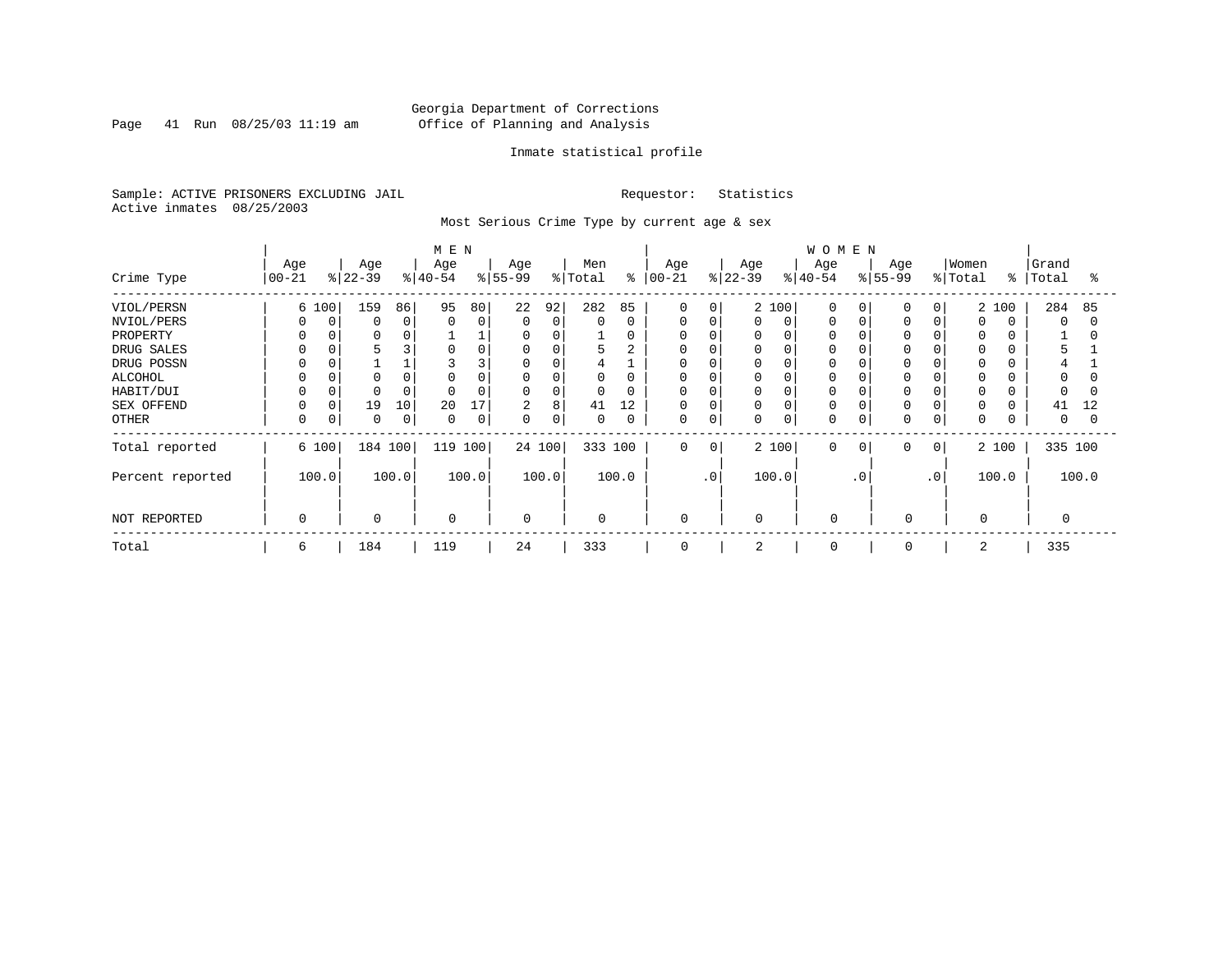Georgia Department of Corrections
Office of Planning and Analysis

Inmate statistical profile

Sample: ACTIVE PRISONERS EXCLUDING JAIL    Requestor: Statistics
Active inmates 08/25/2003

Most Serious Crime Type by current age & sex

| | MEN | | | | | | | | | | WOMEN | | | | | | | | | | | |
|---|---|---|---|---|---|---|---|---|---|---|---|---|---|---|---|---|---|---|---|---|---|---|
| Crime Type | Age 00-21 | % | Age 22-39 | % | Age 40-54 | % | Age 55-99 | % | Men Total | % | Age 00-21 | % | Age 22-39 | % | Age 40-54 | % | Age 55-99 | % | Women Total | % | Grand Total | % |
| VIOL/PERSN | 6 | 100 | 159 | 86 | 95 | 80 | 22 | 92 | 282 | 85 | 0 | 0 | 2 | 100 | 0 | 0 | 0 | 0 | 2 | 100 | 284 | 85 |
| NVIOL/PERS | 0 | 0 | 0 | 0 | 0 | 0 | 0 | 0 | 0 | 0 | 0 | 0 | 0 | 0 | 0 | 0 | 0 | 0 | 0 | 0 | 0 | 0 |
| PROPERTY | 0 | 0 | 0 | 0 | 1 | 1 | 0 | 0 | 1 | 0 | 0 | 0 | 0 | 0 | 0 | 0 | 0 | 0 | 0 | 0 | 1 | 0 |
| DRUG SALES | 0 | 0 | 5 | 3 | 0 | 0 | 0 | 0 | 5 | 2 | 0 | 0 | 0 | 0 | 0 | 0 | 0 | 0 | 0 | 0 | 5 | 1 |
| DRUG POSSN | 0 | 0 | 1 | 1 | 3 | 3 | 0 | 0 | 4 | 1 | 0 | 0 | 0 | 0 | 0 | 0 | 0 | 0 | 0 | 0 | 4 | 1 |
| ALCOHOL | 0 | 0 | 0 | 0 | 0 | 0 | 0 | 0 | 0 | 0 | 0 | 0 | 0 | 0 | 0 | 0 | 0 | 0 | 0 | 0 | 0 | 0 |
| HABIT/DUI | 0 | 0 | 0 | 0 | 0 | 0 | 0 | 0 | 0 | 0 | 0 | 0 | 0 | 0 | 0 | 0 | 0 | 0 | 0 | 0 | 0 | 0 |
| SEX OFFEND | 0 | 0 | 19 | 10 | 20 | 17 | 2 | 8 | 41 | 12 | 0 | 0 | 0 | 0 | 0 | 0 | 0 | 0 | 0 | 0 | 41 | 12 |
| OTHER | 0 | 0 | 0 | 0 | 0 | 0 | 0 | 0 | 0 | 0 | 0 | 0 | 0 | 0 | 0 | 0 | 0 | 0 | 0 | 0 | 0 | 0 |
| Total reported | 6 | 100 | 184 | 100 | 119 | 100 | 24 | 100 | 333 | 100 | 0 | 0 | 2 | 100 | 0 | 0 | 0 | 0 | 2 | 100 | 335 | 100 |
| Percent reported | | 100.0 | | 100.0 | | 100.0 | | 100.0 | | 100.0 | | .0 | | 100.0 | | .0 | | .0 | | 100.0 | | 100.0 |
| NOT REPORTED | 0 | | 0 | | 0 | | 0 | | 0 | | 0 | | 0 | | 0 | | 0 | | 0 | | 0 | |
| Total | 6 | | 184 | | 119 | | 24 | | 333 | | 0 | | 2 | | 0 | | 0 | | 2 | | 335 | |